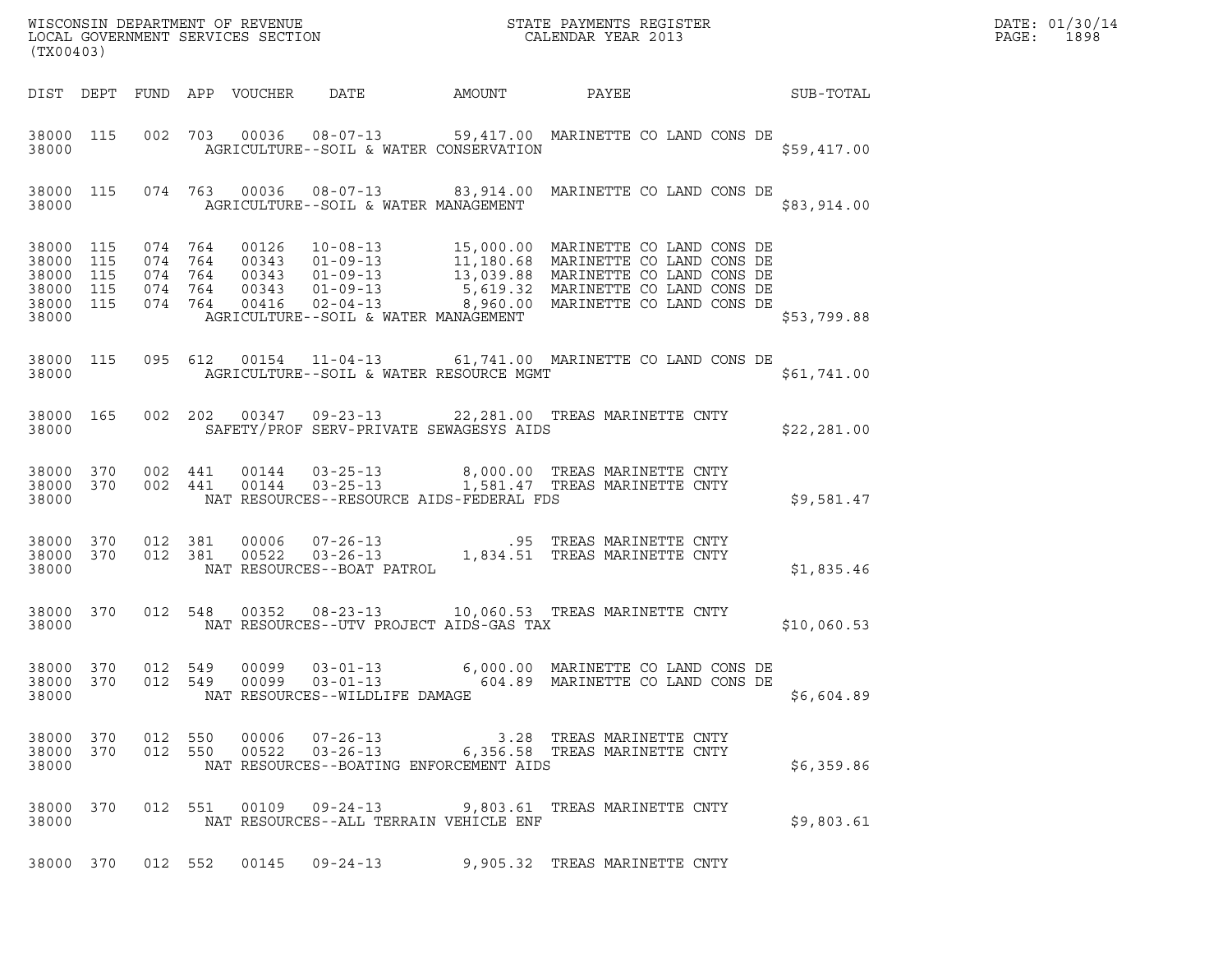WISCONSIN DEPARTMENT OF REVENUE
LOCAL GOVERNMENT SERVICES SECTION
(TX00403)

STATE PAYMENTS REGISTER
CALENDAR YEAR 2013

DATE: 01/30/14
PAGE: 1898

| DIST | DEPT | FUND | APP | VOUCHER | DATE | AMOUNT | PAYEE | SUB-TOTAL |
|---|---|---|---|---|---|---|---|---|
| 38000 | 115 | 002 | 703 | 00036 | 08-07-13 | 59,417.00 | MARINETTE CO LAND CONS DE | |
| 38000 | | | | | AGRICULTURE--SOIL & WATER CONSERVATION | | | $59,417.00 |
| 38000 | 115 | 074 | 763 | 00036 | 08-07-13 | 83,914.00 | MARINETTE CO LAND CONS DE | |
| 38000 | | | | | AGRICULTURE--SOIL & WATER MANAGEMENT | | | $83,914.00 |
| 38000 | 115 | 074 | 764 | 00126 | 10-08-13 | 15,000.00 | MARINETTE CO LAND CONS DE | |
| 38000 | 115 | 074 | 764 | 00343 | 01-09-13 | 11,180.68 | MARINETTE CO LAND CONS DE | |
| 38000 | 115 | 074 | 764 | 00343 | 01-09-13 | 13,039.88 | MARINETTE CO LAND CONS DE | |
| 38000 | 115 | 074 | 764 | 00343 | 01-09-13 | 5,619.32 | MARINETTE CO LAND CONS DE | |
| 38000 | 115 | 074 | 764 | 00416 | 02-04-13 | 8,960.00 | MARINETTE CO LAND CONS DE | |
| 38000 | | | | | AGRICULTURE--SOIL & WATER MANAGEMENT | | | $53,799.88 |
| 38000 | 115 | 095 | 612 | 00154 | 11-04-13 | 61,741.00 | MARINETTE CO LAND CONS DE | |
| 38000 | | | | | AGRICULTURE--SOIL & WATER RESOURCE MGMT | | | $61,741.00 |
| 38000 | 165 | 002 | 202 | 00347 | 09-23-13 | 22,281.00 | TREAS MARINETTE CNTY | |
| 38000 | | | | | SAFETY/PROF SERV-PRIVATE SEWAGESYS AIDS | | | $22,281.00 |
| 38000 | 370 | 002 | 441 | 00144 | 03-25-13 | 8,000.00 | TREAS MARINETTE CNTY | |
| 38000 | 370 | 002 | 441 | 00144 | 03-25-13 | 1,581.47 | TREAS MARINETTE CNTY | |
| 38000 | | | | | NAT RESOURCES--RESOURCE AIDS-FEDERAL FDS | | | $9,581.47 |
| 38000 | 370 | 012 | 381 | 00006 | 07-26-13 | .95 | TREAS MARINETTE CNTY | |
| 38000 | 370 | 012 | 381 | 00522 | 03-26-13 | 1,834.51 | TREAS MARINETTE CNTY | |
| 38000 | | | | | NAT RESOURCES--BOAT PATROL | | | $1,835.46 |
| 38000 | 370 | 012 | 548 | 00352 | 08-23-13 | 10,060.53 | TREAS MARINETTE CNTY | |
| 38000 | | | | | NAT RESOURCES--UTV PROJECT AIDS-GAS TAX | | | $10,060.53 |
| 38000 | 370 | 012 | 549 | 00099 | 03-01-13 | 6,000.00 | MARINETTE CO LAND CONS DE | |
| 38000 | 370 | 012 | 549 | 00099 | 03-01-13 | 604.89 | MARINETTE CO LAND CONS DE | |
| 38000 | | | | | NAT RESOURCES--WILDLIFE DAMAGE | | | $6,604.89 |
| 38000 | 370 | 012 | 550 | 00006 | 07-26-13 | 3.28 | TREAS MARINETTE CNTY | |
| 38000 | 370 | 012 | 550 | 00522 | 03-26-13 | 6,356.58 | TREAS MARINETTE CNTY | |
| 38000 | | | | | NAT RESOURCES--BOATING ENFORCEMENT AIDS | | | $6,359.86 |
| 38000 | 370 | 012 | 551 | 00109 | 09-24-13 | 9,803.61 | TREAS MARINETTE CNTY | |
| 38000 | | | | | NAT RESOURCES--ALL TERRAIN VEHICLE ENF | | | $9,803.61 |
| 38000 | 370 | 012 | 552 | 00145 | 09-24-13 | 9,905.32 | TREAS MARINETTE CNTY | |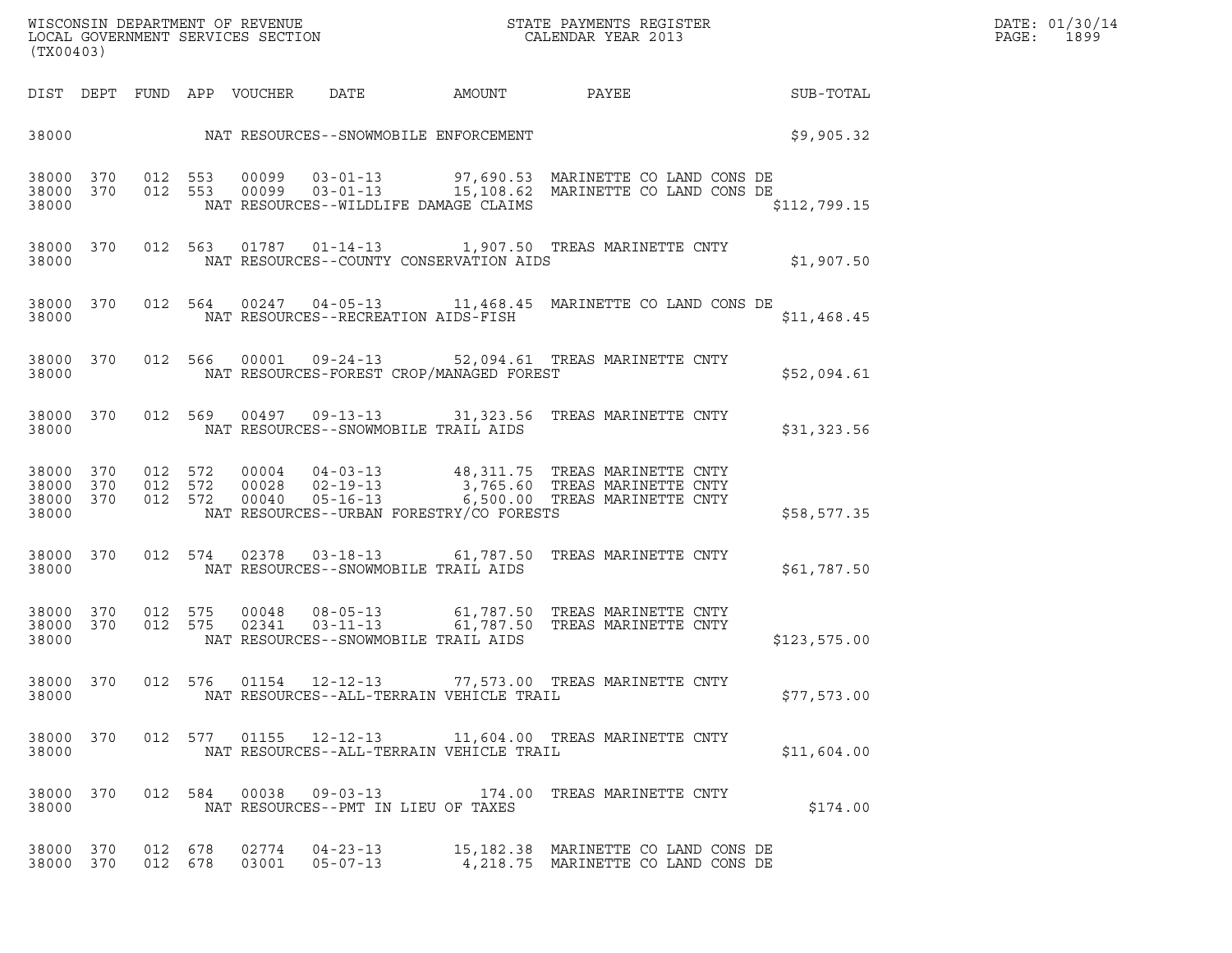WISCONSIN DEPARTMENT OF REVENUE
LOCAL GOVERNMENT SERVICES SECTION
(TX00403)

STATE PAYMENTS REGISTER
CALENDAR YEAR 2013

DATE: 01/30/14
PAGE: 1899

| DIST | DEPT | FUND | APP | VOUCHER | DATE | AMOUNT | PAYEE | SUB-TOTAL |
|---|---|---|---|---|---|---|---|---|
| 38000 | | | | | NAT RESOURCES--SNOWMOBILE ENFORCEMENT | | | $9,905.32 |
| 38000 | 370 | 012 | 553 | 00099 | 03-01-13 | 97,690.53 | MARINETTE CO LAND CONS DE | |
| 38000 | 370 | 012 | 553 | 00099 | 03-01-13 | 15,108.62 | MARINETTE CO LAND CONS DE | |
| 38000 | | | | | NAT RESOURCES--WILDLIFE DAMAGE CLAIMS | | | $112,799.15 |
| 38000 | 370 | 012 | 563 | 01787 | 01-14-13 | 1,907.50 | TREAS MARINETTE CNTY | |
| 38000 | | | | | NAT RESOURCES--COUNTY CONSERVATION AIDS | | | $1,907.50 |
| 38000 | 370 | 012 | 564 | 00247 | 04-05-13 | 11,468.45 | MARINETTE CO LAND CONS DE | |
| 38000 | | | | | NAT RESOURCES--RECREATION AIDS-FISH | | | $11,468.45 |
| 38000 | 370 | 012 | 566 | 00001 | 09-24-13 | 52,094.61 | TREAS MARINETTE CNTY | |
| 38000 | | | | | NAT RESOURCES-FOREST CROP/MANAGED FOREST | | | $52,094.61 |
| 38000 | 370 | 012 | 569 | 00497 | 09-13-13 | 31,323.56 | TREAS MARINETTE CNTY | |
| 38000 | | | | | NAT RESOURCES--SNOWMOBILE TRAIL AIDS | | | $31,323.56 |
| 38000 | 370 | 012 | 572 | 00004 | 04-03-13 | 48,311.75 | TREAS MARINETTE CNTY | |
| 38000 | 370 | 012 | 572 | 00028 | 02-19-13 | 3,765.60 | TREAS MARINETTE CNTY | |
| 38000 | 370 | 012 | 572 | 00040 | 05-16-13 | 6,500.00 | TREAS MARINETTE CNTY | |
| 38000 | | | | | NAT RESOURCES--URBAN FORESTRY/CO FORESTS | | | $58,577.35 |
| 38000 | 370 | 012 | 574 | 02378 | 03-18-13 | 61,787.50 | TREAS MARINETTE CNTY | |
| 38000 | | | | | NAT RESOURCES--SNOWMOBILE TRAIL AIDS | | | $61,787.50 |
| 38000 | 370 | 012 | 575 | 00048 | 08-05-13 | 61,787.50 | TREAS MARINETTE CNTY | |
| 38000 | 370 | 012 | 575 | 02341 | 03-11-13 | 61,787.50 | TREAS MARINETTE CNTY | |
| 38000 | | | | | NAT RESOURCES--SNOWMOBILE TRAIL AIDS | | | $123,575.00 |
| 38000 | 370 | 012 | 576 | 01154 | 12-12-13 | 77,573.00 | TREAS MARINETTE CNTY | |
| 38000 | | | | | NAT RESOURCES--ALL-TERRAIN VEHICLE TRAIL | | | $77,573.00 |
| 38000 | 370 | 012 | 577 | 01155 | 12-12-13 | 11,604.00 | TREAS MARINETTE CNTY | |
| 38000 | | | | | NAT RESOURCES--ALL-TERRAIN VEHICLE TRAIL | | | $11,604.00 |
| 38000 | 370 | 012 | 584 | 00038 | 09-03-13 | 174.00 | TREAS MARINETTE CNTY | |
| 38000 | | | | | NAT RESOURCES--PMT IN LIEU OF TAXES | | | $174.00 |
| 38000 | 370 | 012 | 678 | 02774 | 04-23-13 | 15,182.38 | MARINETTE CO LAND CONS DE | |
| 38000 | 370 | 012 | 678 | 03001 | 05-07-13 | 4,218.75 | MARINETTE CO LAND CONS DE | |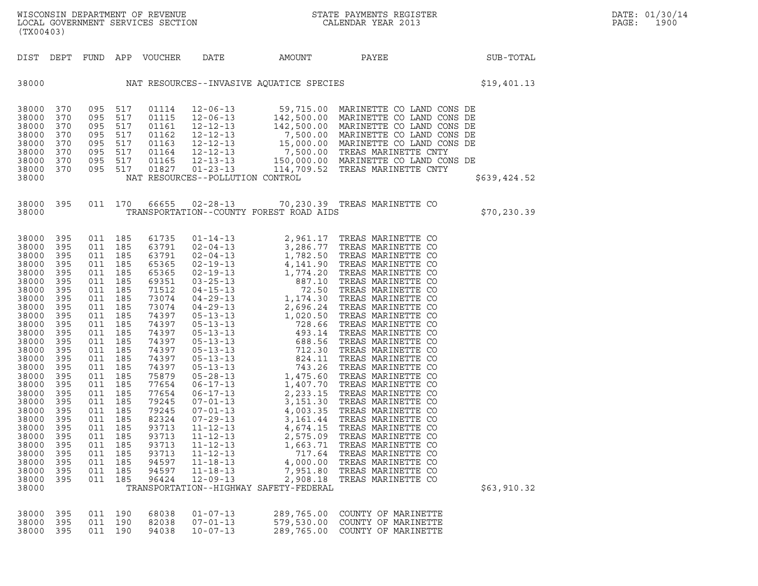WISCONSIN DEPARTMENT OF REVENUE
LOCAL GOVERNMENT SERVICES SECTION
(TX00403)

STATE PAYMENTS REGISTER
CALENDAR YEAR 2013

DATE: 01/30/14
PAGE: 1900

| DIST | DEPT | FUND | APP | VOUCHER | DATE | AMOUNT | PAYEE | SUB-TOTAL |
|---|---|---|---|---|---|---|---|---|
| 38000 | | | | | NAT RESOURCES--INVASIVE AQUATICE SPECIES | | | $19,401.13 |
| 38000 | 370 | 095 | 517 | 01114 | 12-06-13 | 59,715.00 | MARINETTE CO LAND CONS DE | |
| 38000 | 370 | 095 | 517 | 01115 | 12-06-13 | 142,500.00 | MARINETTE CO LAND CONS DE | |
| 38000 | 370 | 095 | 517 | 01161 | 12-12-13 | 142,500.00 | MARINETTE CO LAND CONS DE | |
| 38000 | 370 | 095 | 517 | 01162 | 12-12-13 | 7,500.00 | MARINETTE CO LAND CONS DE | |
| 38000 | 370 | 095 | 517 | 01163 | 12-12-13 | 15,000.00 | MARINETTE CO LAND CONS DE | |
| 38000 | 370 | 095 | 517 | 01164 | 12-12-13 | 7,500.00 | TREAS MARINETTE CNTY | |
| 38000 | 370 | 095 | 517 | 01165 | 12-13-13 | 150,000.00 | MARINETTE CO LAND CONS DE | |
| 38000 | 370 | 095 | 517 | 01827 | 01-23-13 | 114,709.52 | TREAS MARINETTE CNTY | |
| 38000 | | | | | NAT RESOURCES--POLLUTION CONTROL | | | $639,424.52 |
| 38000 | 395 | 011 | 170 | 66655 | 02-28-13 | 70,230.39 | TREAS MARINETTE CO | |
| 38000 | | | | | TRANSPORTATION--COUNTY FOREST ROAD AIDS | | | $70,230.39 |
| 38000 | 395 | 011 | 185 | 61735 | 01-14-13 | 2,961.17 | TREAS MARINETTE CO | |
| 38000 | 395 | 011 | 185 | 63791 | 02-04-13 | 3,286.77 | TREAS MARINETTE CO | |
| 38000 | 395 | 011 | 185 | 63791 | 02-04-13 | 1,782.50 | TREAS MARINETTE CO | |
| 38000 | 395 | 011 | 185 | 65365 | 02-19-13 | 4,141.90 | TREAS MARINETTE CO | |
| 38000 | 395 | 011 | 185 | 65365 | 02-19-13 | 1,774.20 | TREAS MARINETTE CO | |
| 38000 | 395 | 011 | 185 | 69351 | 03-25-13 | 887.10 | TREAS MARINETTE CO | |
| 38000 | 395 | 011 | 185 | 71512 | 04-15-13 | 72.50 | TREAS MARINETTE CO | |
| 38000 | 395 | 011 | 185 | 73074 | 04-29-13 | 1,174.30 | TREAS MARINETTE CO | |
| 38000 | 395 | 011 | 185 | 73074 | 04-29-13 | 2,696.24 | TREAS MARINETTE CO | |
| 38000 | 395 | 011 | 185 | 74397 | 05-13-13 | 1,020.50 | TREAS MARINETTE CO | |
| 38000 | 395 | 011 | 185 | 74397 | 05-13-13 | 728.66 | TREAS MARINETTE CO | |
| 38000 | 395 | 011 | 185 | 74397 | 05-13-13 | 493.14 | TREAS MARINETTE CO | |
| 38000 | 395 | 011 | 185 | 74397 | 05-13-13 | 688.56 | TREAS MARINETTE CO | |
| 38000 | 395 | 011 | 185 | 74397 | 05-13-13 | 712.30 | TREAS MARINETTE CO | |
| 38000 | 395 | 011 | 185 | 74397 | 05-13-13 | 824.11 | TREAS MARINETTE CO | |
| 38000 | 395 | 011 | 185 | 74397 | 05-13-13 | 743.26 | TREAS MARINETTE CO | |
| 38000 | 395 | 011 | 185 | 75879 | 05-28-13 | 1,475.60 | TREAS MARINETTE CO | |
| 38000 | 395 | 011 | 185 | 77654 | 06-17-13 | 1,407.70 | TREAS MARINETTE CO | |
| 38000 | 395 | 011 | 185 | 77654 | 06-17-13 | 2,233.15 | TREAS MARINETTE CO | |
| 38000 | 395 | 011 | 185 | 79245 | 07-01-13 | 3,151.30 | TREAS MARINETTE CO | |
| 38000 | 395 | 011 | 185 | 79245 | 07-01-13 | 4,003.35 | TREAS MARINETTE CO | |
| 38000 | 395 | 011 | 185 | 82324 | 07-29-13 | 3,161.44 | TREAS MARINETTE CO | |
| 38000 | 395 | 011 | 185 | 93713 | 11-12-13 | 4,674.15 | TREAS MARINETTE CO | |
| 38000 | 395 | 011 | 185 | 93713 | 11-12-13 | 2,575.09 | TREAS MARINETTE CO | |
| 38000 | 395 | 011 | 185 | 93713 | 11-12-13 | 1,663.71 | TREAS MARINETTE CO | |
| 38000 | 395 | 011 | 185 | 93713 | 11-12-13 | 717.64 | TREAS MARINETTE CO | |
| 38000 | 395 | 011 | 185 | 94597 | 11-18-13 | 4,000.00 | TREAS MARINETTE CO | |
| 38000 | 395 | 011 | 185 | 94597 | 11-18-13 | 7,951.80 | TREAS MARINETTE CO | |
| 38000 | 395 | 011 | 185 | 96424 | 12-09-13 | 2,908.18 | TREAS MARINETTE CO | |
| 38000 | | | | | TRANSPORTATION--HIGHWAY SAFETY-FEDERAL | | | $63,910.32 |
| 38000 | 395 | 011 | 190 | 68038 | 01-07-13 | 289,765.00 | COUNTY OF MARINETTE | |
| 38000 | 395 | 011 | 190 | 82038 | 07-01-13 | 579,530.00 | COUNTY OF MARINETTE | |
| 38000 | 395 | 011 | 190 | 94038 | 10-07-13 | 289,765.00 | COUNTY OF MARINETTE | |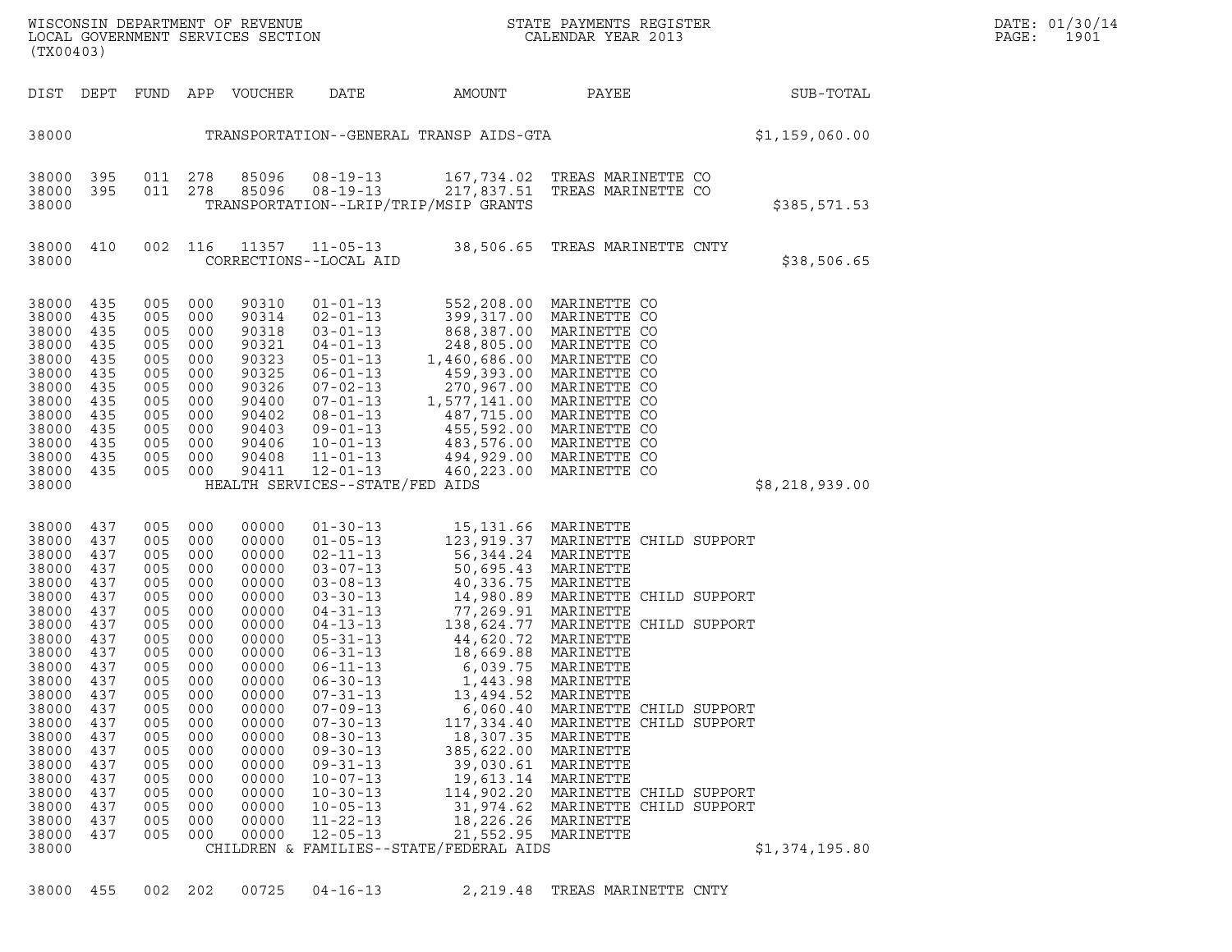WISCONSIN DEPARTMENT OF REVENUE
LOCAL GOVERNMENT SERVICES SECTION
(TX00403)

STATE PAYMENTS REGISTER
CALENDAR YEAR 2013

DATE: 01/30/14

| DIST | DEPT | FUND | APP | VOUCHER | DATE | AMOUNT | PAYEE | SUB-TOTAL |
|---|---|---|---|---|---|---|---|---|
| 38000 | | | | | TRANSPORTATION--GENERAL TRANSP AIDS-GTA | | | $1,159,060.00 |
| 38000 | 395 | 011 | 278 | 85096 | 08-19-13 | 167,734.02 | TREAS MARINETTE CO | |
| 38000 | 395 | 011 | 278 | 85096 | 08-19-13 | 217,837.51 | TREAS MARINETTE CO | |
| 38000 | | | | | TRANSPORTATION--LRIP/TRIP/MSIP GRANTS | | | $385,571.53 |
| 38000 | 410 | 002 | 116 | 11357 | 11-05-13 | 38,506.65 | TREAS MARINETTE CNTY | |
| 38000 | | | | | CORRECTIONS--LOCAL AID | | | $38,506.65 |
| 38000 | 435 | 005 | 000 | 90310 | 01-01-13 | 552,208.00 | MARINETTE CO | |
| 38000 | 435 | 005 | 000 | 90314 | 02-01-13 | 399,317.00 | MARINETTE CO | |
| 38000 | 435 | 005 | 000 | 90318 | 03-01-13 | 868,387.00 | MARINETTE CO | |
| 38000 | 435 | 005 | 000 | 90321 | 04-01-13 | 248,805.00 | MARINETTE CO | |
| 38000 | 435 | 005 | 000 | 90323 | 05-01-13 | 1,460,686.00 | MARINETTE CO | |
| 38000 | 435 | 005 | 000 | 90325 | 06-01-13 | 459,393.00 | MARINETTE CO | |
| 38000 | 435 | 005 | 000 | 90326 | 07-02-13 | 270,967.00 | MARINETTE CO | |
| 38000 | 435 | 005 | 000 | 90400 | 07-01-13 | 1,577,141.00 | MARINETTE CO | |
| 38000 | 435 | 005 | 000 | 90402 | 08-01-13 | 487,715.00 | MARINETTE CO | |
| 38000 | 435 | 005 | 000 | 90403 | 09-01-13 | 455,592.00 | MARINETTE CO | |
| 38000 | 435 | 005 | 000 | 90406 | 10-01-13 | 483,576.00 | MARINETTE CO | |
| 38000 | 435 | 005 | 000 | 90408 | 11-01-13 | 494,929.00 | MARINETTE CO | |
| 38000 | 435 | 005 | 000 | 90411 | 12-01-13 | 460,223.00 | MARINETTE CO | |
| 38000 | | | | | HEALTH SERVICES--STATE/FED AIDS | | | $8,218,939.00 |
| 38000 | 437 | 005 | 000 | 00000 | 01-30-13 | 15,131.66 | MARINETTE | |
| 38000 | 437 | 005 | 000 | 00000 | 01-05-13 | 123,919.37 | MARINETTE CHILD SUPPORT | |
| 38000 | 437 | 005 | 000 | 00000 | 02-11-13 | 56,344.24 | MARINETTE | |
| 38000 | 437 | 005 | 000 | 00000 | 03-07-13 | 50,695.43 | MARINETTE | |
| 38000 | 437 | 005 | 000 | 00000 | 03-08-13 | 40,336.75 | MARINETTE | |
| 38000 | 437 | 005 | 000 | 00000 | 03-30-13 | 14,980.89 | MARINETTE CHILD SUPPORT | |
| 38000 | 437 | 005 | 000 | 00000 | 04-31-13 | 77,269.91 | MARINETTE | |
| 38000 | 437 | 005 | 000 | 00000 | 04-13-13 | 138,624.77 | MARINETTE CHILD SUPPORT | |
| 38000 | 437 | 005 | 000 | 00000 | 05-31-13 | 44,620.72 | MARINETTE | |
| 38000 | 437 | 005 | 000 | 00000 | 06-31-13 | 18,669.88 | MARINETTE | |
| 38000 | 437 | 005 | 000 | 00000 | 06-11-13 | 6,039.75 | MARINETTE | |
| 38000 | 437 | 005 | 000 | 00000 | 06-30-13 | 1,443.98 | MARINETTE | |
| 38000 | 437 | 005 | 000 | 00000 | 07-31-13 | 13,494.52 | MARINETTE | |
| 38000 | 437 | 005 | 000 | 00000 | 07-09-13 | 6,060.40 | MARINETTE CHILD SUPPORT | |
| 38000 | 437 | 005 | 000 | 00000 | 07-30-13 | 117,334.40 | MARINETTE CHILD SUPPORT | |
| 38000 | 437 | 005 | 000 | 00000 | 08-30-13 | 18,307.35 | MARINETTE | |
| 38000 | 437 | 005 | 000 | 00000 | 09-30-13 | 385,622.00 | MARINETTE | |
| 38000 | 437 | 005 | 000 | 00000 | 09-31-13 | 39,030.61 | MARINETTE | |
| 38000 | 437 | 005 | 000 | 00000 | 10-07-13 | 19,613.14 | MARINETTE | |
| 38000 | 437 | 005 | 000 | 00000 | 10-30-13 | 114,902.20 | MARINETTE CHILD SUPPORT | |
| 38000 | 437 | 005 | 000 | 00000 | 10-05-13 | 31,974.62 | MARINETTE CHILD SUPPORT | |
| 38000 | 437 | 005 | 000 | 00000 | 11-22-13 | 18,226.26 | MARINETTE | |
| 38000 | 437 | 005 | 000 | 00000 | 12-05-13 | 21,552.95 | MARINETTE | |
| 38000 | | | | | CHILDREN & FAMILIES--STATE/FEDERAL AIDS | | | $1,374,195.80 |
| 38000 | 455 | 002 | 202 | 00725 | 04-16-13 | 2,219.48 | TREAS MARINETTE CNTY | |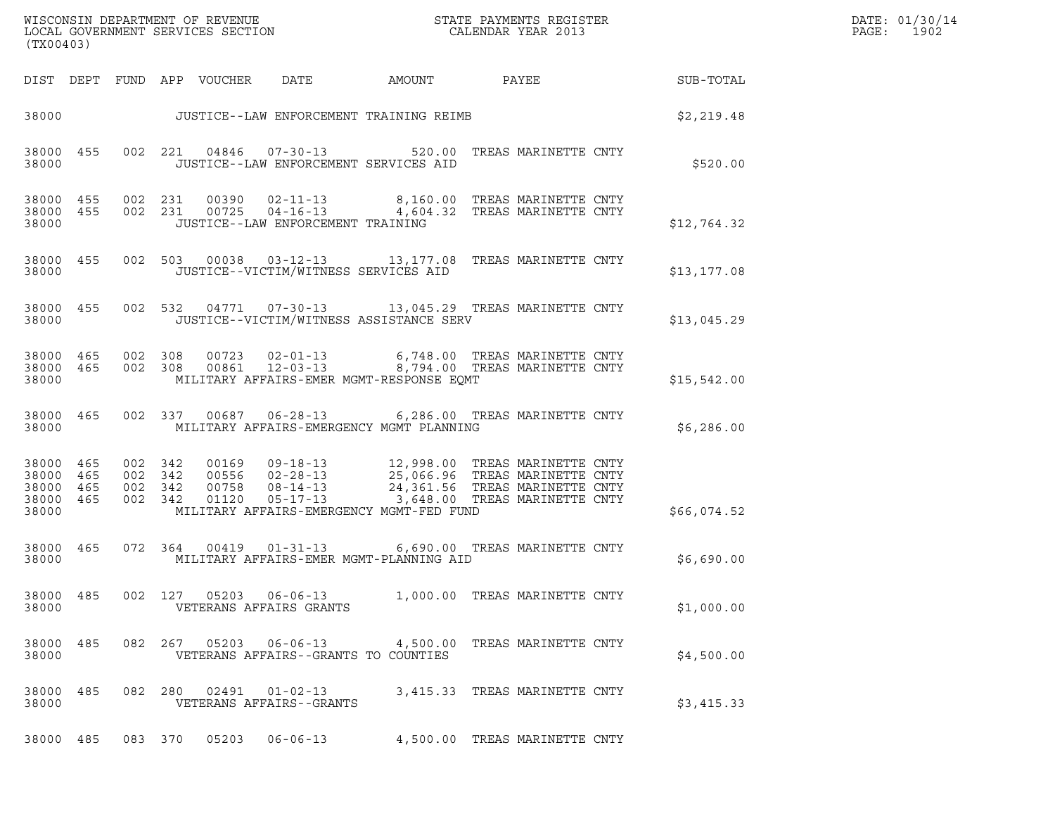WISCONSIN DEPARTMENT OF REVENUE
LOCAL GOVERNMENT SERVICES SECTION
(TX00403)

STATE PAYMENTS REGISTER
CALENDAR YEAR 2013

DATE: 01/30/14

| DIST | DEPT | FUND | APP | VOUCHER | DATE | AMOUNT | PAYEE | SUB-TOTAL |
|---|---|---|---|---|---|---|---|---|
| 38000 | | | | | JUSTICE--LAW ENFORCEMENT TRAINING REIMB | | | $2,219.48 |
| 38000 | 455 | 002 | 221 | 04846 | 07-30-13 | 520.00 | TREAS MARINETTE CNTY | |
| 38000 | | | | | JUSTICE--LAW ENFORCEMENT SERVICES AID | | | $520.00 |
| 38000 | 455 | 002 | 231 | 00390 | 02-11-13 | 8,160.00 | TREAS MARINETTE CNTY | |
| 38000 | 455 | 002 | 231 | 00725 | 04-16-13 | 4,604.32 | TREAS MARINETTE CNTY | |
| 38000 | | | | | JUSTICE--LAW ENFORCEMENT TRAINING | | | $12,764.32 |
| 38000 | 455 | 002 | 503 | 00038 | 03-12-13 | 13,177.08 | TREAS MARINETTE CNTY | |
| 38000 | | | | | JUSTICE--VICTIM/WITNESS SERVICES AID | | | $13,177.08 |
| 38000 | 455 | 002 | 532 | 04771 | 07-30-13 | 13,045.29 | TREAS MARINETTE CNTY | |
| 38000 | | | | | JUSTICE--VICTIM/WITNESS ASSISTANCE SERV | | | $13,045.29 |
| 38000 | 465 | 002 | 308 | 00723 | 02-01-13 | 6,748.00 | TREAS MARINETTE CNTY | |
| 38000 | 465 | 002 | 308 | 00861 | 12-03-13 | 8,794.00 | TREAS MARINETTE CNTY | |
| 38000 | | | | | MILITARY AFFAIRS-EMER MGMT-RESPONSE EQMT | | | $15,542.00 |
| 38000 | 465 | 002 | 337 | 00687 | 06-28-13 | 6,286.00 | TREAS MARINETTE CNTY | |
| 38000 | | | | | MILITARY AFFAIRS-EMERGENCY MGMT PLANNING | | | $6,286.00 |
| 38000 | 465 | 002 | 342 | 00169 | 09-18-13 | 12,998.00 | TREAS MARINETTE CNTY | |
| 38000 | 465 | 002 | 342 | 00556 | 02-28-13 | 25,066.96 | TREAS MARINETTE CNTY | |
| 38000 | 465 | 002 | 342 | 00758 | 08-14-13 | 24,361.56 | TREAS MARINETTE CNTY | |
| 38000 | 465 | 002 | 342 | 01120 | 05-17-13 | 3,648.00 | TREAS MARINETTE CNTY | |
| 38000 | | | | | MILITARY AFFAIRS-EMERGENCY MGMT-FED FUND | | | $66,074.52 |
| 38000 | 465 | 072 | 364 | 00419 | 01-31-13 | 6,690.00 | TREAS MARINETTE CNTY | |
| 38000 | | | | | MILITARY AFFAIRS-EMER MGMT-PLANNING AID | | | $6,690.00 |
| 38000 | 485 | 002 | 127 | 05203 | 06-06-13 | 1,000.00 | TREAS MARINETTE CNTY | |
| 38000 | | | | | VETERANS AFFAIRS GRANTS | | | $1,000.00 |
| 38000 | 485 | 082 | 267 | 05203 | 06-06-13 | 4,500.00 | TREAS MARINETTE CNTY | |
| 38000 | | | | | VETERANS AFFAIRS--GRANTS TO COUNTIES | | | $4,500.00 |
| 38000 | 485 | 082 | 280 | 02491 | 01-02-13 | 3,415.33 | TREAS MARINETTE CNTY | |
| 38000 | | | | | VETERANS AFFAIRS--GRANTS | | | $3,415.33 |
| 38000 | 485 | 083 | 370 | 05203 | 06-06-13 | 4,500.00 | TREAS MARINETTE CNTY | |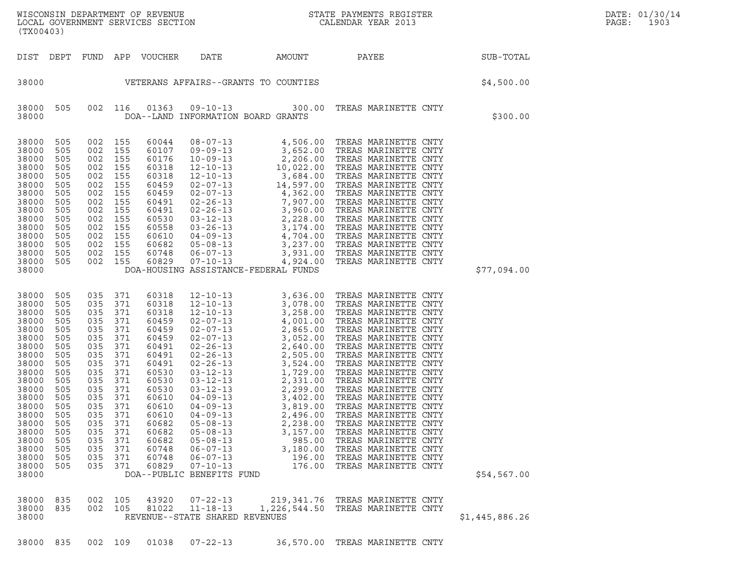WISCONSIN DEPARTMENT OF REVENUE
LOCAL GOVERNMENT SERVICES SECTION
(TX00403)

STATE PAYMENTS REGISTER
CALENDAR YEAR 2013

DATE: 01/30/14

| DIST | DEPT | FUND | APP | VOUCHER | DATE | AMOUNT | PAYEE | SUB-TOTAL |
|---|---|---|---|---|---|---|---|---|
| 38000 | | | | VETERANS AFFAIRS--GRANTS TO COUNTIES | | | | $4,500.00 |
| 38000 | 505 | 002 | 116 | 01363 | 09-10-13 | 300.00 | TREAS MARINETTE CNTY | |
| 38000 | | | | DOA--LAND INFORMATION BOARD GRANTS | | | | $300.00 |
| 38000 | 505 | 002 | 155 | 60044 | 08-07-13 | 4,506.00 | TREAS MARINETTE CNTY | |
| 38000 | 505 | 002 | 155 | 60107 | 09-09-13 | 3,652.00 | TREAS MARINETTE CNTY | |
| 38000 | 505 | 002 | 155 | 60176 | 10-09-13 | 2,206.00 | TREAS MARINETTE CNTY | |
| 38000 | 505 | 002 | 155 | 60318 | 12-10-13 | 10,022.00 | TREAS MARINETTE CNTY | |
| 38000 | 505 | 002 | 155 | 60318 | 12-10-13 | 3,684.00 | TREAS MARINETTE CNTY | |
| 38000 | 505 | 002 | 155 | 60459 | 02-07-13 | 14,597.00 | TREAS MARINETTE CNTY | |
| 38000 | 505 | 002 | 155 | 60459 | 02-07-13 | 4,362.00 | TREAS MARINETTE CNTY | |
| 38000 | 505 | 002 | 155 | 60491 | 02-26-13 | 7,907.00 | TREAS MARINETTE CNTY | |
| 38000 | 505 | 002 | 155 | 60491 | 02-26-13 | 3,960.00 | TREAS MARINETTE CNTY | |
| 38000 | 505 | 002 | 155 | 60530 | 03-12-13 | 2,228.00 | TREAS MARINETTE CNTY | |
| 38000 | 505 | 002 | 155 | 60558 | 03-26-13 | 3,174.00 | TREAS MARINETTE CNTY | |
| 38000 | 505 | 002 | 155 | 60610 | 04-09-13 | 4,704.00 | TREAS MARINETTE CNTY | |
| 38000 | 505 | 002 | 155 | 60682 | 05-08-13 | 3,237.00 | TREAS MARINETTE CNTY | |
| 38000 | 505 | 002 | 155 | 60748 | 06-07-13 | 3,931.00 | TREAS MARINETTE CNTY | |
| 38000 | 505 | 002 | 155 | 60829 | 07-10-13 | 4,924.00 | TREAS MARINETTE CNTY | |
| 38000 | | | | DOA-HOUSING ASSISTANCE-FEDERAL FUNDS | | | | $77,094.00 |
| 38000 | 505 | 035 | 371 | 60318 | 12-10-13 | 3,636.00 | TREAS MARINETTE CNTY | |
| 38000 | 505 | 035 | 371 | 60318 | 12-10-13 | 3,078.00 | TREAS MARINETTE CNTY | |
| 38000 | 505 | 035 | 371 | 60318 | 12-10-13 | 3,258.00 | TREAS MARINETTE CNTY | |
| 38000 | 505 | 035 | 371 | 60459 | 02-07-13 | 4,001.00 | TREAS MARINETTE CNTY | |
| 38000 | 505 | 035 | 371 | 60459 | 02-07-13 | 2,865.00 | TREAS MARINETTE CNTY | |
| 38000 | 505 | 035 | 371 | 60459 | 02-07-13 | 3,052.00 | TREAS MARINETTE CNTY | |
| 38000 | 505 | 035 | 371 | 60491 | 02-26-13 | 2,640.00 | TREAS MARINETTE CNTY | |
| 38000 | 505 | 035 | 371 | 60491 | 02-26-13 | 2,505.00 | TREAS MARINETTE CNTY | |
| 38000 | 505 | 035 | 371 | 60491 | 02-26-13 | 3,524.00 | TREAS MARINETTE CNTY | |
| 38000 | 505 | 035 | 371 | 60530 | 03-12-13 | 1,729.00 | TREAS MARINETTE CNTY | |
| 38000 | 505 | 035 | 371 | 60530 | 03-12-13 | 2,331.00 | TREAS MARINETTE CNTY | |
| 38000 | 505 | 035 | 371 | 60530 | 03-12-13 | 2,299.00 | TREAS MARINETTE CNTY | |
| 38000 | 505 | 035 | 371 | 60610 | 04-09-13 | 3,402.00 | TREAS MARINETTE CNTY | |
| 38000 | 505 | 035 | 371 | 60610 | 04-09-13 | 3,819.00 | TREAS MARINETTE CNTY | |
| 38000 | 505 | 035 | 371 | 60610 | 04-09-13 | 2,496.00 | TREAS MARINETTE CNTY | |
| 38000 | 505 | 035 | 371 | 60682 | 05-08-13 | 2,238.00 | TREAS MARINETTE CNTY | |
| 38000 | 505 | 035 | 371 | 60682 | 05-08-13 | 3,157.00 | TREAS MARINETTE CNTY | |
| 38000 | 505 | 035 | 371 | 60682 | 05-08-13 | 985.00 | TREAS MARINETTE CNTY | |
| 38000 | 505 | 035 | 371 | 60748 | 06-07-13 | 3,180.00 | TREAS MARINETTE CNTY | |
| 38000 | 505 | 035 | 371 | 60748 | 06-07-13 | 196.00 | TREAS MARINETTE CNTY | |
| 38000 | 505 | 035 | 371 | 60829 | 07-10-13 | 176.00 | TREAS MARINETTE CNTY | |
| 38000 | | | | DOA--PUBLIC BENEFITS FUND | | | | $54,567.00 |
| 38000 | 835 | 002 | 105 | 43920 | 07-22-13 | 219,341.76 | TREAS MARINETTE CNTY | |
| 38000 | 835 | 002 | 105 | 81022 | 11-18-13 | 1,226,544.50 | TREAS MARINETTE CNTY | |
| 38000 | | | | REVENUE--STATE SHARED REVENUES | | | | $1,445,886.26 |
| 38000 | 835 | 002 | 109 | 01038 | 07-22-13 | 36,570.00 | TREAS MARINETTE CNTY | |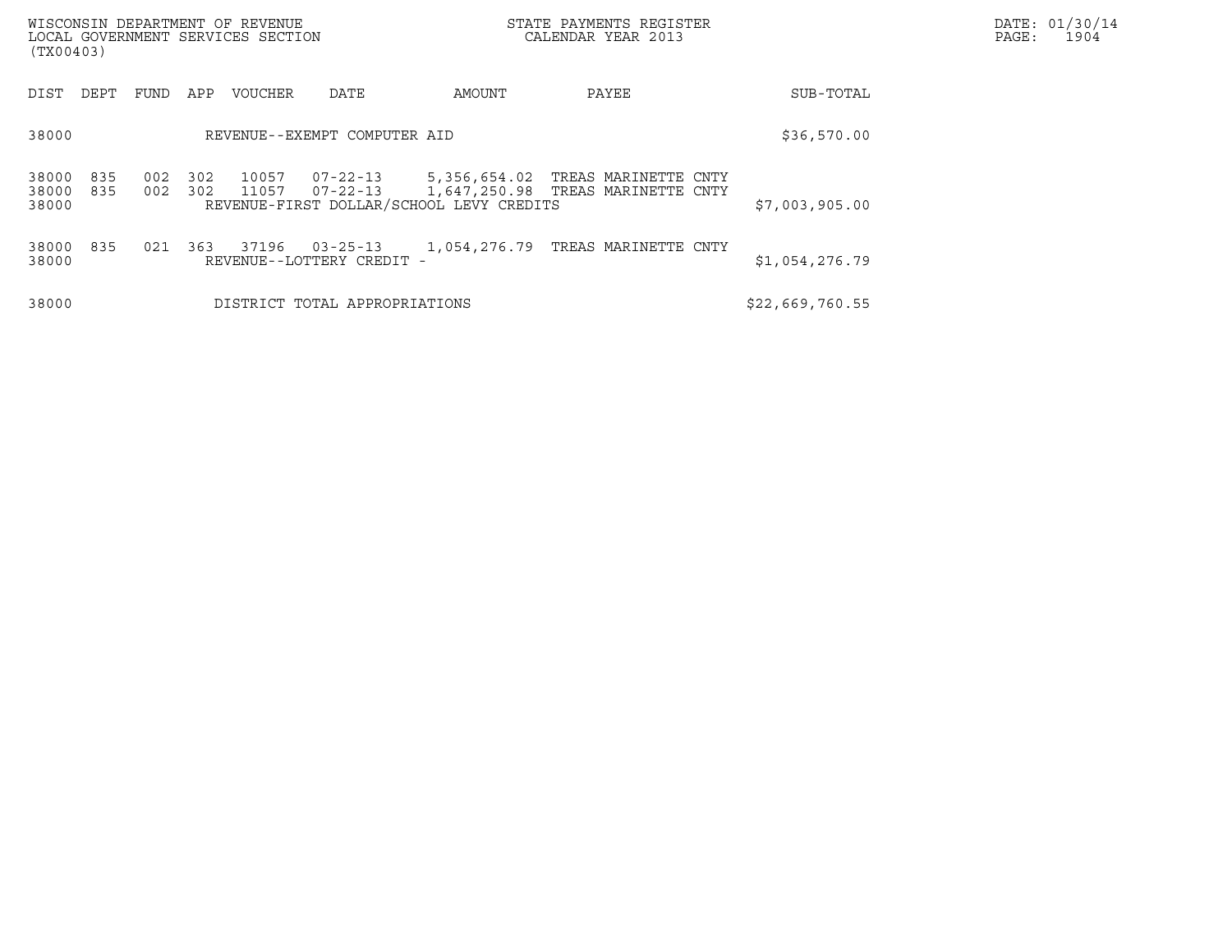WISCONSIN DEPARTMENT OF REVENUE
LOCAL GOVERNMENT SERVICES SECTION
(TX00403)

STATE PAYMENTS REGISTER
CALENDAR YEAR 2013

DATE: 01/30/14
PAGE: 1904

| DIST | DEPT | FUND | APP | VOUCHER | DATE | AMOUNT | PAYEE | SUB-TOTAL |
|---|---|---|---|---|---|---|---|---|
| 38000 | | | | REVENUE--EXEMPT COMPUTER AID | | | | $36,570.00 |
| 38000 | 835 | 002 | 302 | 10057 | 07-22-13 | 5,356,654.02 | TREAS MARINETTE CNTY | |
| 38000 | 835 | 002 | 302 | 11057 | 07-22-13 | 1,647,250.98 | TREAS MARINETTE CNTY | |
| 38000 | | | | REVENUE-FIRST DOLLAR/SCHOOL LEVY CREDITS | | | | $7,003,905.00 |
| 38000 | 835 | 021 | 363 | 37196 | 03-25-13 | 1,054,276.79 | TREAS MARINETTE CNTY | |
| 38000 | | | | REVENUE--LOTTERY CREDIT - | | | | $1,054,276.79 |
| 38000 | | | | DISTRICT TOTAL APPROPRIATIONS | | | | $22,669,760.55 |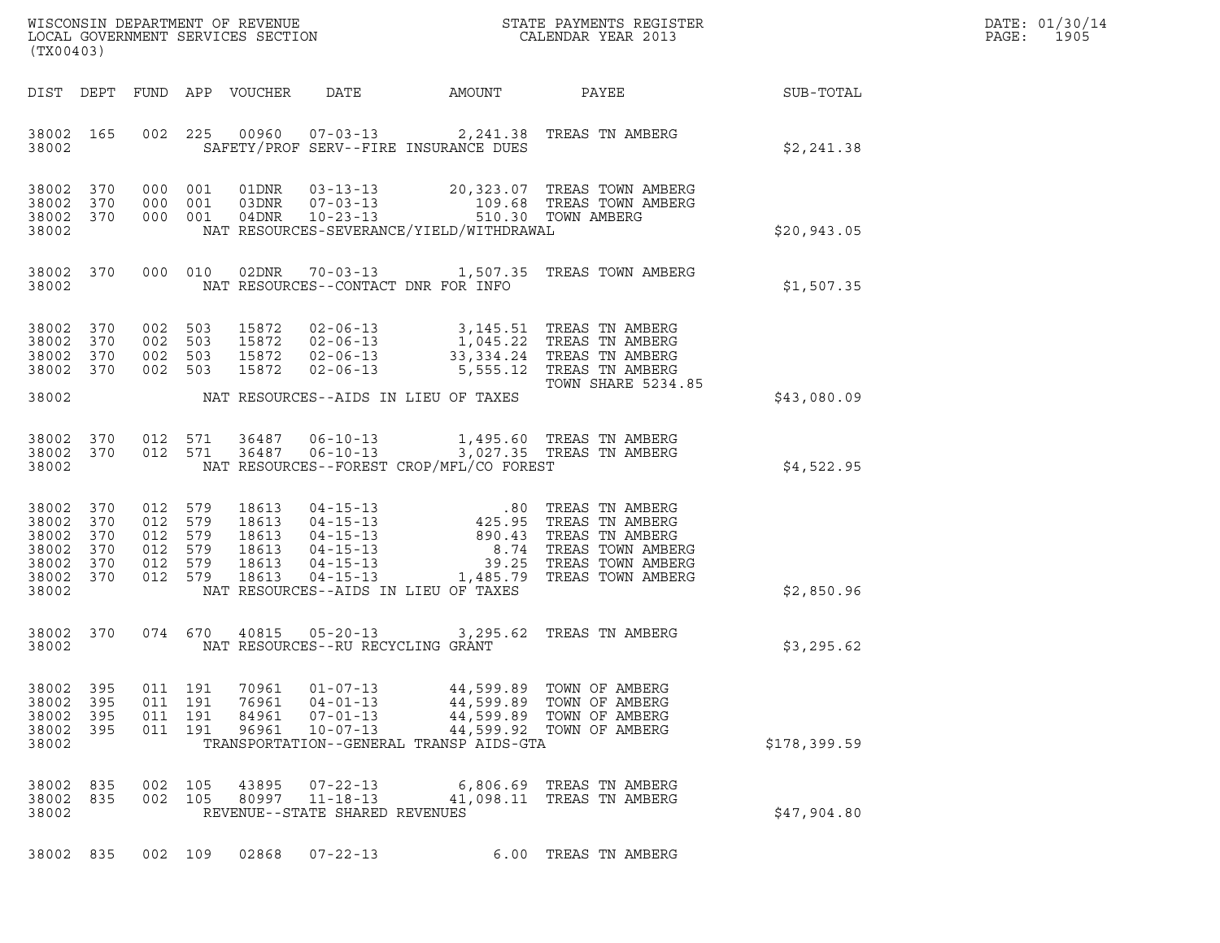WISCONSIN DEPARTMENT OF REVENUE
LOCAL GOVERNMENT SERVICES SECTION
(TX00403)

STATE PAYMENTS REGISTER
CALENDAR YEAR 2013

DATE: 01/30/14
PAGE: 1905

| DIST | DEPT | FUND | APP | VOUCHER | DATE | AMOUNT | PAYEE | SUB-TOTAL |
|---|---|---|---|---|---|---|---|---|
| 38002 | 165 | 002 | 225 | 00960 | 07-03-13 | 2,241.38 | TREAS TN AMBERG | |
| 38002 | | | | | SAFETY/PROF SERV--FIRE INSURANCE DUES | | | $2,241.38 |
| 38002 | 370 | 000 | 001 | 01DNR | 03-13-13 | 20,323.07 | TREAS TOWN AMBERG | |
| 38002 | 370 | 000 | 001 | 03DNR | 07-03-13 | 109.68 | TREAS TOWN AMBERG | |
| 38002 | 370 | 000 | 001 | 04DNR | 10-23-13 | 510.30 | TOWN AMBERG | |
| 38002 | | | | | NAT RESOURCES-SEVERANCE/YIELD/WITHDRAWAL | | | $20,943.05 |
| 38002 | 370 | 000 | 010 | 02DNR | 70-03-13 | 1,507.35 | TREAS TOWN AMBERG | |
| 38002 | | | | | NAT RESOURCES--CONTACT DNR FOR INFO | | | $1,507.35 |
| 38002 | 370 | 002 | 503 | 15872 | 02-06-13 | 3,145.51 | TREAS TN AMBERG | |
| 38002 | 370 | 002 | 503 | 15872 | 02-06-13 | 1,045.22 | TREAS TN AMBERG | |
| 38002 | 370 | 002 | 503 | 15872 | 02-06-13 | 33,334.24 | TREAS TN AMBERG | |
| 38002 | 370 | 002 | 503 | 15872 | 02-06-13 | 5,555.12 | TREAS TN AMBERG TOWN SHARE 5234.85 | |
| 38002 | | | | | NAT RESOURCES--AIDS IN LIEU OF TAXES | | | $43,080.09 |
| 38002 | 370 | 012 | 571 | 36487 | 06-10-13 | 1,495.60 | TREAS TN AMBERG | |
| 38002 | 370 | 012 | 571 | 36487 | 06-10-13 | 3,027.35 | TREAS TN AMBERG | |
| 38002 | | | | | NAT RESOURCES--FOREST CROP/MFL/CO FOREST | | | $4,522.95 |
| 38002 | 370 | 012 | 579 | 18613 | 04-15-13 | .80 | TREAS TN AMBERG | |
| 38002 | 370 | 012 | 579 | 18613 | 04-15-13 | 425.95 | TREAS TN AMBERG | |
| 38002 | 370 | 012 | 579 | 18613 | 04-15-13 | 890.43 | TREAS TN AMBERG | |
| 38002 | 370 | 012 | 579 | 18613 | 04-15-13 | 8.74 | TREAS TOWN AMBERG | |
| 38002 | 370 | 012 | 579 | 18613 | 04-15-13 | 39.25 | TREAS TOWN AMBERG | |
| 38002 | 370 | 012 | 579 | 18613 | 04-15-13 | 1,485.79 | TREAS TOWN AMBERG | |
| 38002 | | | | | NAT RESOURCES--AIDS IN LIEU OF TAXES | | | $2,850.96 |
| 38002 | 370 | 074 | 670 | 40815 | 05-20-13 | 3,295.62 | TREAS TN AMBERG | |
| 38002 | | | | | NAT RESOURCES--RU RECYCLING GRANT | | | $3,295.62 |
| 38002 | 395 | 011 | 191 | 70961 | 01-07-13 | 44,599.89 | TOWN OF AMBERG | |
| 38002 | 395 | 011 | 191 | 76961 | 04-01-13 | 44,599.89 | TOWN OF AMBERG | |
| 38002 | 395 | 011 | 191 | 84961 | 07-01-13 | 44,599.89 | TOWN OF AMBERG | |
| 38002 | 395 | 011 | 191 | 96961 | 10-07-13 | 44,599.92 | TOWN OF AMBERG | |
| 38002 | | | | | TRANSPORTATION--GENERAL TRANSP AIDS-GTA | | | $178,399.59 |
| 38002 | 835 | 002 | 105 | 43895 | 07-22-13 | 6,806.69 | TREAS TN AMBERG | |
| 38002 | 835 | 002 | 105 | 80997 | 11-18-13 | 41,098.11 | TREAS TN AMBERG | |
| 38002 | | | | | REVENUE--STATE SHARED REVENUES | | | $47,904.80 |
| 38002 | 835 | 002 | 109 | 02868 | 07-22-13 | 6.00 | TREAS TN AMBERG | |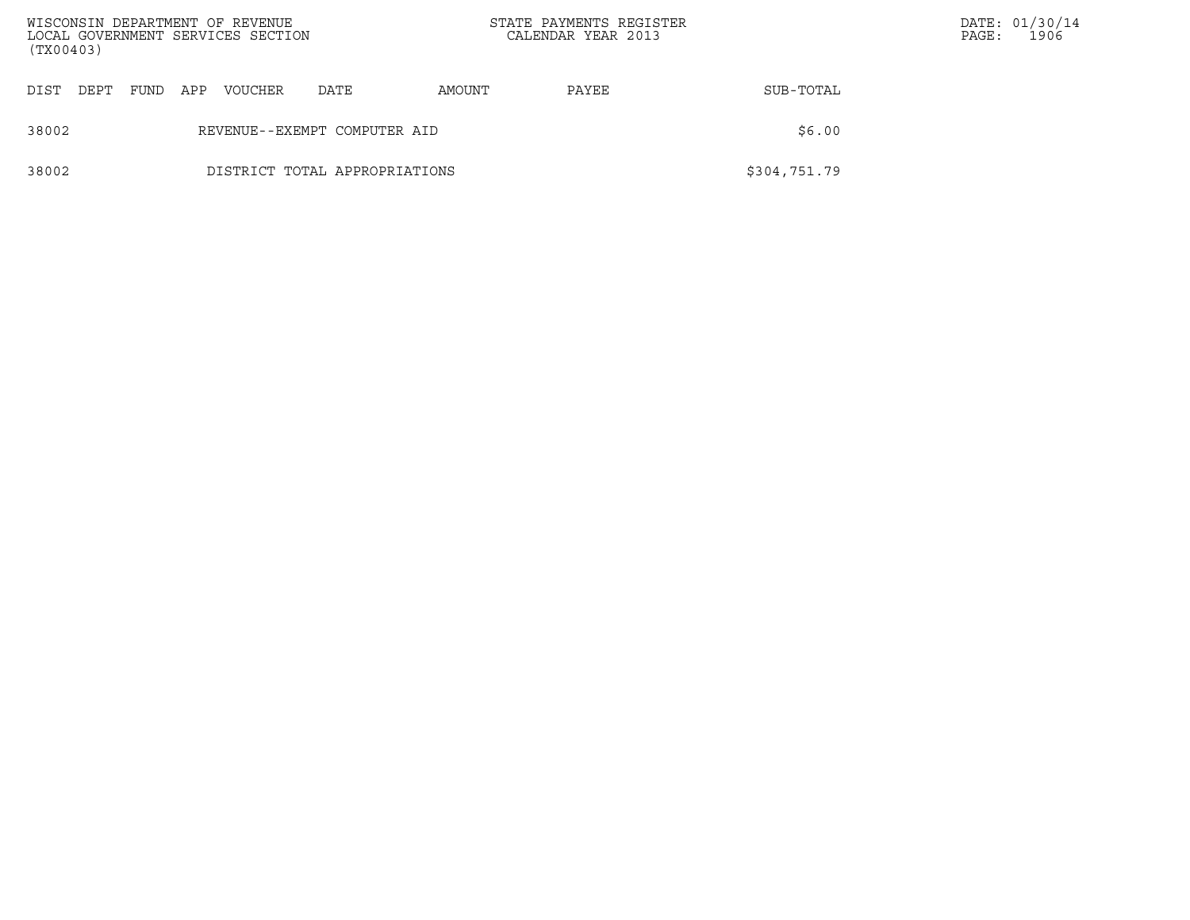| DIST | DEPT | FUND | APP | VOUCHER | DATE | AMOUNT | PAYEE | SUB-TOTAL |
|---|---|---|---|---|---|---|---|---|
| 38002 | | | REVENUE--EXEMPT COMPUTER AID | | | | | $6.00 |
| 38002 | | | DISTRICT TOTAL APPROPRIATIONS | | | | | $304,751.79 |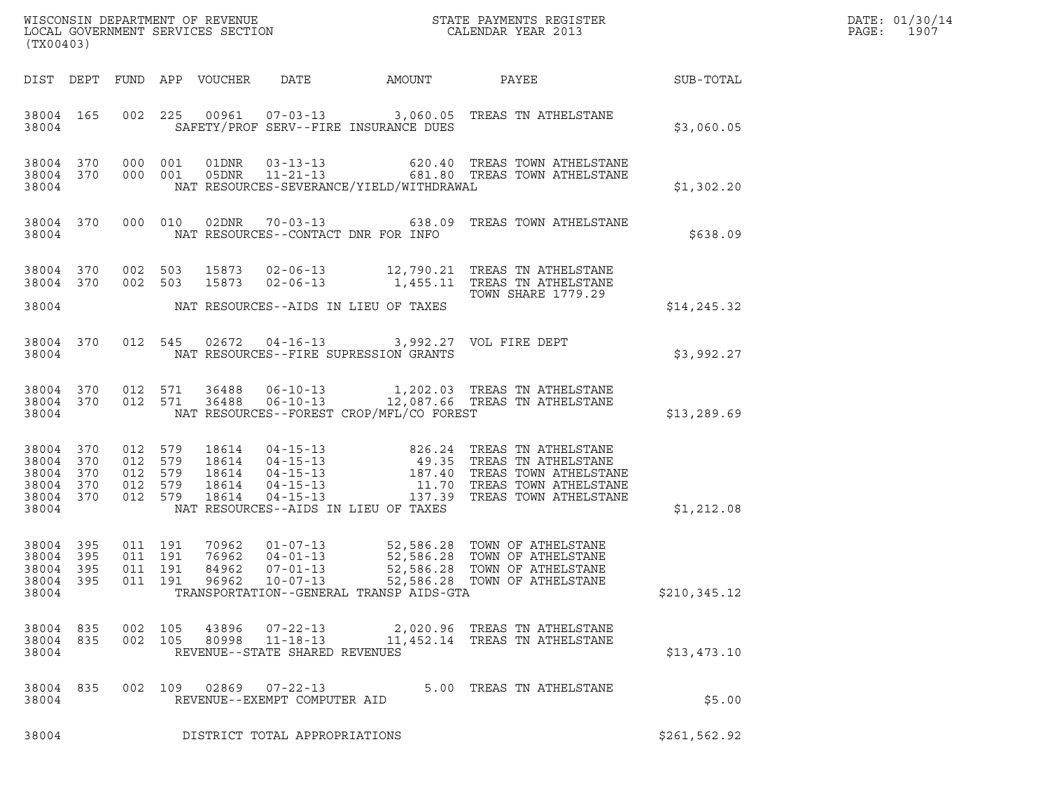WISCONSIN DEPARTMENT OF REVENUE
LOCAL GOVERNMENT SERVICES SECTION
(TX00403)

STATE PAYMENTS REGISTER
CALENDAR YEAR 2013

DATE: 01/30/14
PAGE: 1907

| DIST | DEPT | FUND | APP | VOUCHER | DATE | AMOUNT | PAYEE | SUB-TOTAL |
|---|---|---|---|---|---|---|---|---|
| 38004 | 165 | 002 | 225 | 00961 | 07-03-13 | 3,060.05 | TREAS TN ATHELSTANE | |
| 38004 | | | | SAFETY/PROF SERV--FIRE INSURANCE DUES | | | | $3,060.05 |
| 38004 | 370 | 000 | 001 | 01DNR | 03-13-13 | 620.40 | TREAS TOWN ATHELSTANE | |
| 38004 | 370 | 000 | 001 | 05DNR | 11-21-13 | 681.80 | TREAS TOWN ATHELSTANE | |
| 38004 | | | | NAT RESOURCES-SEVERANCE/YIELD/WITHDRAWAL | | | | $1,302.20 |
| 38004 | 370 | 000 | 010 | 02DNR | 70-03-13 | 638.09 | TREAS TOWN ATHELSTANE | |
| 38004 | | | | NAT RESOURCES--CONTACT DNR FOR INFO | | | | $638.09 |
| 38004 | 370 | 002 | 503 | 15873 | 02-06-13 | 12,790.21 | TREAS TN ATHELSTANE | |
| 38004 | 370 | 002 | 503 | 15873 | 02-06-13 | 1,455.11 | TREAS TN ATHELSTANE TOWN SHARE 1779.29 | |
| 38004 | | | | NAT RESOURCES--AIDS IN LIEU OF TAXES | | | | $14,245.32 |
| 38004 | 370 | 012 | 545 | 02672 | 04-16-13 | 3,992.27 | VOL FIRE DEPT | |
| 38004 | | | | NAT RESOURCES--FIRE SUPRESSION GRANTS | | | | $3,992.27 |
| 38004 | 370 | 012 | 571 | 36488 | 06-10-13 | 1,202.03 | TREAS TN ATHELSTANE | |
| 38004 | 370 | 012 | 571 | 36488 | 06-10-13 | 12,087.66 | TREAS TN ATHELSTANE | |
| 38004 | | | | NAT RESOURCES--FOREST CROP/MFL/CO FOREST | | | | $13,289.69 |
| 38004 | 370 | 012 | 579 | 18614 | 04-15-13 | 826.24 | TREAS TN ATHELSTANE | |
| 38004 | 370 | 012 | 579 | 18614 | 04-15-13 | 49.35 | TREAS TN ATHELSTANE | |
| 38004 | 370 | 012 | 579 | 18614 | 04-15-13 | 187.40 | TREAS TOWN ATHELSTANE | |
| 38004 | 370 | 012 | 579 | 18614 | 04-15-13 | 11.70 | TREAS TOWN ATHELSTANE | |
| 38004 | 370 | 012 | 579 | 18614 | 04-15-13 | 137.39 | TREAS TOWN ATHELSTANE | |
| 38004 | | | | NAT RESOURCES--AIDS IN LIEU OF TAXES | | | | $1,212.08 |
| 38004 | 395 | 011 | 191 | 70962 | 01-07-13 | 52,586.28 | TOWN OF ATHELSTANE | |
| 38004 | 395 | 011 | 191 | 76962 | 04-01-13 | 52,586.28 | TOWN OF ATHELSTANE | |
| 38004 | 395 | 011 | 191 | 84962 | 07-01-13 | 52,586.28 | TOWN OF ATHELSTANE | |
| 38004 | 395 | 011 | 191 | 96962 | 10-07-13 | 52,586.28 | TOWN OF ATHELSTANE | |
| 38004 | | | | TRANSPORTATION--GENERAL TRANSP AIDS-GTA | | | | $210,345.12 |
| 38004 | 835 | 002 | 105 | 43896 | 07-22-13 | 2,020.96 | TREAS TN ATHELSTANE | |
| 38004 | 835 | 002 | 105 | 80998 | 11-18-13 | 11,452.14 | TREAS TN ATHELSTANE | |
| 38004 | | | | REVENUE--STATE SHARED REVENUES | | | | $13,473.10 |
| 38004 | 835 | 002 | 109 | 02869 | 07-22-13 | 5.00 | TREAS TN ATHELSTANE | |
| 38004 | | | | REVENUE--EXEMPT COMPUTER AID | | | | $5.00 |
| 38004 | | | | DISTRICT TOTAL APPROPRIATIONS | | | | $261,562.92 |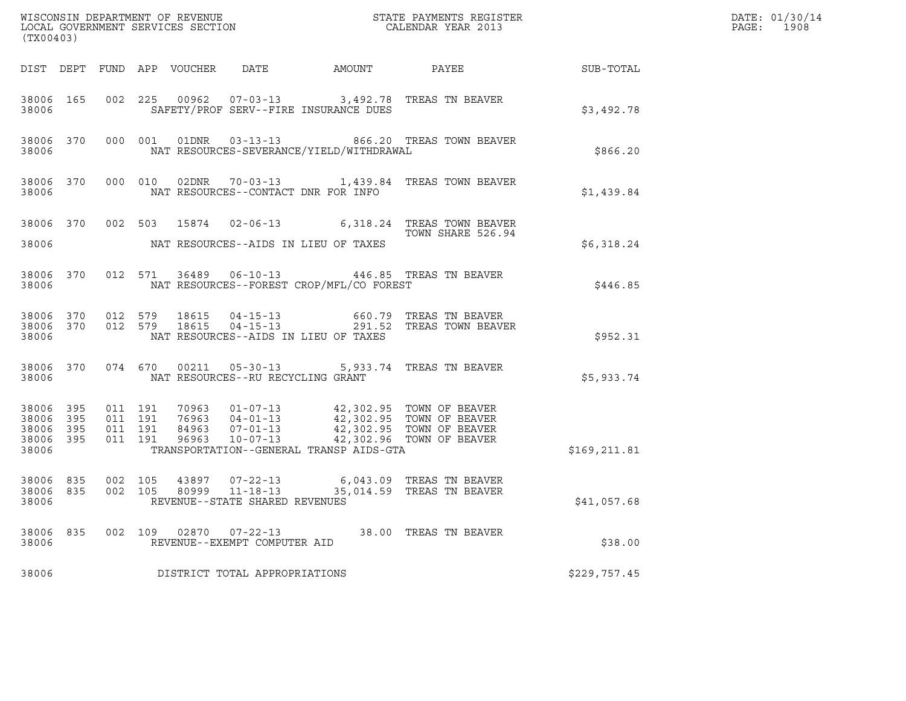WISCONSIN DEPARTMENT OF REVENUE
LOCAL GOVERNMENT SERVICES SECTION
(TX00403)

STATE PAYMENTS REGISTER
CALENDAR YEAR 2013

DATE: 01/30/14
PAGE: 1908

| DIST | DEPT | FUND | APP | VOUCHER | DATE | AMOUNT | PAYEE | SUB-TOTAL |
|---|---|---|---|---|---|---|---|---|
| 38006 | 165 | 002 | 225 | 00962 | 07-03-13 | 3,492.78 | TREAS TN BEAVER | |
| 38006 | | | | SAFETY/PROF SERV--FIRE INSURANCE DUES | | | | $3,492.78 |
| 38006 | 370 | 000 | 001 | 01DNR | 03-13-13 | 866.20 | TREAS TOWN BEAVER | |
| 38006 | | | | NAT RESOURCES-SEVERANCE/YIELD/WITHDRAWAL | | | | $866.20 |
| 38006 | 370 | 000 | 010 | 02DNR | 70-03-13 | 1,439.84 | TREAS TOWN BEAVER | |
| 38006 | | | | NAT RESOURCES--CONTACT DNR FOR INFO | | | | $1,439.84 |
| 38006 | 370 | 002 | 503 | 15874 | 02-06-13 | 6,318.24 | TREAS TOWN BEAVER TOWN SHARE 526.94 | |
| 38006 | | | | NAT RESOURCES--AIDS IN LIEU OF TAXES | | | | $6,318.24 |
| 38006 | 370 | 012 | 571 | 36489 | 06-10-13 | 446.85 | TREAS TN BEAVER | |
| 38006 | | | | NAT RESOURCES--FOREST CROP/MFL/CO FOREST | | | | $446.85 |
| 38006 | 370 | 012 | 579 | 18615 | 04-15-13 | 660.79 | TREAS TN BEAVER | |
| 38006 | 370 | 012 | 579 | 18615 | 04-15-13 | 291.52 | TREAS TOWN BEAVER | |
| 38006 | | | | NAT RESOURCES--AIDS IN LIEU OF TAXES | | | | $952.31 |
| 38006 | 370 | 074 | 670 | 00211 | 05-30-13 | 5,933.74 | TREAS TN BEAVER | |
| 38006 | | | | NAT RESOURCES--RU RECYCLING GRANT | | | | $5,933.74 |
| 38006 | 395 | 011 | 191 | 70963 | 01-07-13 | 42,302.95 | TOWN OF BEAVER | |
| 38006 | 395 | 011 | 191 | 76963 | 04-01-13 | 42,302.95 | TOWN OF BEAVER | |
| 38006 | 395 | 011 | 191 | 84963 | 07-01-13 | 42,302.95 | TOWN OF BEAVER | |
| 38006 | 395 | 011 | 191 | 96963 | 10-07-13 | 42,302.96 | TOWN OF BEAVER | |
| 38006 | | | | TRANSPORTATION--GENERAL TRANSP AIDS-GTA | | | | $169,211.81 |
| 38006 | 835 | 002 | 105 | 43897 | 07-22-13 | 6,043.09 | TREAS TN BEAVER | |
| 38006 | 835 | 002 | 105 | 80999 | 11-18-13 | 35,014.59 | TREAS TN BEAVER | |
| 38006 | | | | REVENUE--STATE SHARED REVENUES | | | | $41,057.68 |
| 38006 | 835 | 002 | 109 | 02870 | 07-22-13 | 38.00 | TREAS TN BEAVER | |
| 38006 | | | | REVENUE--EXEMPT COMPUTER AID | | | | $38.00 |
| 38006 | | | | DISTRICT TOTAL APPROPRIATIONS | | | | $229,757.45 |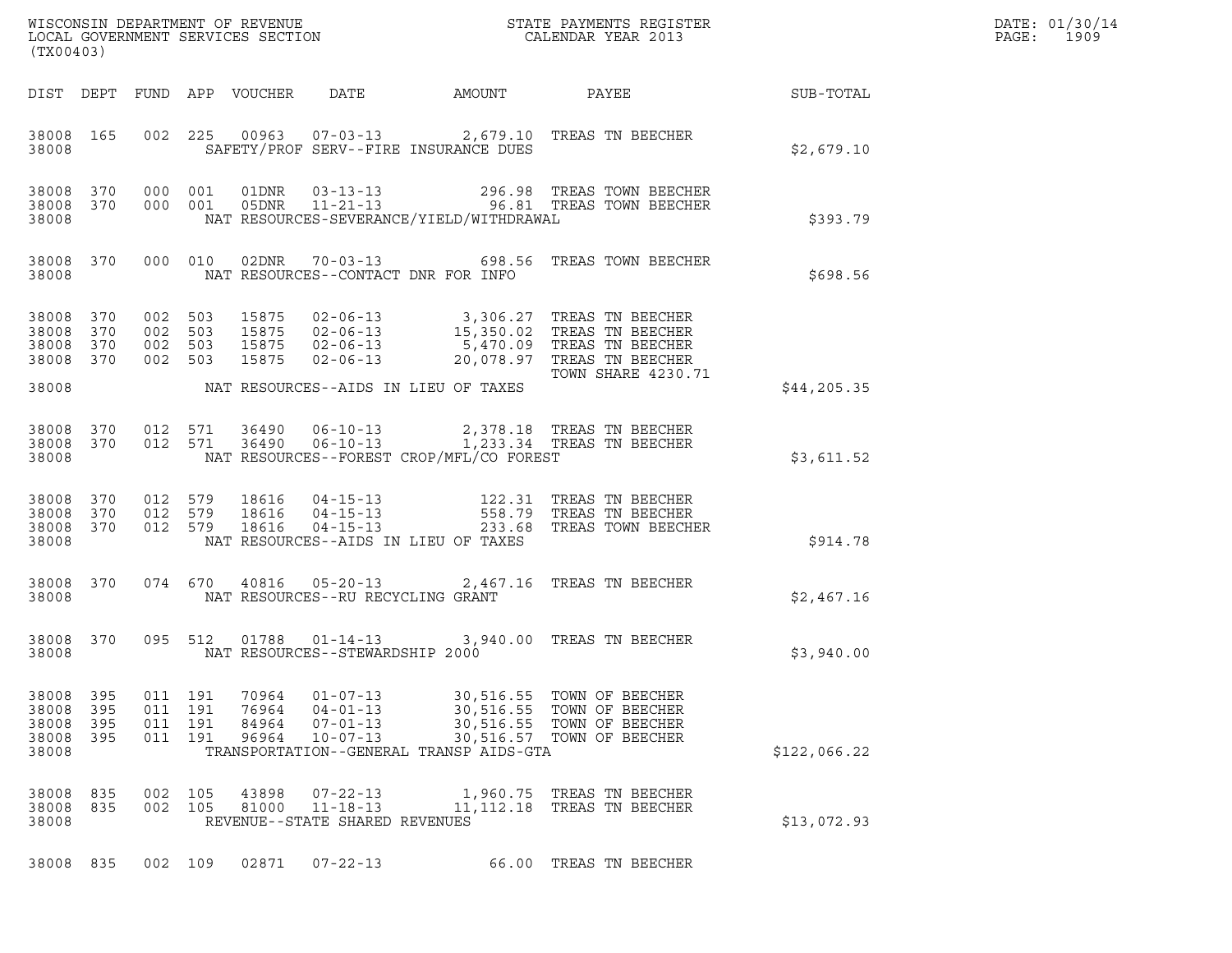WISCONSIN DEPARTMENT OF REVENUE
LOCAL GOVERNMENT SERVICES SECTION
(TX00403)

STATE PAYMENTS REGISTER
CALENDAR YEAR 2013

DATE: 01/30/14

| DIST | DEPT | FUND | APP | VOUCHER | DATE | AMOUNT | PAYEE | SUB-TOTAL |
|---|---|---|---|---|---|---|---|---|
| 38008 | 165 | 002 | 225 | 00963 | 07-03-13 | 2,679.10 | TREAS TN BEECHER | |
| 38008 | | | | | SAFETY/PROF SERV--FIRE INSURANCE DUES | | | $2,679.10 |
| 38008 | 370 | 000 | 001 | 01DNR | 03-13-13 | 296.98 | TREAS TOWN BEECHER | |
| 38008 | 370 | 000 | 001 | 05DNR | 11-21-13 | 96.81 | TREAS TOWN BEECHER | |
| 38008 | | | | | NAT RESOURCES-SEVERANCE/YIELD/WITHDRAWAL | | | $393.79 |
| 38008 | 370 | 000 | 010 | 02DNR | 70-03-13 | 698.56 | TREAS TOWN BEECHER | |
| 38008 | | | | | NAT RESOURCES--CONTACT DNR FOR INFO | | | $698.56 |
| 38008 | 370 | 002 | 503 | 15875 | 02-06-13 | 3,306.27 | TREAS TN BEECHER | |
| 38008 | 370 | 002 | 503 | 15875 | 02-06-13 | 15,350.02 | TREAS TN BEECHER | |
| 38008 | 370 | 002 | 503 | 15875 | 02-06-13 | 5,470.09 | TREAS TN BEECHER | |
| 38008 | 370 | 002 | 503 | 15875 | 02-06-13 | 20,078.97 | TREAS TN BEECHER TOWN SHARE 4230.71 | |
| 38008 | | | | | NAT RESOURCES--AIDS IN LIEU OF TAXES | | | $44,205.35 |
| 38008 | 370 | 012 | 571 | 36490 | 06-10-13 | 2,378.18 | TREAS TN BEECHER | |
| 38008 | 370 | 012 | 571 | 36490 | 06-10-13 | 1,233.34 | TREAS TN BEECHER | |
| 38008 | | | | | NAT RESOURCES--FOREST CROP/MFL/CO FOREST | | | $3,611.52 |
| 38008 | 370 | 012 | 579 | 18616 | 04-15-13 | 122.31 | TREAS TN BEECHER | |
| 38008 | 370 | 012 | 579 | 18616 | 04-15-13 | 558.79 | TREAS TN BEECHER | |
| 38008 | 370 | 012 | 579 | 18616 | 04-15-13 | 233.68 | TREAS TOWN BEECHER | |
| 38008 | | | | | NAT RESOURCES--AIDS IN LIEU OF TAXES | | | $914.78 |
| 38008 | 370 | 074 | 670 | 40816 | 05-20-13 | 2,467.16 | TREAS TN BEECHER | |
| 38008 | | | | | NAT RESOURCES--RU RECYCLING GRANT | | | $2,467.16 |
| 38008 | 370 | 095 | 512 | 01788 | 01-14-13 | 3,940.00 | TREAS TN BEECHER | |
| 38008 | | | | | NAT RESOURCES--STEWARDSHIP 2000 | | | $3,940.00 |
| 38008 | 395 | 011 | 191 | 70964 | 01-07-13 | 30,516.55 | TOWN OF BEECHER | |
| 38008 | 395 | 011 | 191 | 76964 | 04-01-13 | 30,516.55 | TOWN OF BEECHER | |
| 38008 | 395 | 011 | 191 | 84964 | 07-01-13 | 30,516.55 | TOWN OF BEECHER | |
| 38008 | 395 | 011 | 191 | 96964 | 10-07-13 | 30,516.57 | TOWN OF BEECHER | |
| 38008 | | | | | TRANSPORTATION--GENERAL TRANSP AIDS-GTA | | | $122,066.22 |
| 38008 | 835 | 002 | 105 | 43898 | 07-22-13 | 1,960.75 | TREAS TN BEECHER | |
| 38008 | 835 | 002 | 105 | 81000 | 11-18-13 | 11,112.18 | TREAS TN BEECHER | |
| 38008 | | | | | REVENUE--STATE SHARED REVENUES | | | $13,072.93 |
| 38008 | 835 | 002 | 109 | 02871 | 07-22-13 | 66.00 | TREAS TN BEECHER | |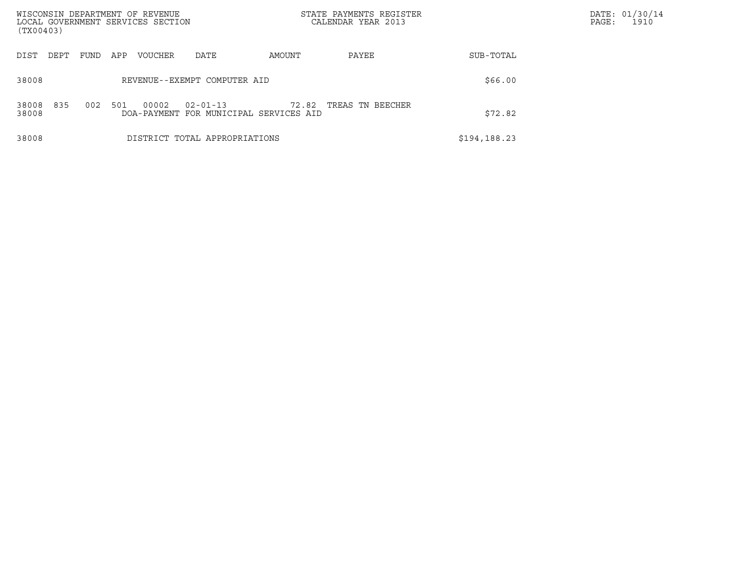| DIST | DEPT | FUND | APP | VOUCHER | DATE | AMOUNT | PAYEE | SUB-TOTAL |
|---|---|---|---|---|---|---|---|---|
| 38008 | | | | REVENUE--EXEMPT COMPUTER AID | | | | $66.00 |
| 38008 | 835 | 002 | 501 | 00002 | 02-01-13 | 72.82 | TREAS TN BEECHER | |
| 38008 | | | | DOA-PAYMENT FOR MUNICIPAL SERVICES AID | | | | $72.82 |
| 38008 | | | | DISTRICT TOTAL APPROPRIATIONS | | | | $194,188.23 |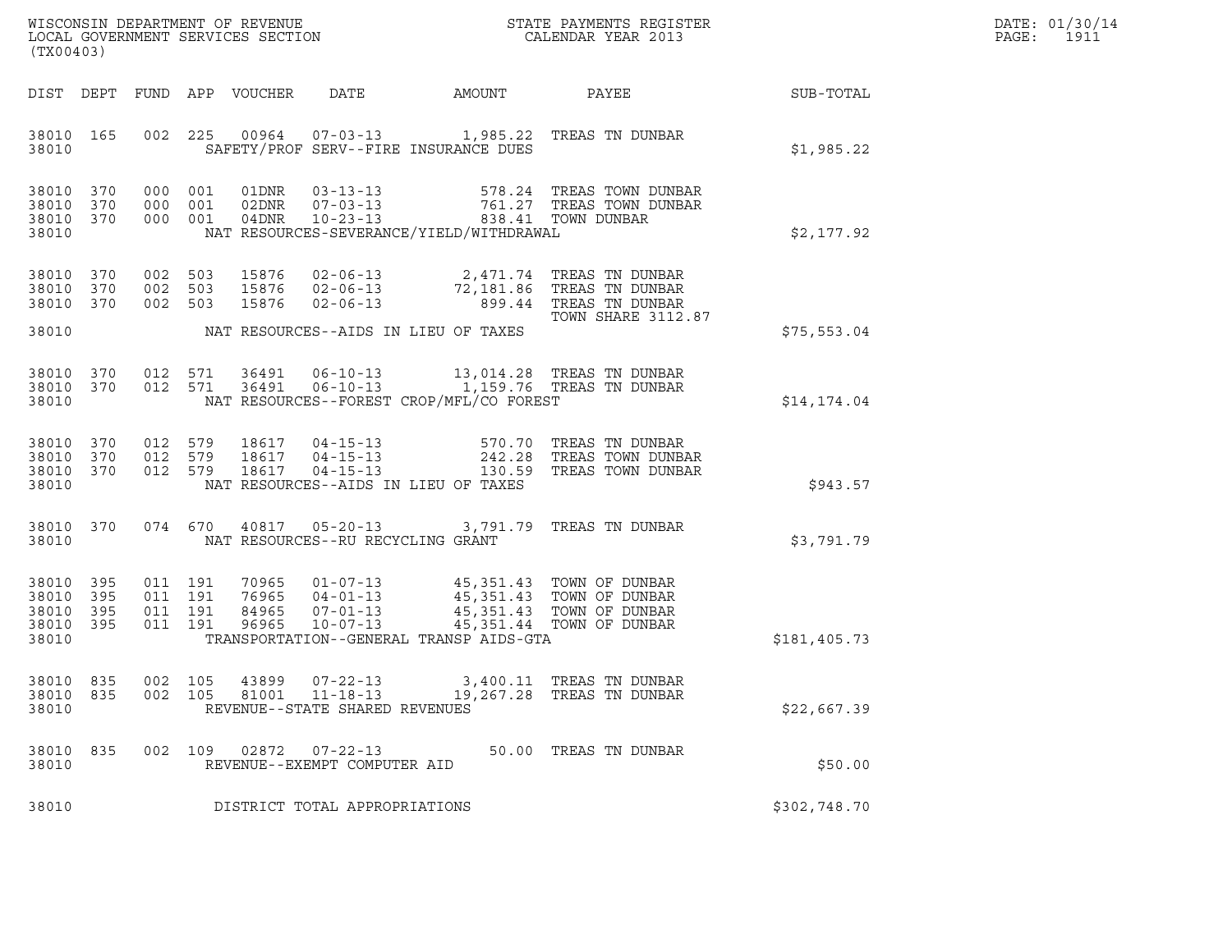WISCONSIN DEPARTMENT OF REVENUE
LOCAL GOVERNMENT SERVICES SECTION
(TX00403)

STATE PAYMENTS REGISTER
CALENDAR YEAR 2013

DATE: 01/30/14
PAGE: 1911

| DIST | DEPT | FUND | APP | VOUCHER | DATE | AMOUNT | PAYEE | SUB-TOTAL |
|---|---|---|---|---|---|---|---|---|
| 38010 | 165 | 002 | 225 | 00964 | 07-03-13 | 1,985.22 | TREAS TN DUNBAR | |
| 38010 | | | | | SAFETY/PROF SERV--FIRE INSURANCE DUES | | | $1,985.22 |
| 38010 | 370 | 000 | 001 | 01DNR | 03-13-13 | 578.24 | TREAS TOWN DUNBAR | |
| 38010 | 370 | 000 | 001 | 02DNR | 07-03-13 | 761.27 | TREAS TOWN DUNBAR | |
| 38010 | 370 | 000 | 001 | 04DNR | 10-23-13 | 838.41 | TOWN DUNBAR | |
| 38010 | | | | | NAT RESOURCES-SEVERANCE/YIELD/WITHDRAWAL | | | $2,177.92 |
| 38010 | 370 | 002 | 503 | 15876 | 02-06-13 | 2,471.74 | TREAS TN DUNBAR | |
| 38010 | 370 | 002 | 503 | 15876 | 02-06-13 | 72,181.86 | TREAS TN DUNBAR | |
| 38010 | 370 | 002 | 503 | 15876 | 02-06-13 | 899.44 | TREAS TN DUNBAR TOWN SHARE 3112.87 | |
| 38010 | | | | | NAT RESOURCES--AIDS IN LIEU OF TAXES | | | $75,553.04 |
| 38010 | 370 | 012 | 571 | 36491 | 06-10-13 | 13,014.28 | TREAS TN DUNBAR | |
| 38010 | 370 | 012 | 571 | 36491 | 06-10-13 | 1,159.76 | TREAS TN DUNBAR | |
| 38010 | | | | | NAT RESOURCES--FOREST CROP/MFL/CO FOREST | | | $14,174.04 |
| 38010 | 370 | 012 | 579 | 18617 | 04-15-13 | 570.70 | TREAS TN DUNBAR | |
| 38010 | 370 | 012 | 579 | 18617 | 04-15-13 | 242.28 | TREAS TOWN DUNBAR | |
| 38010 | 370 | 012 | 579 | 18617 | 04-15-13 | 130.59 | TREAS TOWN DUNBAR | |
| 38010 | | | | | NAT RESOURCES--AIDS IN LIEU OF TAXES | | | $943.57 |
| 38010 | 370 | 074 | 670 | 40817 | 05-20-13 | 3,791.79 | TREAS TN DUNBAR | |
| 38010 | | | | | NAT RESOURCES--RU RECYCLING GRANT | | | $3,791.79 |
| 38010 | 395 | 011 | 191 | 70965 | 01-07-13 | 45,351.43 | TOWN OF DUNBAR | |
| 38010 | 395 | 011 | 191 | 76965 | 04-01-13 | 45,351.43 | TOWN OF DUNBAR | |
| 38010 | 395 | 011 | 191 | 84965 | 07-01-13 | 45,351.43 | TOWN OF DUNBAR | |
| 38010 | 395 | 011 | 191 | 96965 | 10-07-13 | 45,351.44 | TOWN OF DUNBAR | |
| 38010 | | | | | TRANSPORTATION--GENERAL TRANSP AIDS-GTA | | | $181,405.73 |
| 38010 | 835 | 002 | 105 | 43899 | 07-22-13 | 3,400.11 | TREAS TN DUNBAR | |
| 38010 | 835 | 002 | 105 | 81001 | 11-18-13 | 19,267.28 | TREAS TN DUNBAR | |
| 38010 | | | | | REVENUE--STATE SHARED REVENUES | | | $22,667.39 |
| 38010 | 835 | 002 | 109 | 02872 | 07-22-13 | 50.00 | TREAS TN DUNBAR | |
| 38010 | | | | | REVENUE--EXEMPT COMPUTER AID | | | $50.00 |
| 38010 | | | | | DISTRICT TOTAL APPROPRIATIONS | | | $302,748.70 |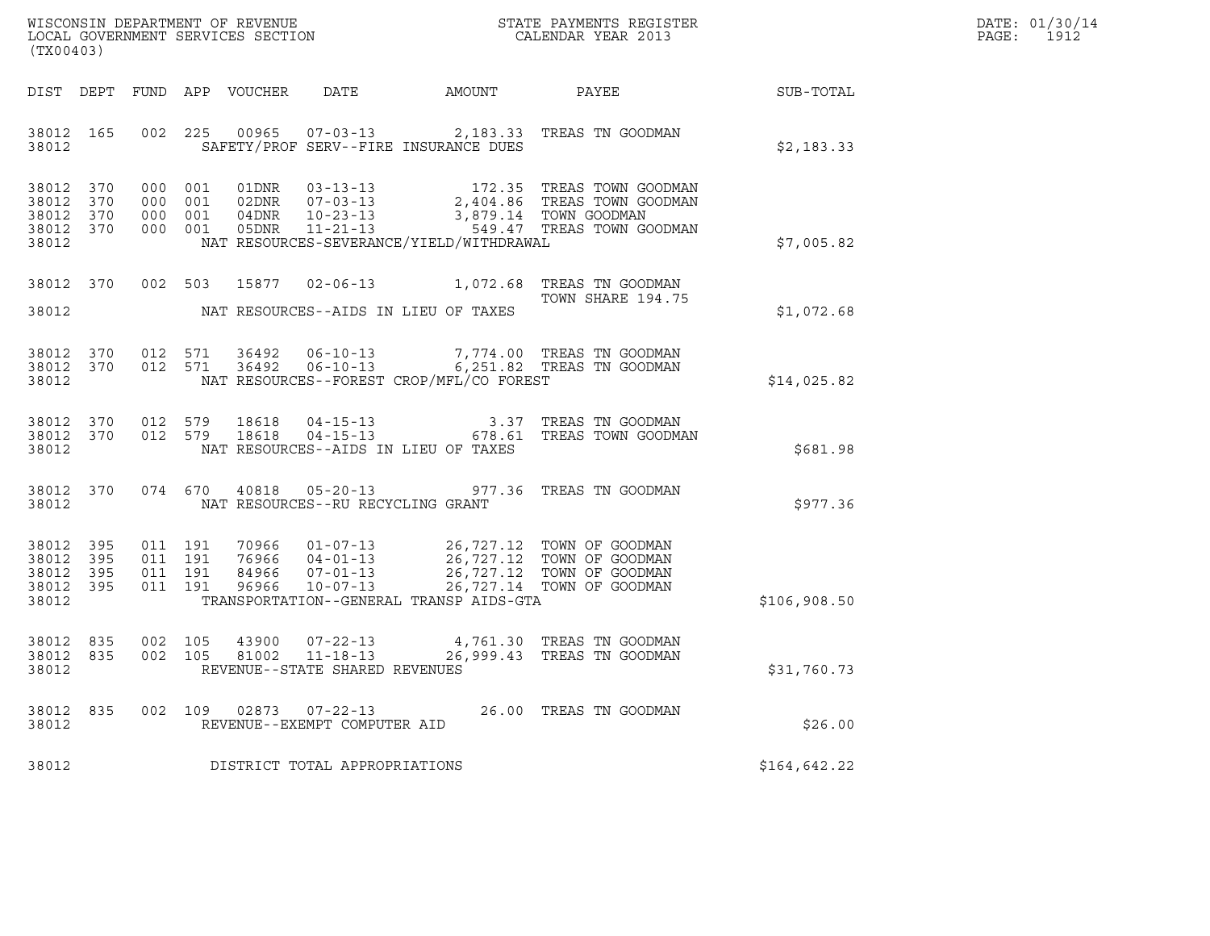WISCONSIN DEPARTMENT OF REVENUE
LOCAL GOVERNMENT SERVICES SECTION
(TX00403)

STATE PAYMENTS REGISTER
CALENDAR YEAR 2013

DATE: 01/30/14
PAGE: 1912

| DIST | DEPT | FUND | APP | VOUCHER | DATE | AMOUNT | PAYEE | SUB-TOTAL |
|---|---|---|---|---|---|---|---|---|
| 38012 | 165 | 002 | 225 | 00965 | 07-03-13 | 2,183.33 | TREAS TN GOODMAN | |
| 38012 | | | | | SAFETY/PROF SERV--FIRE INSURANCE DUES | | | $2,183.33 |
| 38012 | 370 | 000 | 001 | 01DNR | 03-13-13 | 172.35 | TREAS TOWN GOODMAN | |
| 38012 | 370 | 000 | 001 | 02DNR | 07-03-13 | 2,404.86 | TREAS TOWN GOODMAN | |
| 38012 | 370 | 000 | 001 | 04DNR | 10-23-13 | 3,879.14 | TOWN GOODMAN | |
| 38012 | 370 | 000 | 001 | 05DNR | 11-21-13 | 549.47 | TREAS TOWN GOODMAN | |
| 38012 | | | | | NAT RESOURCES-SEVERANCE/YIELD/WITHDRAWAL | | | $7,005.82 |
| 38012 | 370 | 002 | 503 | 15877 | 02-06-13 | 1,072.68 | TREAS TN GOODMAN TOWN SHARE 194.75 | |
| 38012 | | | | | NAT RESOURCES--AIDS IN LIEU OF TAXES | | | $1,072.68 |
| 38012 | 370 | 012 | 571 | 36492 | 06-10-13 | 7,774.00 | TREAS TN GOODMAN | |
| 38012 | 370 | 012 | 571 | 36492 | 06-10-13 | 6,251.82 | TREAS TN GOODMAN | |
| 38012 | | | | | NAT RESOURCES--FOREST CROP/MFL/CO FOREST | | | $14,025.82 |
| 38012 | 370 | 012 | 579 | 18618 | 04-15-13 | 3.37 | TREAS TN GOODMAN | |
| 38012 | 370 | 012 | 579 | 18618 | 04-15-13 | 678.61 | TREAS TOWN GOODMAN | |
| 38012 | | | | | NAT RESOURCES--AIDS IN LIEU OF TAXES | | | $681.98 |
| 38012 | 370 | 074 | 670 | 40818 | 05-20-13 | 977.36 | TREAS TN GOODMAN | |
| 38012 | | | | | NAT RESOURCES--RU RECYCLING GRANT | | | $977.36 |
| 38012 | 395 | 011 | 191 | 70966 | 01-07-13 | 26,727.12 | TOWN OF GOODMAN | |
| 38012 | 395 | 011 | 191 | 76966 | 04-01-13 | 26,727.12 | TOWN OF GOODMAN | |
| 38012 | 395 | 011 | 191 | 84966 | 07-01-13 | 26,727.12 | TOWN OF GOODMAN | |
| 38012 | 395 | 011 | 191 | 96966 | 10-07-13 | 26,727.14 | TOWN OF GOODMAN | |
| 38012 | | | | | TRANSPORTATION--GENERAL TRANSP AIDS-GTA | | | $106,908.50 |
| 38012 | 835 | 002 | 105 | 43900 | 07-22-13 | 4,761.30 | TREAS TN GOODMAN | |
| 38012 | 835 | 002 | 105 | 81002 | 11-18-13 | 26,999.43 | TREAS TN GOODMAN | |
| 38012 | | | | | REVENUE--STATE SHARED REVENUES | | | $31,760.73 |
| 38012 | 835 | 002 | 109 | 02873 | 07-22-13 | 26.00 | TREAS TN GOODMAN | |
| 38012 | | | | | REVENUE--EXEMPT COMPUTER AID | | | $26.00 |
| 38012 | | | | | DISTRICT TOTAL APPROPRIATIONS | | | $164,642.22 |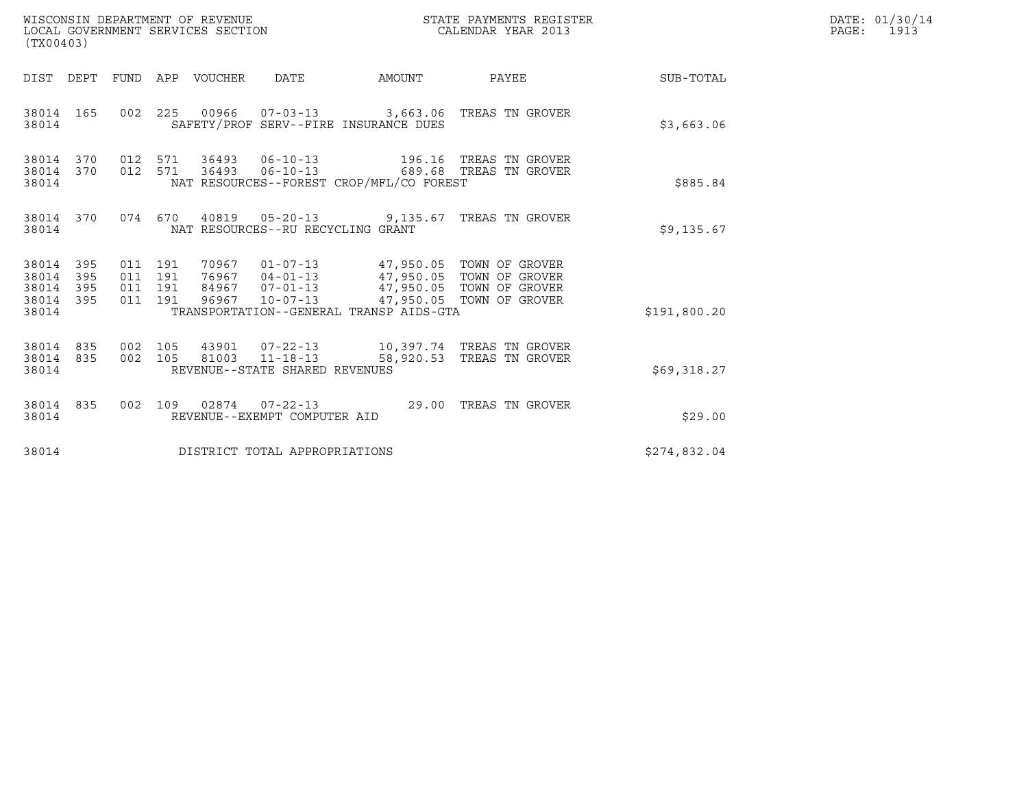WISCONSIN DEPARTMENT OF REVENUE
LOCAL GOVERNMENT SERVICES SECTION
(TX00403)

STATE PAYMENTS REGISTER
CALENDAR YEAR 2013

DATE: 01/30/14
PAGE: 1913

| DIST | DEPT | FUND | APP | VOUCHER | DATE | AMOUNT | PAYEE | SUB-TOTAL |
|---|---|---|---|---|---|---|---|---|
| 38014 | 165 | 002 | 225 | 00966 | 07-03-13 | 3,663.06 | TREAS TN GROVER | |
| 38014 | | | | SAFETY/PROF SERV--FIRE INSURANCE DUES | | | | $3,663.06 |
| 38014 | 370 | 012 | 571 | 36493 | 06-10-13 | 196.16 | TREAS TN GROVER | |
| 38014 | 370 | 012 | 571 | 36493 | 06-10-13 | 689.68 | TREAS TN GROVER | |
| 38014 | | | | NAT RESOURCES--FOREST CROP/MFL/CO FOREST | | | | $885.84 |
| 38014 | 370 | 074 | 670 | 40819 | 05-20-13 | 9,135.67 | TREAS TN GROVER | |
| 38014 | | | | NAT RESOURCES--RU RECYCLING GRANT | | | | $9,135.67 |
| 38014 | 395 | 011 | 191 | 70967 | 01-07-13 | 47,950.05 | TOWN OF GROVER | |
| 38014 | 395 | 011 | 191 | 76967 | 04-01-13 | 47,950.05 | TOWN OF GROVER | |
| 38014 | 395 | 011 | 191 | 84967 | 07-01-13 | 47,950.05 | TOWN OF GROVER | |
| 38014 | 395 | 011 | 191 | 96967 | 10-07-13 | 47,950.05 | TOWN OF GROVER | |
| 38014 | | | | TRANSPORTATION--GENERAL TRANSP AIDS-GTA | | | | $191,800.20 |
| 38014 | 835 | 002 | 105 | 43901 | 07-22-13 | 10,397.74 | TREAS TN GROVER | |
| 38014 | 835 | 002 | 105 | 81003 | 11-18-13 | 58,920.53 | TREAS TN GROVER | |
| 38014 | | | | REVENUE--STATE SHARED REVENUES | | | | $69,318.27 |
| 38014 | 835 | 002 | 109 | 02874 | 07-22-13 | 29.00 | TREAS TN GROVER | |
| 38014 | | | | REVENUE--EXEMPT COMPUTER AID | | | | $29.00 |
| 38014 | | | | DISTRICT TOTAL APPROPRIATIONS | | | | $274,832.04 |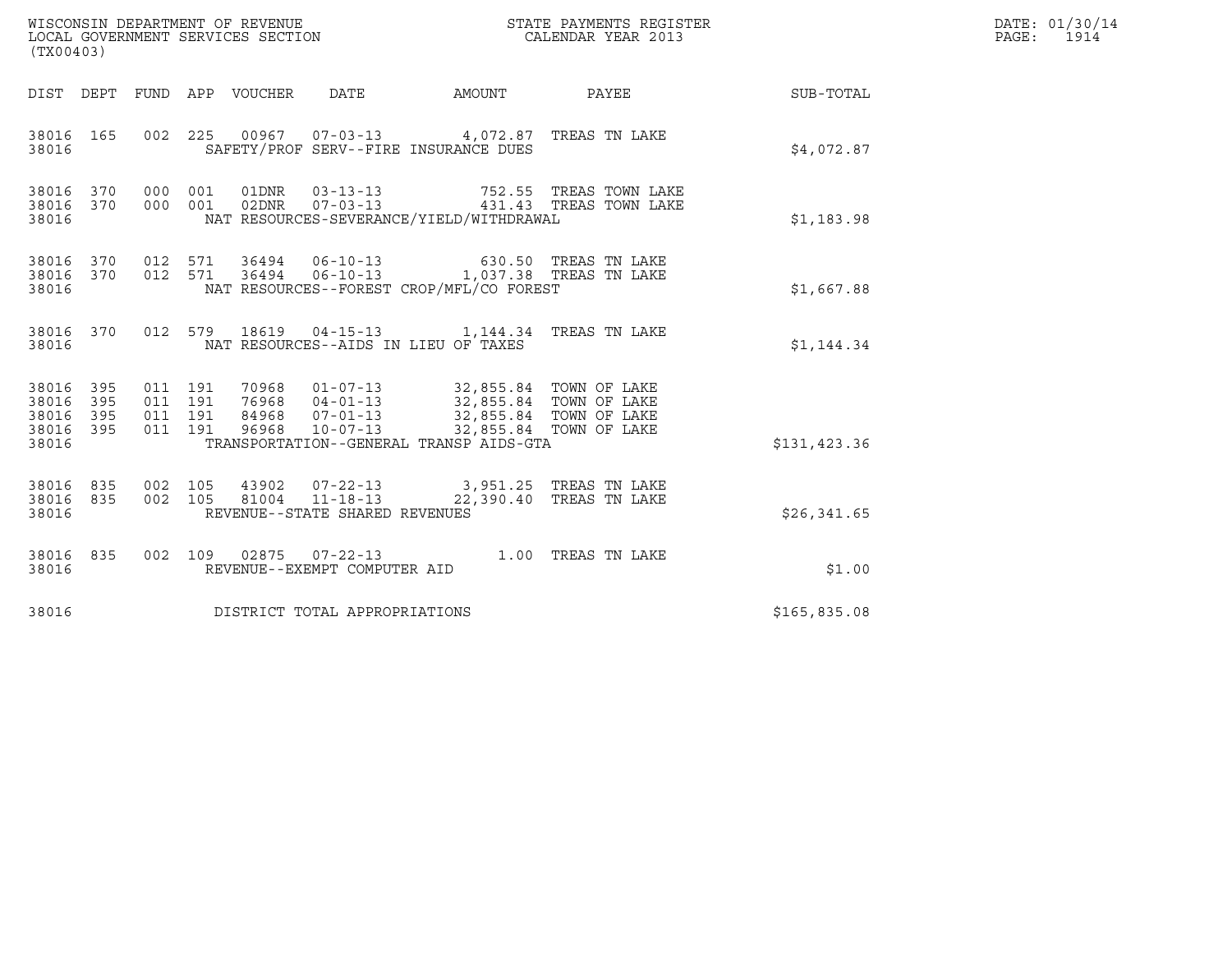WISCONSIN DEPARTMENT OF REVENUE
LOCAL GOVERNMENT SERVICES SECTION
(TX00403)

STATE PAYMENTS REGISTER
CALENDAR YEAR 2013

DATE: 01/30/14
PAGE: 1914

| DIST | DEPT | FUND | APP | VOUCHER | DATE | AMOUNT | PAYEE | SUB-TOTAL |
|---|---|---|---|---|---|---|---|---|
| 38016 | 165 | 002 | 225 | 00967 | 07-03-13 | 4,072.87 | TREAS TN LAKE | |
| 38016 | | | | SAFETY/PROF SERV--FIRE INSURANCE DUES | | | | $4,072.87 |
| 38016 | 370 | 000 | 001 | 01DNR | 03-13-13 | 752.55 | TREAS TOWN LAKE | |
| 38016 | 370 | 000 | 001 | 02DNR | 07-03-13 | 431.43 | TREAS TOWN LAKE | |
| 38016 | | | | NAT RESOURCES-SEVERANCE/YIELD/WITHDRAWAL | | | | $1,183.98 |
| 38016 | 370 | 012 | 571 | 36494 | 06-10-13 | 630.50 | TREAS TN LAKE | |
| 38016 | 370 | 012 | 571 | 36494 | 06-10-13 | 1,037.38 | TREAS TN LAKE | |
| 38016 | | | | NAT RESOURCES--FOREST CROP/MFL/CO FOREST | | | | $1,667.88 |
| 38016 | 370 | 012 | 579 | 18619 | 04-15-13 | 1,144.34 | TREAS TN LAKE | |
| 38016 | | | | NAT RESOURCES--AIDS IN LIEU OF TAXES | | | | $1,144.34 |
| 38016 | 395 | 011 | 191 | 70968 | 01-07-13 | 32,855.84 | TOWN OF LAKE | |
| 38016 | 395 | 011 | 191 | 76968 | 04-01-13 | 32,855.84 | TOWN OF LAKE | |
| 38016 | 395 | 011 | 191 | 84968 | 07-01-13 | 32,855.84 | TOWN OF LAKE | |
| 38016 | 395 | 011 | 191 | 96968 | 10-07-13 | 32,855.84 | TOWN OF LAKE | |
| 38016 | | | | TRANSPORTATION--GENERAL TRANSP AIDS-GTA | | | | $131,423.36 |
| 38016 | 835 | 002 | 105 | 43902 | 07-22-13 | 3,951.25 | TREAS TN LAKE | |
| 38016 | 835 | 002 | 105 | 81004 | 11-18-13 | 22,390.40 | TREAS TN LAKE | |
| 38016 | | | | REVENUE--STATE SHARED REVENUES | | | | $26,341.65 |
| 38016 | 835 | 002 | 109 | 02875 | 07-22-13 | 1.00 | TREAS TN LAKE | |
| 38016 | | | | REVENUE--EXEMPT COMPUTER AID | | | | $1.00 |
| 38016 | | | | DISTRICT TOTAL APPROPRIATIONS | | | | $165,835.08 |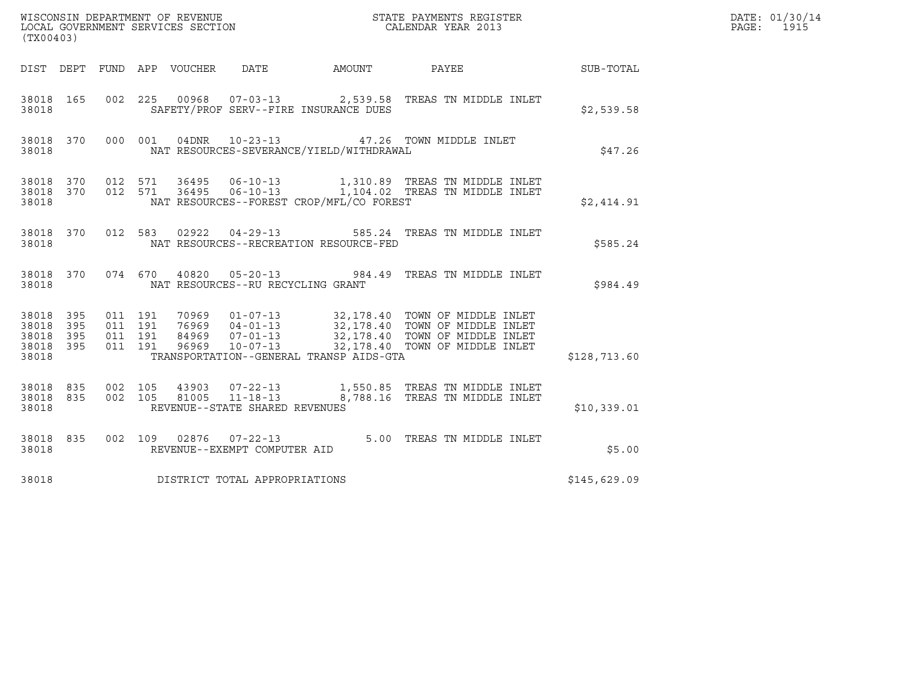WISCONSIN DEPARTMENT OF REVENUE
LOCAL GOVERNMENT SERVICES SECTION
(TX00403)

STATE PAYMENTS REGISTER
CALENDAR YEAR 2013

DATE: 01/30/14
PAGE: 1915

| DIST | DEPT | FUND | APP | VOUCHER | DATE | AMOUNT | PAYEE | SUB-TOTAL |
|---|---|---|---|---|---|---|---|---|
| 38018 | 165 | 002 | 225 | 00968 | 07-03-13 | 2,539.58 | TREAS TN MIDDLE INLET | |
| 38018 | | | | SAFETY/PROF SERV--FIRE INSURANCE DUES | | | | $2,539.58 |
| 38018 | 370 | 000 | 001 | 04DNR | 10-23-13 | 47.26 | TOWN MIDDLE INLET | |
| 38018 | | | | NAT RESOURCES-SEVERANCE/YIELD/WITHDRAWAL | | | | $47.26 |
| 38018 | 370 | 012 | 571 | 36495 | 06-10-13 | 1,310.89 | TREAS TN MIDDLE INLET | |
| 38018 | 370 | 012 | 571 | 36495 | 06-10-13 | 1,104.02 | TREAS TN MIDDLE INLET | |
| 38018 | | | | NAT RESOURCES--FOREST CROP/MFL/CO FOREST | | | | $2,414.91 |
| 38018 | 370 | 012 | 583 | 02922 | 04-29-13 | 585.24 | TREAS TN MIDDLE INLET | |
| 38018 | | | | NAT RESOURCES--RECREATION RESOURCE-FED | | | | $585.24 |
| 38018 | 370 | 074 | 670 | 40820 | 05-20-13 | 984.49 | TREAS TN MIDDLE INLET | |
| 38018 | | | | NAT RESOURCES--RU RECYCLING GRANT | | | | $984.49 |
| 38018 | 395 | 011 | 191 | 70969 | 01-07-13 | 32,178.40 | TOWN OF MIDDLE INLET | |
| 38018 | 395 | 011 | 191 | 76969 | 04-01-13 | 32,178.40 | TOWN OF MIDDLE INLET | |
| 38018 | 395 | 011 | 191 | 84969 | 07-01-13 | 32,178.40 | TOWN OF MIDDLE INLET | |
| 38018 | 395 | 011 | 191 | 96969 | 10-07-13 | 32,178.40 | TOWN OF MIDDLE INLET | |
| 38018 | | | | TRANSPORTATION--GENERAL TRANSP AIDS-GTA | | | | $128,713.60 |
| 38018 | 835 | 002 | 105 | 43903 | 07-22-13 | 1,550.85 | TREAS TN MIDDLE INLET | |
| 38018 | 835 | 002 | 105 | 81005 | 11-18-13 | 8,788.16 | TREAS TN MIDDLE INLET | |
| 38018 | | | | REVENUE--STATE SHARED REVENUES | | | | $10,339.01 |
| 38018 | 835 | 002 | 109 | 02876 | 07-22-13 | 5.00 | TREAS TN MIDDLE INLET | |
| 38018 | | | | REVENUE--EXEMPT COMPUTER AID | | | | $5.00 |
| 38018 | | | | DISTRICT TOTAL APPROPRIATIONS | | | | $145,629.09 |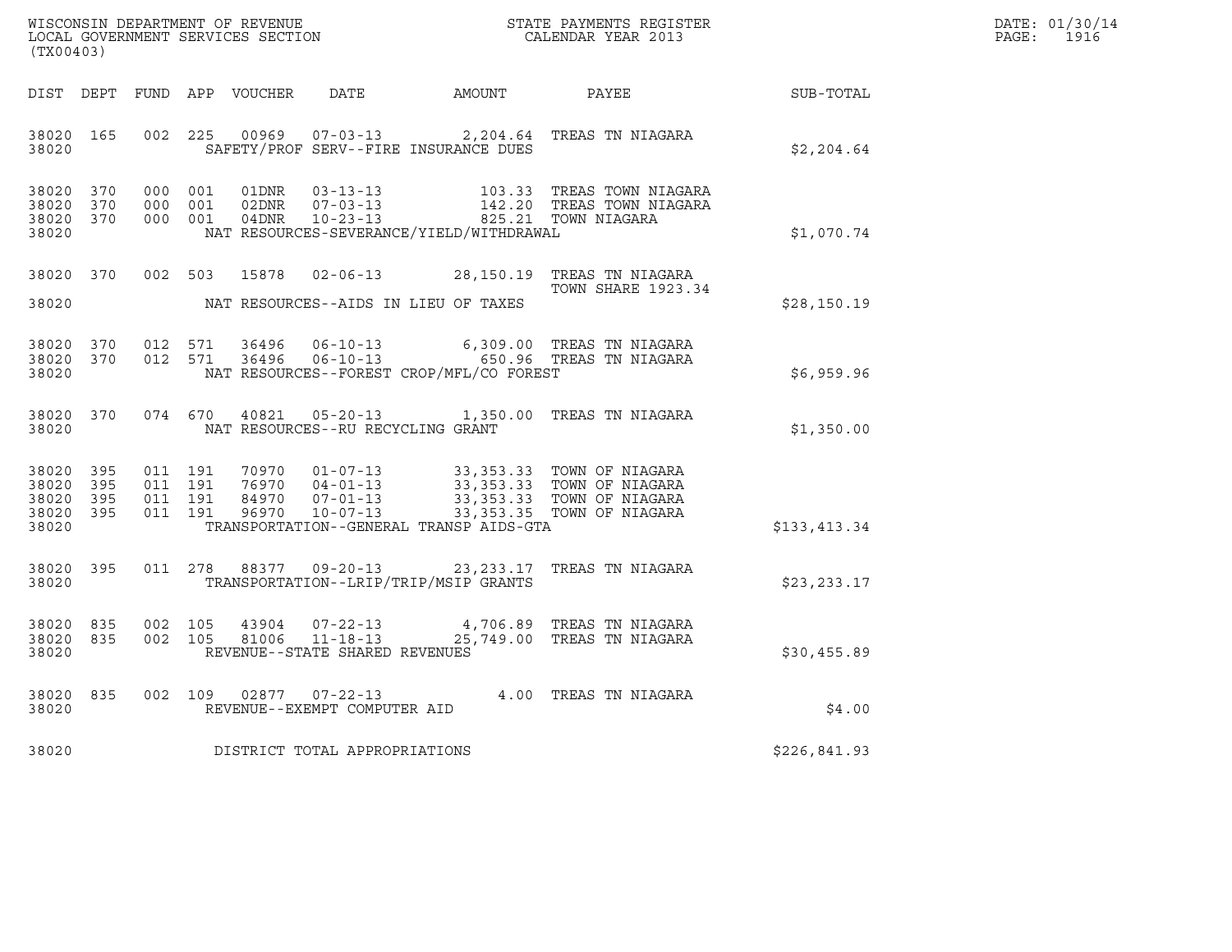WISCONSIN DEPARTMENT OF REVENUE
LOCAL GOVERNMENT SERVICES SECTION
(TX00403)

STATE PAYMENTS REGISTER
CALENDAR YEAR 2013

DATE: 01/30/14
PAGE: 1916

| DIST | DEPT | FUND | APP | VOUCHER | DATE | AMOUNT | PAYEE | SUB-TOTAL |
|---|---|---|---|---|---|---|---|---|
| 38020 | 165 | 002 | 225 | 00969 | 07-03-13 | 2,204.64 | TREAS TN NIAGARA | |
| 38020 | | | | | SAFETY/PROF SERV--FIRE INSURANCE DUES | | | $2,204.64 |
| 38020 | 370 | 000 | 001 | 01DNR | 03-13-13 | 103.33 | TREAS TOWN NIAGARA | |
| 38020 | 370 | 000 | 001 | 02DNR | 07-03-13 | 142.20 | TREAS TOWN NIAGARA | |
| 38020 | 370 | 000 | 001 | 04DNR | 10-23-13 | 825.21 | TOWN NIAGARA | |
| 38020 | | | | | NAT RESOURCES-SEVERANCE/YIELD/WITHDRAWAL | | | $1,070.74 |
| 38020 | 370 | 002 | 503 | 15878 | 02-06-13 | 28,150.19 | TREAS TN NIAGARA TOWN SHARE 1923.34 | |
| 38020 | | | | | NAT RESOURCES--AIDS IN LIEU OF TAXES | | | $28,150.19 |
| 38020 | 370 | 012 | 571 | 36496 | 06-10-13 | 6,309.00 | TREAS TN NIAGARA | |
| 38020 | 370 | 012 | 571 | 36496 | 06-10-13 | 650.96 | TREAS TN NIAGARA | |
| 38020 | | | | | NAT RESOURCES--FOREST CROP/MFL/CO FOREST | | | $6,959.96 |
| 38020 | 370 | 074 | 670 | 40821 | 05-20-13 | 1,350.00 | TREAS TN NIAGARA | |
| 38020 | | | | | NAT RESOURCES--RU RECYCLING GRANT | | | $1,350.00 |
| 38020 | 395 | 011 | 191 | 70970 | 01-07-13 | 33,353.33 | TOWN OF NIAGARA | |
| 38020 | 395 | 011 | 191 | 76970 | 04-01-13 | 33,353.33 | TOWN OF NIAGARA | |
| 38020 | 395 | 011 | 191 | 84970 | 07-01-13 | 33,353.33 | TOWN OF NIAGARA | |
| 38020 | 395 | 011 | 191 | 96970 | 10-07-13 | 33,353.35 | TOWN OF NIAGARA | |
| 38020 | | | | | TRANSPORTATION--GENERAL TRANSP AIDS-GTA | | | $133,413.34 |
| 38020 | 395 | 011 | 278 | 88377 | 09-20-13 | 23,233.17 | TREAS TN NIAGARA | |
| 38020 | | | | | TRANSPORTATION--LRIP/TRIP/MSIP GRANTS | | | $23,233.17 |
| 38020 | 835 | 002 | 105 | 43904 | 07-22-13 | 4,706.89 | TREAS TN NIAGARA | |
| 38020 | 835 | 002 | 105 | 81006 | 11-18-13 | 25,749.00 | TREAS TN NIAGARA | |
| 38020 | | | | | REVENUE--STATE SHARED REVENUES | | | $30,455.89 |
| 38020 | 835 | 002 | 109 | 02877 | 07-22-13 | 4.00 | TREAS TN NIAGARA | |
| 38020 | | | | | REVENUE--EXEMPT COMPUTER AID | | | $4.00 |
| 38020 | | | | | DISTRICT TOTAL APPROPRIATIONS | | | $226,841.93 |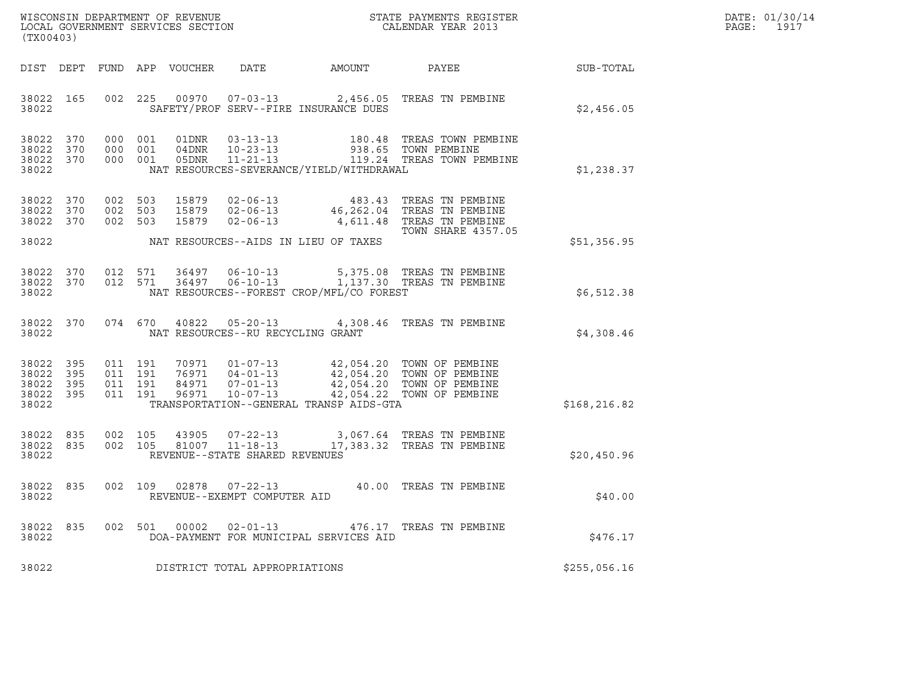WISCONSIN DEPARTMENT OF REVENUE
LOCAL GOVERNMENT SERVICES SECTION
(TX00403)

STATE PAYMENTS REGISTER
CALENDAR YEAR 2013

DATE: 01/30/14
PAGE: 1917

| DIST | DEPT | FUND | APP | VOUCHER | DATE | AMOUNT | PAYEE | SUB-TOTAL |
|---|---|---|---|---|---|---|---|---|
| 38022 | 165 | 002 | 225 | 00970 | 07-03-13 | 2,456.05 | TREAS TN PEMBINE | |
| 38022 | | | | | SAFETY/PROF SERV--FIRE INSURANCE DUES | | | $2,456.05 |
| 38022 | 370 | 000 | 001 | 01DNR | 03-13-13 | 180.48 | TREAS TOWN PEMBINE | |
| 38022 | 370 | 000 | 001 | 04DNR | 10-23-13 | 938.65 | TOWN PEMBINE | |
| 38022 | 370 | 000 | 001 | 05DNR | 11-21-13 | 119.24 | TREAS TOWN PEMBINE | |
| 38022 | | | | | NAT RESOURCES-SEVERANCE/YIELD/WITHDRAWAL | | | $1,238.37 |
| 38022 | 370 | 002 | 503 | 15879 | 02-06-13 | 483.43 | TREAS TN PEMBINE | |
| 38022 | 370 | 002 | 503 | 15879 | 02-06-13 | 46,262.04 | TREAS TN PEMBINE | |
| 38022 | 370 | 002 | 503 | 15879 | 02-06-13 | 4,611.48 | TREAS TN PEMBINE TOWN SHARE 4357.05 | |
| 38022 | | | | | NAT RESOURCES--AIDS IN LIEU OF TAXES | | | $51,356.95 |
| 38022 | 370 | 012 | 571 | 36497 | 06-10-13 | 5,375.08 | TREAS TN PEMBINE | |
| 38022 | 370 | 012 | 571 | 36497 | 06-10-13 | 1,137.30 | TREAS TN PEMBINE | |
| 38022 | | | | | NAT RESOURCES--FOREST CROP/MFL/CO FOREST | | | $6,512.38 |
| 38022 | 370 | 074 | 670 | 40822 | 05-20-13 | 4,308.46 | TREAS TN PEMBINE | |
| 38022 | | | | | NAT RESOURCES--RU RECYCLING GRANT | | | $4,308.46 |
| 38022 | 395 | 011 | 191 | 70971 | 01-07-13 | 42,054.20 | TOWN OF PEMBINE | |
| 38022 | 395 | 011 | 191 | 76971 | 04-01-13 | 42,054.20 | TOWN OF PEMBINE | |
| 38022 | 395 | 011 | 191 | 84971 | 07-01-13 | 42,054.20 | TOWN OF PEMBINE | |
| 38022 | 395 | 011 | 191 | 96971 | 10-07-13 | 42,054.22 | TOWN OF PEMBINE | |
| 38022 | | | | | TRANSPORTATION--GENERAL TRANSP AIDS-GTA | | | $168,216.82 |
| 38022 | 835 | 002 | 105 | 43905 | 07-22-13 | 3,067.64 | TREAS TN PEMBINE | |
| 38022 | 835 | 002 | 105 | 81007 | 11-18-13 | 17,383.32 | TREAS TN PEMBINE | |
| 38022 | | | | | REVENUE--STATE SHARED REVENUES | | | $20,450.96 |
| 38022 | 835 | 002 | 109 | 02878 | 07-22-13 | 40.00 | TREAS TN PEMBINE | |
| 38022 | | | | | REVENUE--EXEMPT COMPUTER AID | | | $40.00 |
| 38022 | 835 | 002 | 501 | 00002 | 02-01-13 | 476.17 | TREAS TN PEMBINE | |
| 38022 | | | | | DOA-PAYMENT FOR MUNICIPAL SERVICES AID | | | $476.17 |
| 38022 | | | | | DISTRICT TOTAL APPROPRIATIONS | | | $255,056.16 |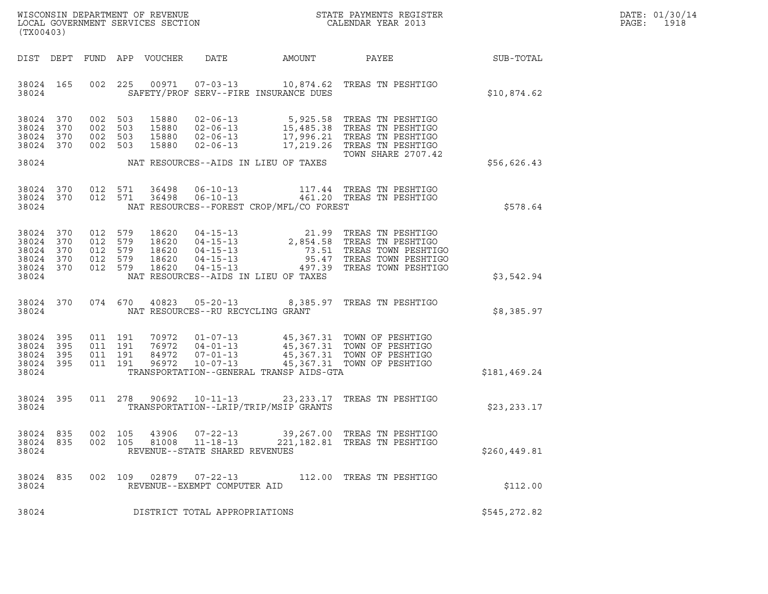WISCONSIN DEPARTMENT OF REVENUE
LOCAL GOVERNMENT SERVICES SECTION
(TX00403)

STATE PAYMENTS REGISTER
CALENDAR YEAR 2013

| DIST | DEPT | FUND | APP | VOUCHER | DATE | AMOUNT | PAYEE | SUB-TOTAL |
|---|---|---|---|---|---|---|---|---|
| 38024 | 165 | 002 | 225 | 00971 | 07-03-13 | 10,874.62 | TREAS TN PESHTIGO | |
| 38024 | | | | | SAFETY/PROF SERV--FIRE INSURANCE DUES | | | $10,874.62 |
| 38024 | 370 | 002 | 503 | 15880 | 02-06-13 | 5,925.58 | TREAS TN PESHTIGO | |
| 38024 | 370 | 002 | 503 | 15880 | 02-06-13 | 15,485.38 | TREAS TN PESHTIGO | |
| 38024 | 370 | 002 | 503 | 15880 | 02-06-13 | 17,996.21 | TREAS TN PESHTIGO | |
| 38024 | 370 | 002 | 503 | 15880 | 02-06-13 | 17,219.26 | TREAS TN PESHTIGO TOWN SHARE 2707.42 | |
| 38024 | | | | | NAT RESOURCES--AIDS IN LIEU OF TAXES | | | $56,626.43 |
| 38024 | 370 | 012 | 571 | 36498 | 06-10-13 | 117.44 | TREAS TN PESHTIGO | |
| 38024 | 370 | 012 | 571 | 36498 | 06-10-13 | 461.20 | TREAS TN PESHTIGO | |
| 38024 | | | | | NAT RESOURCES--FOREST CROP/MFL/CO FOREST | | | $578.64 |
| 38024 | 370 | 012 | 579 | 18620 | 04-15-13 | 21.99 | TREAS TN PESHTIGO | |
| 38024 | 370 | 012 | 579 | 18620 | 04-15-13 | 2,854.58 | TREAS TN PESHTIGO | |
| 38024 | 370 | 012 | 579 | 18620 | 04-15-13 | 73.51 | TREAS TOWN PESHTIGO | |
| 38024 | 370 | 012 | 579 | 18620 | 04-15-13 | 95.47 | TREAS TOWN PESHTIGO | |
| 38024 | 370 | 012 | 579 | 18620 | 04-15-13 | 497.39 | TREAS TOWN PESHTIGO | |
| 38024 | | | | | NAT RESOURCES--AIDS IN LIEU OF TAXES | | | $3,542.94 |
| 38024 | 370 | 074 | 670 | 40823 | 05-20-13 | 8,385.97 | TREAS TN PESHTIGO | |
| 38024 | | | | | NAT RESOURCES--RU RECYCLING GRANT | | | $8,385.97 |
| 38024 | 395 | 011 | 191 | 70972 | 01-07-13 | 45,367.31 | TOWN OF PESHTIGO | |
| 38024 | 395 | 011 | 191 | 76972 | 04-01-13 | 45,367.31 | TOWN OF PESHTIGO | |
| 38024 | 395 | 011 | 191 | 84972 | 07-01-13 | 45,367.31 | TOWN OF PESHTIGO | |
| 38024 | 395 | 011 | 191 | 96972 | 10-07-13 | 45,367.31 | TOWN OF PESHTIGO | |
| 38024 | | | | | TRANSPORTATION--GENERAL TRANSP AIDS-GTA | | | $181,469.24 |
| 38024 | 395 | 011 | 278 | 90692 | 10-11-13 | 23,233.17 | TREAS TN PESHTIGO | |
| 38024 | | | | | TRANSPORTATION--LRIP/TRIP/MSIP GRANTS | | | $23,233.17 |
| 38024 | 835 | 002 | 105 | 43906 | 07-22-13 | 39,267.00 | TREAS TN PESHTIGO | |
| 38024 | 835 | 002 | 105 | 81008 | 11-18-13 | 221,182.81 | TREAS TN PESHTIGO | |
| 38024 | | | | | REVENUE--STATE SHARED REVENUES | | | $260,449.81 |
| 38024 | 835 | 002 | 109 | 02879 | 07-22-13 | 112.00 | TREAS TN PESHTIGO | |
| 38024 | | | | | REVENUE--EXEMPT COMPUTER AID | | | $112.00 |
| 38024 | | | | | DISTRICT TOTAL APPROPRIATIONS | | | $545,272.82 |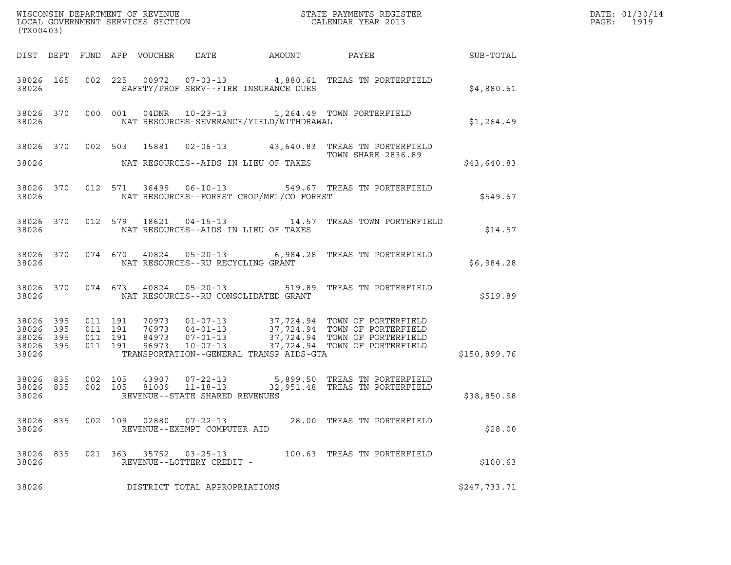WISCONSIN DEPARTMENT OF REVENUE
LOCAL GOVERNMENT SERVICES SECTION
(TX00403)

STATE PAYMENTS REGISTER
CALENDAR YEAR 2013

DATE: 01/30/14
PAGE: 1919

| DIST | DEPT | FUND | APP | VOUCHER | DATE | AMOUNT | PAYEE | SUB-TOTAL |
|---|---|---|---|---|---|---|---|---|
| 38026 | 165 | 002 | 225 | 00972 | 07-03-13 | 4,880.61 | TREAS TN PORTERFIELD | |
| 38026 | | | | SAFETY/PROF SERV--FIRE INSURANCE DUES | | | | $4,880.61 |
| 38026 | 370 | 000 | 001 | 04DNR | 10-23-13 | 1,264.49 | TOWN PORTERFIELD | |
| 38026 | | | | NAT RESOURCES-SEVERANCE/YIELD/WITHDRAWAL | | | | $1,264.49 |
| 38026 | 370 | 002 | 503 | 15881 | 02-06-13 | 43,640.83 | TREAS TN PORTERFIELD TOWN SHARE 2836.89 | |
| 38026 | | | | NAT RESOURCES--AIDS IN LIEU OF TAXES | | | | $43,640.83 |
| 38026 | 370 | 012 | 571 | 36499 | 06-10-13 | 549.67 | TREAS TN PORTERFIELD | |
| 38026 | | | | NAT RESOURCES--FOREST CROP/MFL/CO FOREST | | | | $549.67 |
| 38026 | 370 | 012 | 579 | 18621 | 04-15-13 | 14.57 | TREAS TOWN PORTERFIELD | |
| 38026 | | | | NAT RESOURCES--AIDS IN LIEU OF TAXES | | | | $14.57 |
| 38026 | 370 | 074 | 670 | 40824 | 05-20-13 | 6,984.28 | TREAS TN PORTERFIELD | |
| 38026 | | | | NAT RESOURCES--RU RECYCLING GRANT | | | | $6,984.28 |
| 38026 | 370 | 074 | 673 | 40824 | 05-20-13 | 519.89 | TREAS TN PORTERFIELD | |
| 38026 | | | | NAT RESOURCES--RU CONSOLIDATED GRANT | | | | $519.89 |
| 38026 | 395 | 011 | 191 | 70973 | 01-07-13 | 37,724.94 | TOWN OF PORTERFIELD | |
| 38026 | 395 | 011 | 191 | 76973 | 04-01-13 | 37,724.94 | TOWN OF PORTERFIELD | |
| 38026 | 395 | 011 | 191 | 84973 | 07-01-13 | 37,724.94 | TOWN OF PORTERFIELD | |
| 38026 | 395 | 011 | 191 | 96973 | 10-07-13 | 37,724.94 | TOWN OF PORTERFIELD | |
| 38026 | | | | TRANSPORTATION--GENERAL TRANSP AIDS-GTA | | | | $150,899.76 |
| 38026 | 835 | 002 | 105 | 43907 | 07-22-13 | 5,899.50 | TREAS TN PORTERFIELD | |
| 38026 | 835 | 002 | 105 | 81009 | 11-18-13 | 32,951.48 | TREAS TN PORTERFIELD | |
| 38026 | | | | REVENUE--STATE SHARED REVENUES | | | | $38,850.98 |
| 38026 | 835 | 002 | 109 | 02880 | 07-22-13 | 28.00 | TREAS TN PORTERFIELD | |
| 38026 | | | | REVENUE--EXEMPT COMPUTER AID | | | | $28.00 |
| 38026 | 835 | 021 | 363 | 35752 | 03-25-13 | 100.63 | TREAS TN PORTERFIELD | |
| 38026 | | | | REVENUE--LOTTERY CREDIT - | | | | $100.63 |
| 38026 | | | | DISTRICT TOTAL APPROPRIATIONS | | | | $247,733.71 |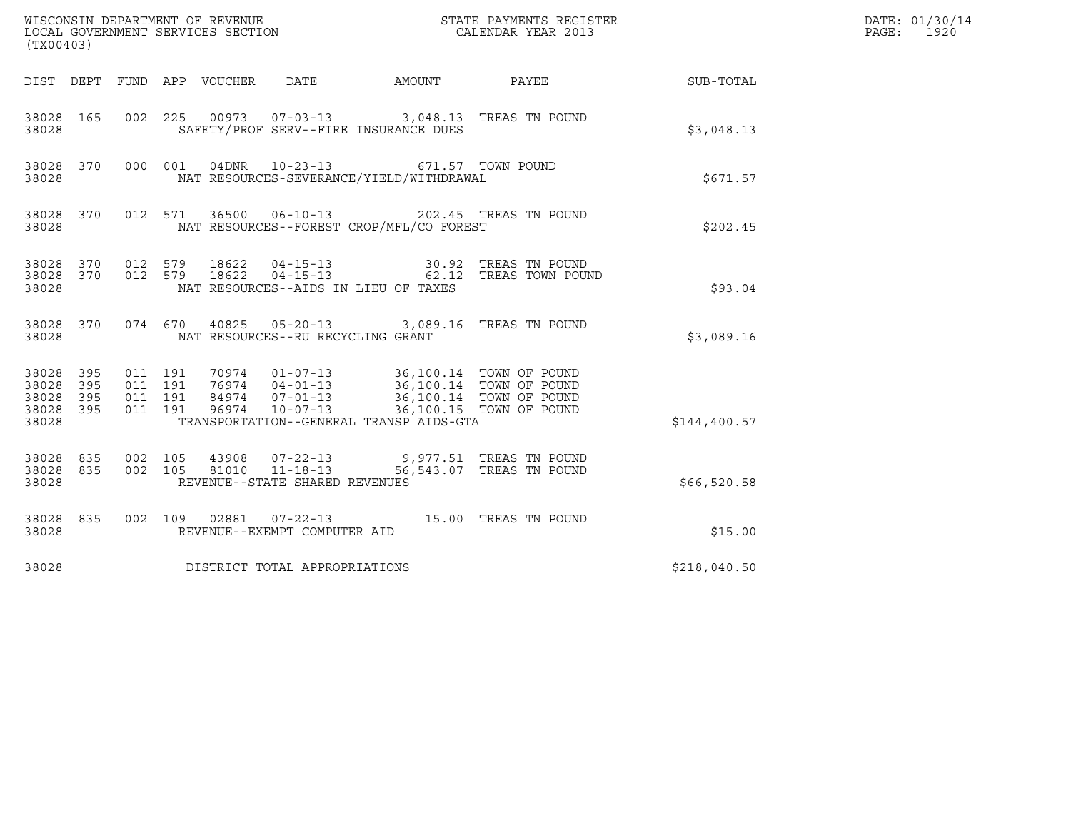WISCONSIN DEPARTMENT OF REVENUE
LOCAL GOVERNMENT SERVICES SECTION
(TX00403)

STATE PAYMENTS REGISTER
CALENDAR YEAR 2013

DATE: 01/30/14
PAGE: 1920

| DIST | DEPT | FUND | APP | VOUCHER | DATE | AMOUNT | PAYEE | SUB-TOTAL |
|---|---|---|---|---|---|---|---|---|
| 38028 | 165 | 002 | 225 | 00973 | 07-03-13 | 3,048.13 | TREAS TN POUND | |
| 38028 | | | | SAFETY/PROF SERV--FIRE INSURANCE DUES | | | | $3,048.13 |
| 38028 | 370 | 000 | 001 | 04DNR | 10-23-13 | 671.57 | TOWN POUND | |
| 38028 | | | | NAT RESOURCES-SEVERANCE/YIELD/WITHDRAWAL | | | | $671.57 |
| 38028 | 370 | 012 | 571 | 36500 | 06-10-13 | 202.45 | TREAS TN POUND | |
| 38028 | | | | NAT RESOURCES--FOREST CROP/MFL/CO FOREST | | | | $202.45 |
| 38028 | 370 | 012 | 579 | 18622 | 04-15-13 | 30.92 | TREAS TN POUND | |
| 38028 | 370 | 012 | 579 | 18622 | 04-15-13 | 62.12 | TREAS TOWN POUND | |
| 38028 | | | | NAT RESOURCES--AIDS IN LIEU OF TAXES | | | | $93.04 |
| 38028 | 370 | 074 | 670 | 40825 | 05-20-13 | 3,089.16 | TREAS TN POUND | |
| 38028 | | | | NAT RESOURCES--RU RECYCLING GRANT | | | | $3,089.16 |
| 38028 | 395 | 011 | 191 | 70974 | 01-07-13 | 36,100.14 | TOWN OF POUND | |
| 38028 | 395 | 011 | 191 | 76974 | 04-01-13 | 36,100.14 | TOWN OF POUND | |
| 38028 | 395 | 011 | 191 | 84974 | 07-01-13 | 36,100.14 | TOWN OF POUND | |
| 38028 | 395 | 011 | 191 | 96974 | 10-07-13 | 36,100.15 | TOWN OF POUND | |
| 38028 | | | | TRANSPORTATION--GENERAL TRANSP AIDS-GTA | | | | $144,400.57 |
| 38028 | 835 | 002 | 105 | 43908 | 07-22-13 | 9,977.51 | TREAS TN POUND | |
| 38028 | 835 | 002 | 105 | 81010 | 11-18-13 | 56,543.07 | TREAS TN POUND | |
| 38028 | | | | REVENUE--STATE SHARED REVENUES | | | | $66,520.58 |
| 38028 | 835 | 002 | 109 | 02881 | 07-22-13 | 15.00 | TREAS TN POUND | |
| 38028 | | | | REVENUE--EXEMPT COMPUTER AID | | | | $15.00 |
| 38028 | | | | DISTRICT TOTAL APPROPRIATIONS | | | | $218,040.50 |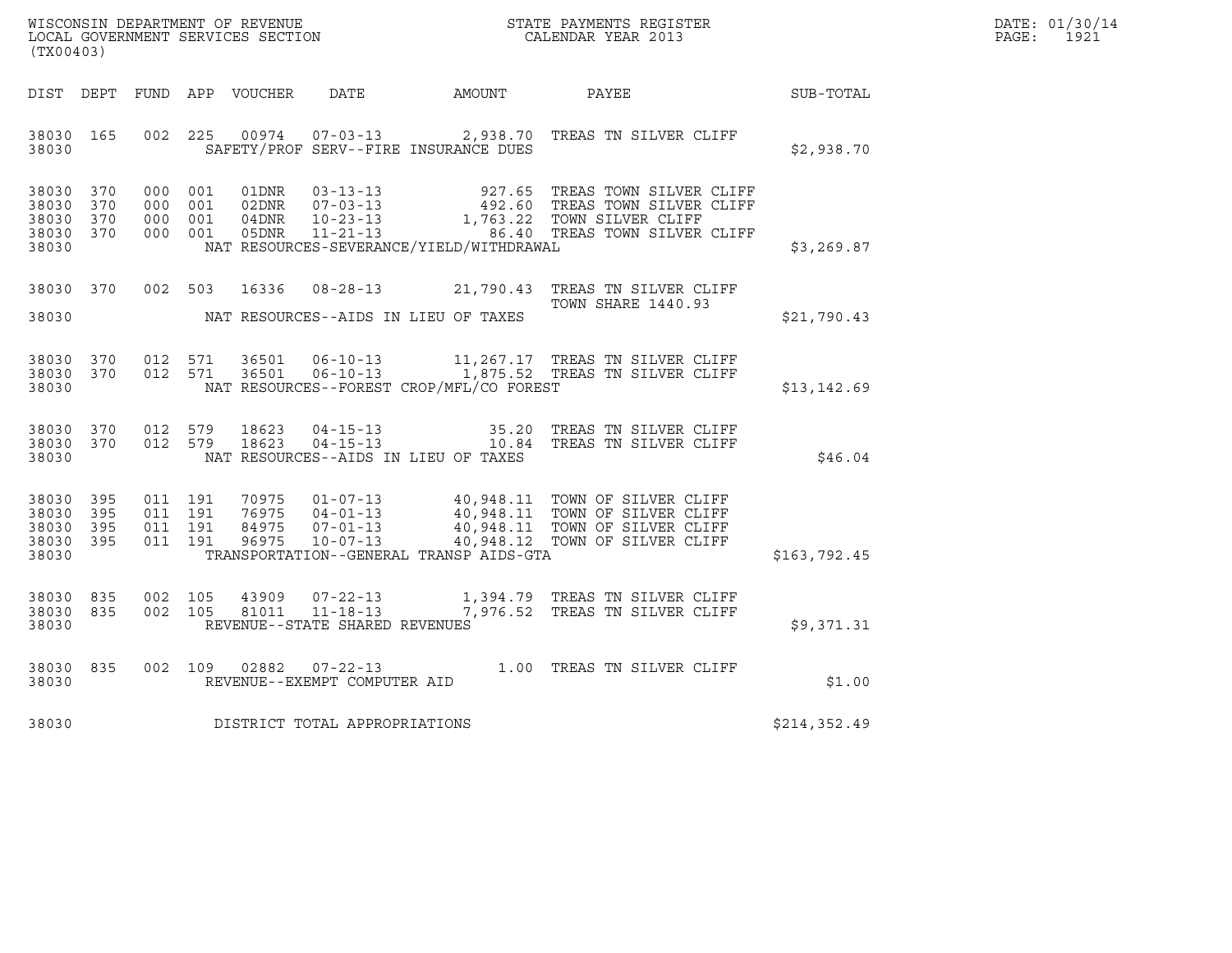WISCONSIN DEPARTMENT OF REVENUE
LOCAL GOVERNMENT SERVICES SECTION
(TX00403)

STATE PAYMENTS REGISTER
CALENDAR YEAR 2013

DATE: 01/30/14
PAGE: 1921

| DIST | DEPT | FUND | APP | VOUCHER | DATE | AMOUNT | PAYEE | SUB-TOTAL |
|---|---|---|---|---|---|---|---|---|
| 38030 | 165 | 002 | 225 | 00974 | 07-03-13 | 2,938.70 | TREAS TN SILVER CLIFF | |
| 38030 | | | | | SAFETY/PROF SERV--FIRE INSURANCE DUES | | | $2,938.70 |
| 38030 | 370 | 000 | 001 | 01DNR | 03-13-13 | 927.65 | TREAS TOWN SILVER CLIFF | |
| 38030 | 370 | 000 | 001 | 02DNR | 07-03-13 | 492.60 | TREAS TOWN SILVER CLIFF | |
| 38030 | 370 | 000 | 001 | 04DNR | 10-23-13 | 1,763.22 | TOWN SILVER CLIFF | |
| 38030 | 370 | 000 | 001 | 05DNR | 11-21-13 | 86.40 | TREAS TOWN SILVER CLIFF | |
| 38030 | | | | | NAT RESOURCES-SEVERANCE/YIELD/WITHDRAWAL | | | $3,269.87 |
| 38030 | 370 | 002 | 503 | 16336 | 08-28-13 | 21,790.43 | TREAS TN SILVER CLIFF TOWN SHARE 1440.93 | |
| 38030 | | | | | NAT RESOURCES--AIDS IN LIEU OF TAXES | | | $21,790.43 |
| 38030 | 370 | 012 | 571 | 36501 | 06-10-13 | 11,267.17 | TREAS TN SILVER CLIFF | |
| 38030 | 370 | 012 | 571 | 36501 | 06-10-13 | 1,875.52 | TREAS TN SILVER CLIFF | |
| 38030 | | | | | NAT RESOURCES--FOREST CROP/MFL/CO FOREST | | | $13,142.69 |
| 38030 | 370 | 012 | 579 | 18623 | 04-15-13 | 35.20 | TREAS TN SILVER CLIFF | |
| 38030 | 370 | 012 | 579 | 18623 | 04-15-13 | 10.84 | TREAS TN SILVER CLIFF | |
| 38030 | | | | | NAT RESOURCES--AIDS IN LIEU OF TAXES | | | $46.04 |
| 38030 | 395 | 011 | 191 | 70975 | 01-07-13 | 40,948.11 | TOWN OF SILVER CLIFF | |
| 38030 | 395 | 011 | 191 | 76975 | 04-01-13 | 40,948.11 | TOWN OF SILVER CLIFF | |
| 38030 | 395 | 011 | 191 | 84975 | 07-01-13 | 40,948.11 | TOWN OF SILVER CLIFF | |
| 38030 | 395 | 011 | 191 | 96975 | 10-07-13 | 40,948.12 | TOWN OF SILVER CLIFF | |
| 38030 | | | | | TRANSPORTATION--GENERAL TRANSP AIDS-GTA | | | $163,792.45 |
| 38030 | 835 | 002 | 105 | 43909 | 07-22-13 | 1,394.79 | TREAS TN SILVER CLIFF | |
| 38030 | 835 | 002 | 105 | 81011 | 11-18-13 | 7,976.52 | TREAS TN SILVER CLIFF | |
| 38030 | | | | | REVENUE--STATE SHARED REVENUES | | | $9,371.31 |
| 38030 | 835 | 002 | 109 | 02882 | 07-22-13 | 1.00 | TREAS TN SILVER CLIFF | |
| 38030 | | | | | REVENUE--EXEMPT COMPUTER AID | | | $1.00 |
| 38030 | | | | | DISTRICT TOTAL APPROPRIATIONS | | | $214,352.49 |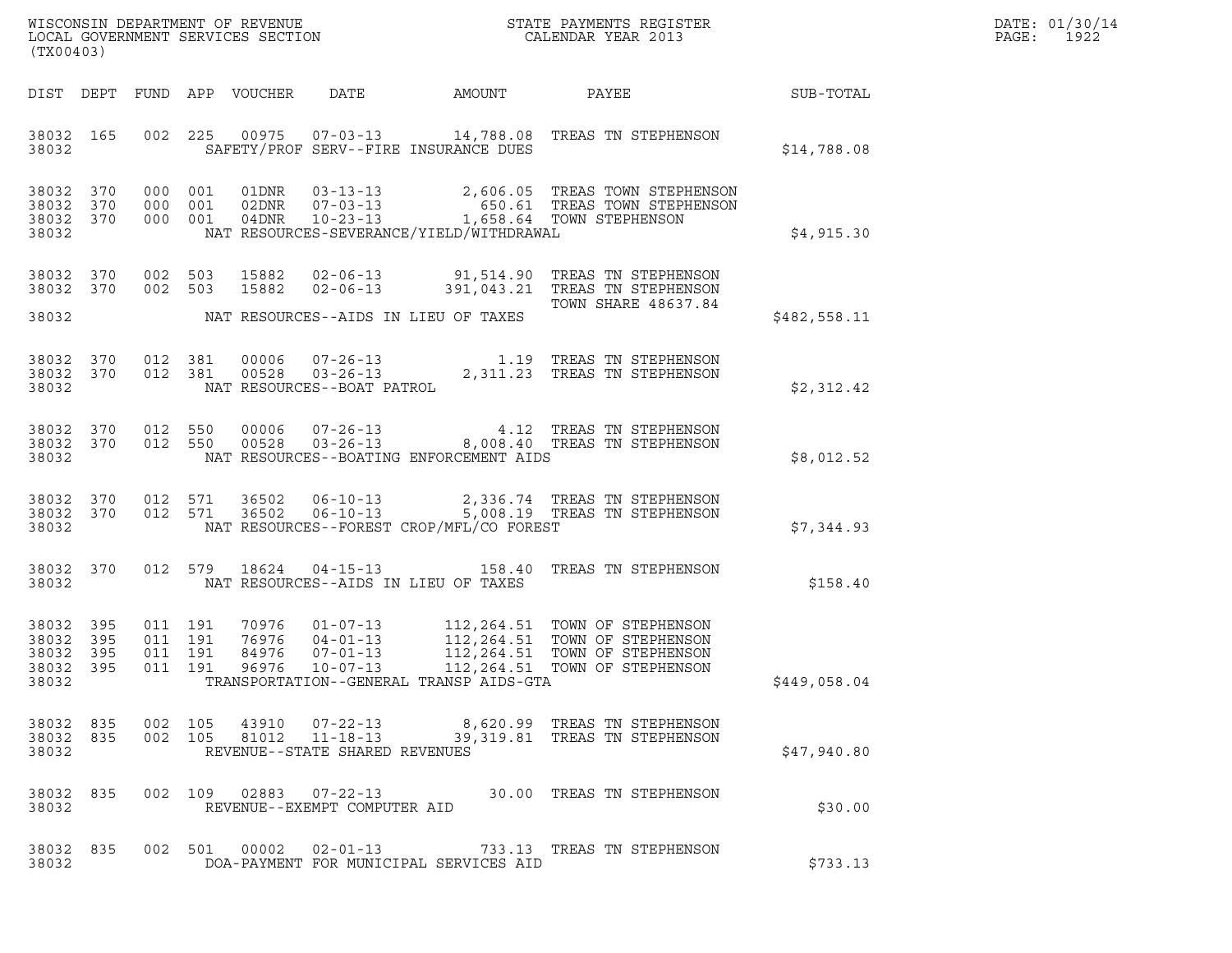WISCONSIN DEPARTMENT OF REVENUE
LOCAL GOVERNMENT SERVICES SECTION
(TX00403)

STATE PAYMENTS REGISTER
CALENDAR YEAR 2013

DATE: 01/30/14
PAGE: 1922

| DIST | DEPT | FUND | APP | VOUCHER | DATE | AMOUNT | PAYEE | SUB-TOTAL |
|---|---|---|---|---|---|---|---|---|
| 38032 | 165 | 002 | 225 | 00975 | 07-03-13 | 14,788.08 | TREAS TN STEPHENSON | |
| 38032 | | | | SAFETY/PROF SERV--FIRE INSURANCE DUES | | | | $14,788.08 |
| 38032 | 370 | 000 | 001 | 01DNR | 03-13-13 | 2,606.05 | TREAS TOWN STEPHENSON | |
| 38032 | 370 | 000 | 001 | 02DNR | 07-03-13 | 650.61 | TREAS TOWN STEPHENSON | |
| 38032 | 370 | 000 | 001 | 04DNR | 10-23-13 | 1,658.64 | TOWN STEPHENSON | |
| 38032 | | | | NAT RESOURCES-SEVERANCE/YIELD/WITHDRAWAL | | | | $4,915.30 |
| 38032 | 370 | 002 | 503 | 15882 | 02-06-13 | 91,514.90 | TREAS TN STEPHENSON | |
| 38032 | 370 | 002 | 503 | 15882 | 02-06-13 | 391,043.21 | TREAS TN STEPHENSON TOWN SHARE 48637.84 | |
| 38032 | | | | NAT RESOURCES--AIDS IN LIEU OF TAXES | | | | $482,558.11 |
| 38032 | 370 | 012 | 381 | 00006 | 07-26-13 | 1.19 | TREAS TN STEPHENSON | |
| 38032 | 370 | 012 | 381 | 00528 | 03-26-13 | 2,311.23 | TREAS TN STEPHENSON | |
| 38032 | | | | NAT RESOURCES--BOAT PATROL | | | | $2,312.42 |
| 38032 | 370 | 012 | 550 | 00006 | 07-26-13 | 4.12 | TREAS TN STEPHENSON | |
| 38032 | 370 | 012 | 550 | 00528 | 03-26-13 | 8,008.40 | TREAS TN STEPHENSON | |
| 38032 | | | | NAT RESOURCES--BOATING ENFORCEMENT AIDS | | | | $8,012.52 |
| 38032 | 370 | 012 | 571 | 36502 | 06-10-13 | 2,336.74 | TREAS TN STEPHENSON | |
| 38032 | 370 | 012 | 571 | 36502 | 06-10-13 | 5,008.19 | TREAS TN STEPHENSON | |
| 38032 | | | | NAT RESOURCES--FOREST CROP/MFL/CO FOREST | | | | $7,344.93 |
| 38032 | 370 | 012 | 579 | 18624 | 04-15-13 | 158.40 | TREAS TN STEPHENSON | |
| 38032 | | | | NAT RESOURCES--AIDS IN LIEU OF TAXES | | | | $158.40 |
| 38032 | 395 | 011 | 191 | 70976 | 01-07-13 | 112,264.51 | TOWN OF STEPHENSON | |
| 38032 | 395 | 011 | 191 | 76976 | 04-01-13 | 112,264.51 | TOWN OF STEPHENSON | |
| 38032 | 395 | 011 | 191 | 84976 | 07-01-13 | 112,264.51 | TOWN OF STEPHENSON | |
| 38032 | 395 | 011 | 191 | 96976 | 10-07-13 | 112,264.51 | TOWN OF STEPHENSON | |
| 38032 | | | | TRANSPORTATION--GENERAL TRANSP AIDS-GTA | | | | $449,058.04 |
| 38032 | 835 | 002 | 105 | 43910 | 07-22-13 | 8,620.99 | TREAS TN STEPHENSON | |
| 38032 | 835 | 002 | 105 | 81012 | 11-18-13 | 39,319.81 | TREAS TN STEPHENSON | |
| 38032 | | | | REVENUE--STATE SHARED REVENUES | | | | $47,940.80 |
| 38032 | 835 | 002 | 109 | 02883 | 07-22-13 | 30.00 | TREAS TN STEPHENSON | |
| 38032 | | | | REVENUE--EXEMPT COMPUTER AID | | | | $30.00 |
| 38032 | 835 | 002 | 501 | 00002 | 02-01-13 | 733.13 | TREAS TN STEPHENSON | |
| 38032 | | | | DOA-PAYMENT FOR MUNICIPAL SERVICES AID | | | | $733.13 |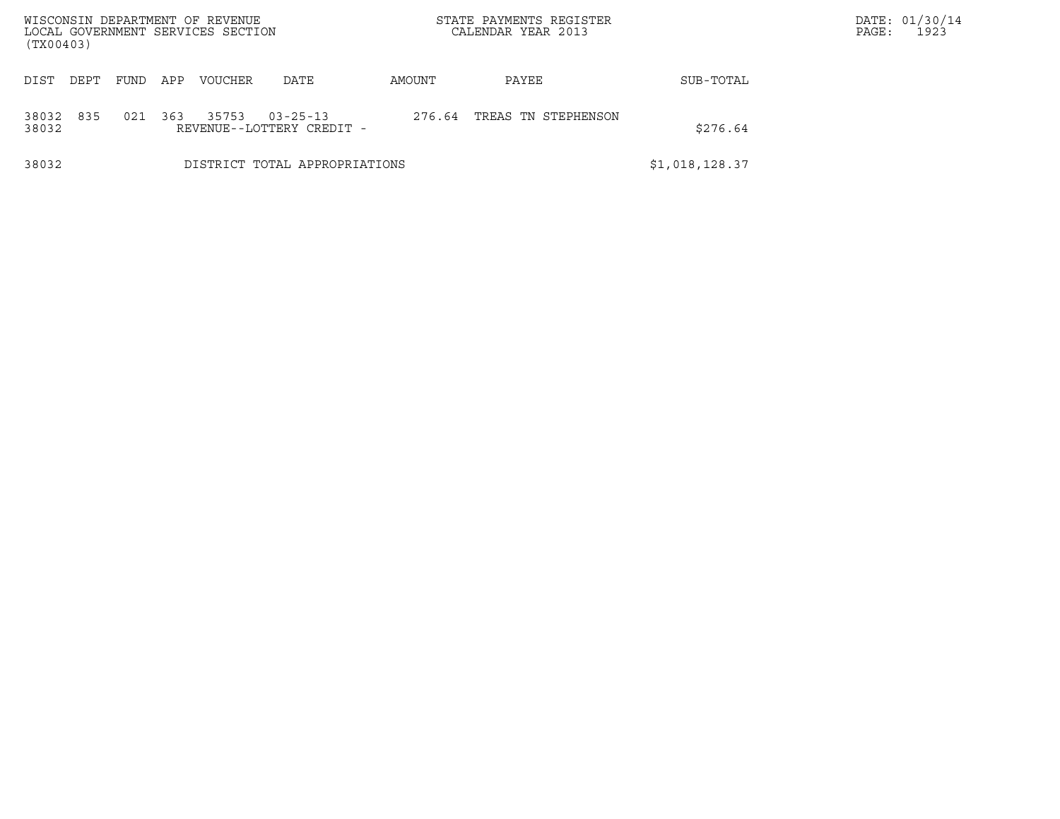WISCONSIN DEPARTMENT OF REVENUE
LOCAL GOVERNMENT SERVICES SECTION
(TX00403)

STATE PAYMENTS REGISTER
CALENDAR YEAR 2013

DATE: 01/30/14
PAGE: 1923

| DIST | DEPT | FUND | APP | VOUCHER | DATE | AMOUNT | PAYEE | SUB-TOTAL |
|---|---|---|---|---|---|---|---|---|
| 38032 | 835 | 021 | 363 | 35753 | 03-25-13 | 276.64 | TREAS TN STEPHENSON | |
| 38032 | | | | REVENUE--LOTTERY CREDIT - | | | | $276.64 |
| 38032 | | | | DISTRICT TOTAL APPROPRIATIONS | | | | $1,018,128.37 |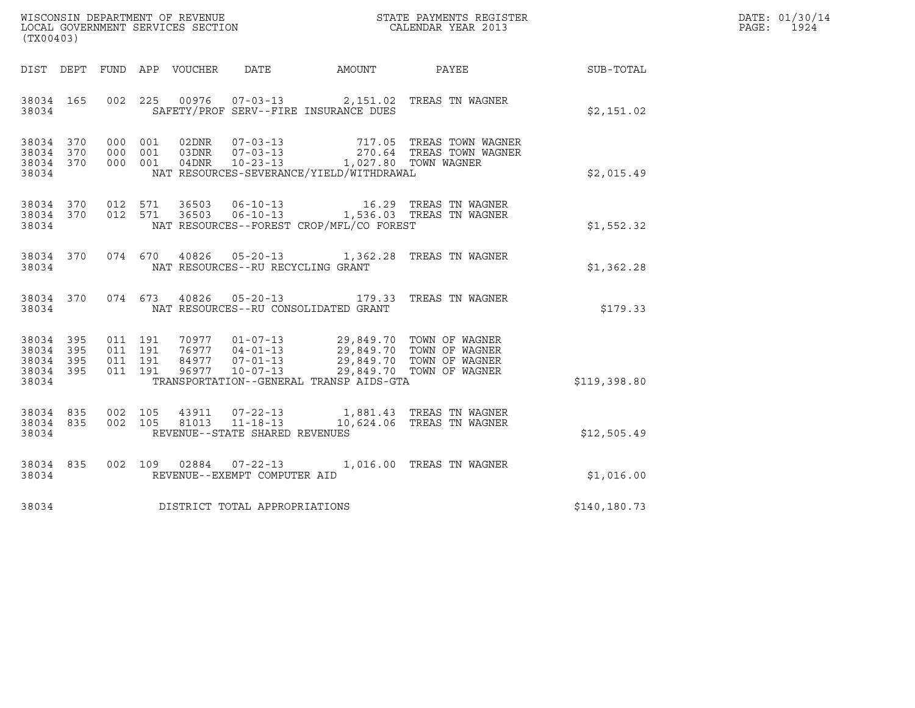WISCONSIN DEPARTMENT OF REVENUE
LOCAL GOVERNMENT SERVICES SECTION
(TX00403)

STATE PAYMENTS REGISTER
CALENDAR YEAR 2013

DATE: 01/30/14
PAGE: 1924

| DIST | DEPT | FUND | APP | VOUCHER | DATE | AMOUNT | PAYEE | SUB-TOTAL |
|---|---|---|---|---|---|---|---|---|
| 38034 | 165 | 002 | 225 | 00976 | 07-03-13 | 2,151.02 | TREAS TN WAGNER | |
| 38034 | | | | SAFETY/PROF SERV--FIRE INSURANCE DUES | | | | $2,151.02 |
| 38034 | 370 | 000 | 001 | 02DNR | 07-03-13 | 717.05 | TREAS TOWN WAGNER | |
| 38034 | 370 | 000 | 001 | 03DNR | 07-03-13 | 270.64 | TREAS TOWN WAGNER | |
| 38034 | 370 | 000 | 001 | 04DNR | 10-23-13 | 1,027.80 | TOWN WAGNER | |
| 38034 | | | | NAT RESOURCES-SEVERANCE/YIELD/WITHDRAWAL | | | | $2,015.49 |
| 38034 | 370 | 012 | 571 | 36503 | 06-10-13 | 16.29 | TREAS TN WAGNER | |
| 38034 | 370 | 012 | 571 | 36503 | 06-10-13 | 1,536.03 | TREAS TN WAGNER | |
| 38034 | | | | NAT RESOURCES--FOREST CROP/MFL/CO FOREST | | | | $1,552.32 |
| 38034 | 370 | 074 | 670 | 40826 | 05-20-13 | 1,362.28 | TREAS TN WAGNER | |
| 38034 | | | | NAT RESOURCES--RU RECYCLING GRANT | | | | $1,362.28 |
| 38034 | 370 | 074 | 673 | 40826 | 05-20-13 | 179.33 | TREAS TN WAGNER | |
| 38034 | | | | NAT RESOURCES--RU CONSOLIDATED GRANT | | | | $179.33 |
| 38034 | 395 | 011 | 191 | 70977 | 01-07-13 | 29,849.70 | TOWN OF WAGNER | |
| 38034 | 395 | 011 | 191 | 76977 | 04-01-13 | 29,849.70 | TOWN OF WAGNER | |
| 38034 | 395 | 011 | 191 | 84977 | 07-01-13 | 29,849.70 | TOWN OF WAGNER | |
| 38034 | 395 | 011 | 191 | 96977 | 10-07-13 | 29,849.70 | TOWN OF WAGNER | |
| 38034 | | | | TRANSPORTATION--GENERAL TRANSP AIDS-GTA | | | | $119,398.80 |
| 38034 | 835 | 002 | 105 | 43911 | 07-22-13 | 1,881.43 | TREAS TN WAGNER | |
| 38034 | 835 | 002 | 105 | 81013 | 11-18-13 | 10,624.06 | TREAS TN WAGNER | |
| 38034 | | | | REVENUE--STATE SHARED REVENUES | | | | $12,505.49 |
| 38034 | 835 | 002 | 109 | 02884 | 07-22-13 | 1,016.00 | TREAS TN WAGNER | |
| 38034 | | | | REVENUE--EXEMPT COMPUTER AID | | | | $1,016.00 |
| 38034 | | | | DISTRICT TOTAL APPROPRIATIONS | | | | $140,180.73 |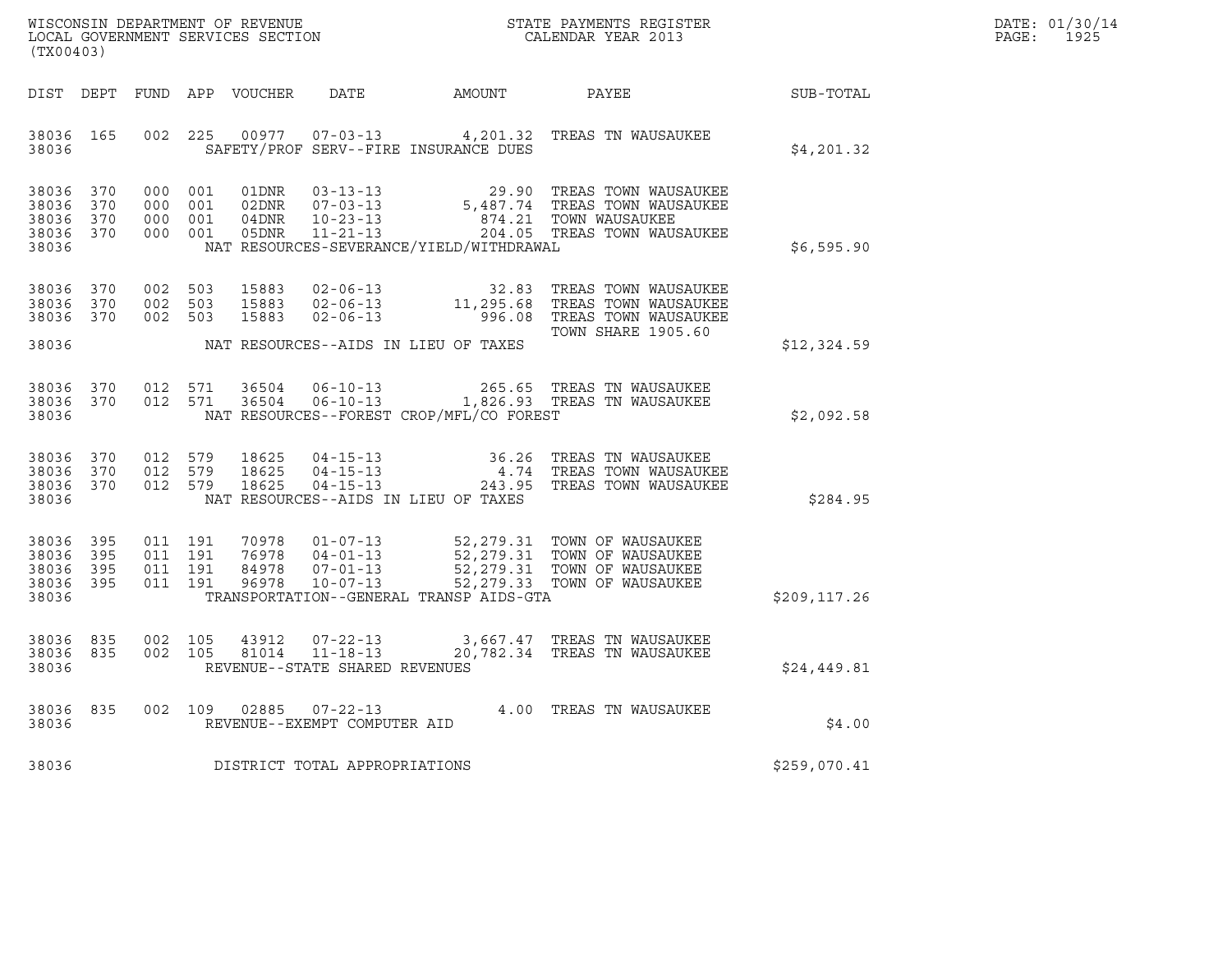WISCONSIN DEPARTMENT OF REVENUE
LOCAL GOVERNMENT SERVICES SECTION
(TX00403)

STATE PAYMENTS REGISTER
CALENDAR YEAR 2013

DATE: 01/30/14
PAGE: 1925

| DIST | DEPT | FUND | APP | VOUCHER | DATE | AMOUNT | PAYEE | SUB-TOTAL |
|---|---|---|---|---|---|---|---|---|
| 38036 | 165 | 002 | 225 | 00977 | 07-03-13 | 4,201.32 | TREAS TN WAUSAUKEE | |
| 38036 | | | | | SAFETY/PROF SERV--FIRE INSURANCE DUES | | | $4,201.32 |
| 38036 | 370 | 000 | 001 | 01DNR | 03-13-13 | 29.90 | TREAS TOWN WAUSAUKEE | |
| 38036 | 370 | 000 | 001 | 02DNR | 07-03-13 | 5,487.74 | TREAS TOWN WAUSAUKEE | |
| 38036 | 370 | 000 | 001 | 04DNR | 10-23-13 | 874.21 | TOWN WAUSAUKEE | |
| 38036 | 370 | 000 | 001 | 05DNR | 11-21-13 | 204.05 | TREAS TOWN WAUSAUKEE | |
| 38036 | | | | | NAT RESOURCES-SEVERANCE/YIELD/WITHDRAWAL | | | $6,595.90 |
| 38036 | 370 | 002 | 503 | 15883 | 02-06-13 | 32.83 | TREAS TOWN WAUSAUKEE | |
| 38036 | 370 | 002 | 503 | 15883 | 02-06-13 | 11,295.68 | TREAS TOWN WAUSAUKEE | |
| 38036 | 370 | 002 | 503 | 15883 | 02-06-13 | 996.08 | TREAS TOWN WAUSAUKEE | |
| | | | | | | | TOWN SHARE 1905.60 | |
| 38036 | | | | | NAT RESOURCES--AIDS IN LIEU OF TAXES | | | $12,324.59 |
| 38036 | 370 | 012 | 571 | 36504 | 06-10-13 | 265.65 | TREAS TN WAUSAUKEE | |
| 38036 | 370 | 012 | 571 | 36504 | 06-10-13 | 1,826.93 | TREAS TN WAUSAUKEE | |
| 38036 | | | | | NAT RESOURCES--FOREST CROP/MFL/CO FOREST | | | $2,092.58 |
| 38036 | 370 | 012 | 579 | 18625 | 04-15-13 | 36.26 | TREAS TN WAUSAUKEE | |
| 38036 | 370 | 012 | 579 | 18625 | 04-15-13 | 4.74 | TREAS TOWN WAUSAUKEE | |
| 38036 | 370 | 012 | 579 | 18625 | 04-15-13 | 243.95 | TREAS TOWN WAUSAUKEE | |
| 38036 | | | | | NAT RESOURCES--AIDS IN LIEU OF TAXES | | | $284.95 |
| 38036 | 395 | 011 | 191 | 70978 | 01-07-13 | 52,279.31 | TOWN OF WAUSAUKEE | |
| 38036 | 395 | 011 | 191 | 76978 | 04-01-13 | 52,279.31 | TOWN OF WAUSAUKEE | |
| 38036 | 395 | 011 | 191 | 84978 | 07-01-13 | 52,279.31 | TOWN OF WAUSAUKEE | |
| 38036 | 395 | 011 | 191 | 96978 | 10-07-13 | 52,279.33 | TOWN OF WAUSAUKEE | |
| 38036 | | | | | TRANSPORTATION--GENERAL TRANSP AIDS-GTA | | | $209,117.26 |
| 38036 | 835 | 002 | 105 | 43912 | 07-22-13 | 3,667.47 | TREAS TN WAUSAUKEE | |
| 38036 | 835 | 002 | 105 | 81014 | 11-18-13 | 20,782.34 | TREAS TN WAUSAUKEE | |
| 38036 | | | | | REVENUE--STATE SHARED REVENUES | | | $24,449.81 |
| 38036 | 835 | 002 | 109 | 02885 | 07-22-13 | 4.00 | TREAS TN WAUSAUKEE | |
| 38036 | | | | | REVENUE--EXEMPT COMPUTER AID | | | $4.00 |
| 38036 | | | | | DISTRICT TOTAL APPROPRIATIONS | | | $259,070.41 |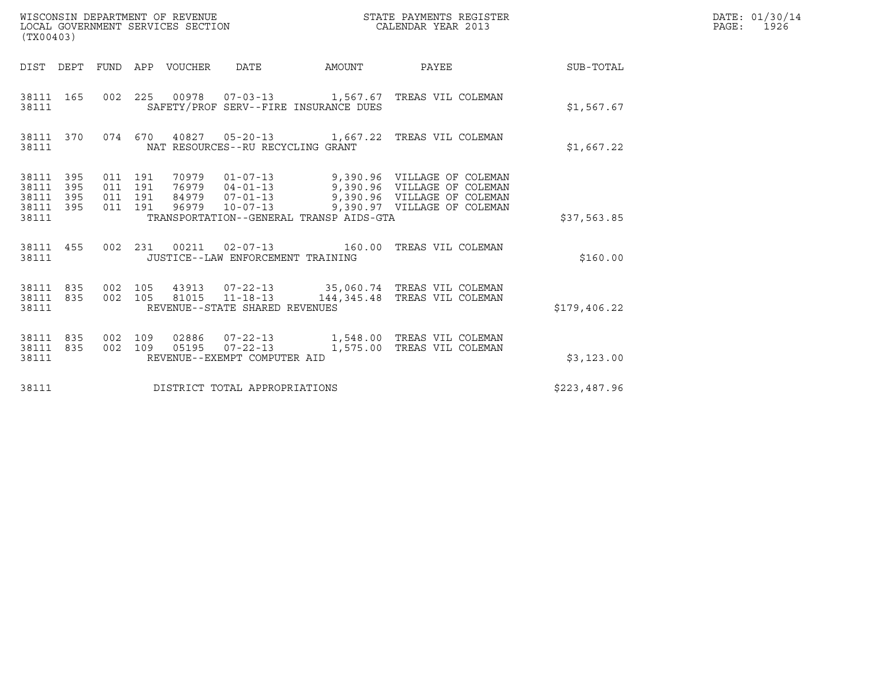WISCONSIN DEPARTMENT OF REVENUE
LOCAL GOVERNMENT SERVICES SECTION
(TX00403)

STATE PAYMENTS REGISTER
CALENDAR YEAR 2013

DATE: 01/30/14
PAGE: 1926

| DIST | DEPT | FUND | APP | VOUCHER | DATE | AMOUNT | PAYEE | SUB-TOTAL |
|---|---|---|---|---|---|---|---|---|
| 38111 | 165 | 002 | 225 | 00978 | 07-03-13 | 1,567.67 | TREAS VIL COLEMAN | |
| 38111 | | | | | SAFETY/PROF SERV--FIRE INSURANCE DUES | | | $1,567.67 |
| 38111 | 370 | 074 | 670 | 40827 | 05-20-13 | 1,667.22 | TREAS VIL COLEMAN | |
| 38111 | | | | | NAT RESOURCES--RU RECYCLING GRANT | | | $1,667.22 |
| 38111 | 395 | 011 | 191 | 70979 | 01-07-13 | 9,390.96 | VILLAGE OF COLEMAN | |
| 38111 | 395 | 011 | 191 | 76979 | 04-01-13 | 9,390.96 | VILLAGE OF COLEMAN | |
| 38111 | 395 | 011 | 191 | 84979 | 07-01-13 | 9,390.96 | VILLAGE OF COLEMAN | |
| 38111 | 395 | 011 | 191 | 96979 | 10-07-13 | 9,390.97 | VILLAGE OF COLEMAN | |
| 38111 | | | | | TRANSPORTATION--GENERAL TRANSP AIDS-GTA | | | $37,563.85 |
| 38111 | 455 | 002 | 231 | 00211 | 02-07-13 | 160.00 | TREAS VIL COLEMAN | |
| 38111 | | | | | JUSTICE--LAW ENFORCEMENT TRAINING | | | $160.00 |
| 38111 | 835 | 002 | 105 | 43913 | 07-22-13 | 35,060.74 | TREAS VIL COLEMAN | |
| 38111 | 835 | 002 | 105 | 81015 | 11-18-13 | 144,345.48 | TREAS VIL COLEMAN | |
| 38111 | | | | | REVENUE--STATE SHARED REVENUES | | | $179,406.22 |
| 38111 | 835 | 002 | 109 | 02886 | 07-22-13 | 1,548.00 | TREAS VIL COLEMAN | |
| 38111 | 835 | 002 | 109 | 05195 | 07-22-13 | 1,575.00 | TREAS VIL COLEMAN | |
| 38111 | | | | | REVENUE--EXEMPT COMPUTER AID | | | $3,123.00 |
| 38111 | | | | | DISTRICT TOTAL APPROPRIATIONS | | | $223,487.96 |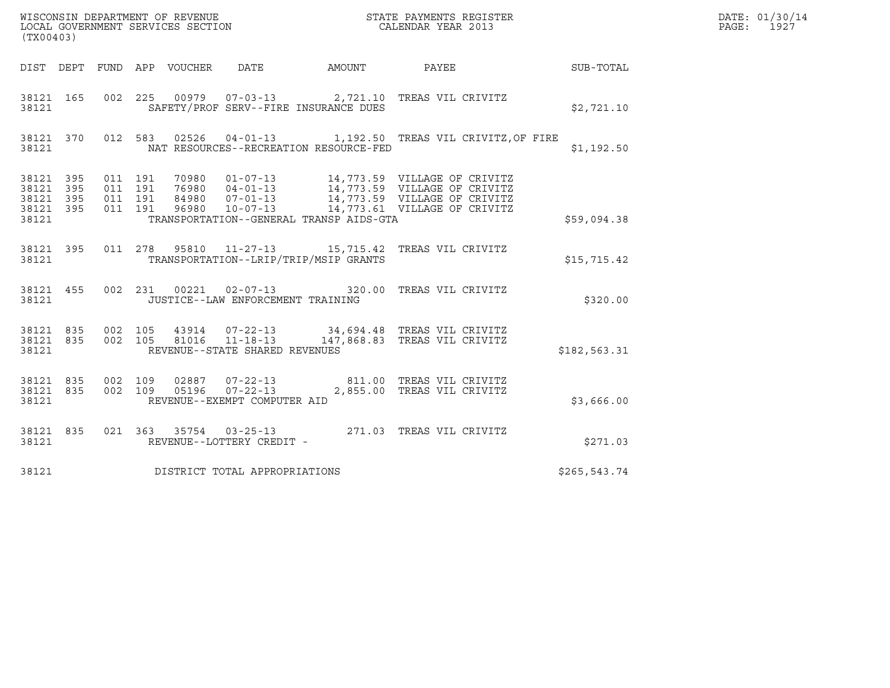WISCONSIN DEPARTMENT OF REVENUE
LOCAL GOVERNMENT SERVICES SECTION
(TX00403)

STATE PAYMENTS REGISTER
CALENDAR YEAR 2013

DATE: 01/30/14
PAGE: 1927

| DIST | DEPT | FUND | APP | VOUCHER | DATE | AMOUNT | PAYEE | SUB-TOTAL |
|---|---|---|---|---|---|---|---|---|
| 38121 | 165 | 002 | 225 | 00979 | 07-03-13 | 2,721.10 | TREAS VIL CRIVITZ | |
| 38121 | | | | SAFETY/PROF SERV--FIRE INSURANCE DUES | | | | $2,721.10 |
| 38121 | 370 | 012 | 583 | 02526 | 04-01-13 | 1,192.50 | TREAS VIL CRIVITZ,OF FIRE | |
| 38121 | | | | NAT RESOURCES--RECREATION RESOURCE-FED | | | | $1,192.50 |
| 38121 | 395 | 011 | 191 | 70980 | 01-07-13 | 14,773.59 | VILLAGE OF CRIVITZ | |
| 38121 | 395 | 011 | 191 | 76980 | 04-01-13 | 14,773.59 | VILLAGE OF CRIVITZ | |
| 38121 | 395 | 011 | 191 | 84980 | 07-01-13 | 14,773.59 | VILLAGE OF CRIVITZ | |
| 38121 | 395 | 011 | 191 | 96980 | 10-07-13 | 14,773.61 | VILLAGE OF CRIVITZ | |
| 38121 | | | | TRANSPORTATION--GENERAL TRANSP AIDS-GTA | | | | $59,094.38 |
| 38121 | 395 | 011 | 278 | 95810 | 11-27-13 | 15,715.42 | TREAS VIL CRIVITZ | |
| 38121 | | | | TRANSPORTATION--LRIP/TRIP/MSIP GRANTS | | | | $15,715.42 |
| 38121 | 455 | 002 | 231 | 00221 | 02-07-13 | 320.00 | TREAS VIL CRIVITZ | |
| 38121 | | | | JUSTICE--LAW ENFORCEMENT TRAINING | | | | $320.00 |
| 38121 | 835 | 002 | 105 | 43914 | 07-22-13 | 34,694.48 | TREAS VIL CRIVITZ | |
| 38121 | 835 | 002 | 105 | 81016 | 11-18-13 | 147,868.83 | TREAS VIL CRIVITZ | |
| 38121 | | | | REVENUE--STATE SHARED REVENUES | | | | $182,563.31 |
| 38121 | 835 | 002 | 109 | 02887 | 07-22-13 | 811.00 | TREAS VIL CRIVITZ | |
| 38121 | 835 | 002 | 109 | 05196 | 07-22-13 | 2,855.00 | TREAS VIL CRIVITZ | |
| 38121 | | | | REVENUE--EXEMPT COMPUTER AID | | | | $3,666.00 |
| 38121 | 835 | 021 | 363 | 35754 | 03-25-13 | 271.03 | TREAS VIL CRIVITZ | |
| 38121 | | | | REVENUE--LOTTERY CREDIT - | | | | $271.03 |
| 38121 | | | | DISTRICT TOTAL APPROPRIATIONS | | | | $265,543.74 |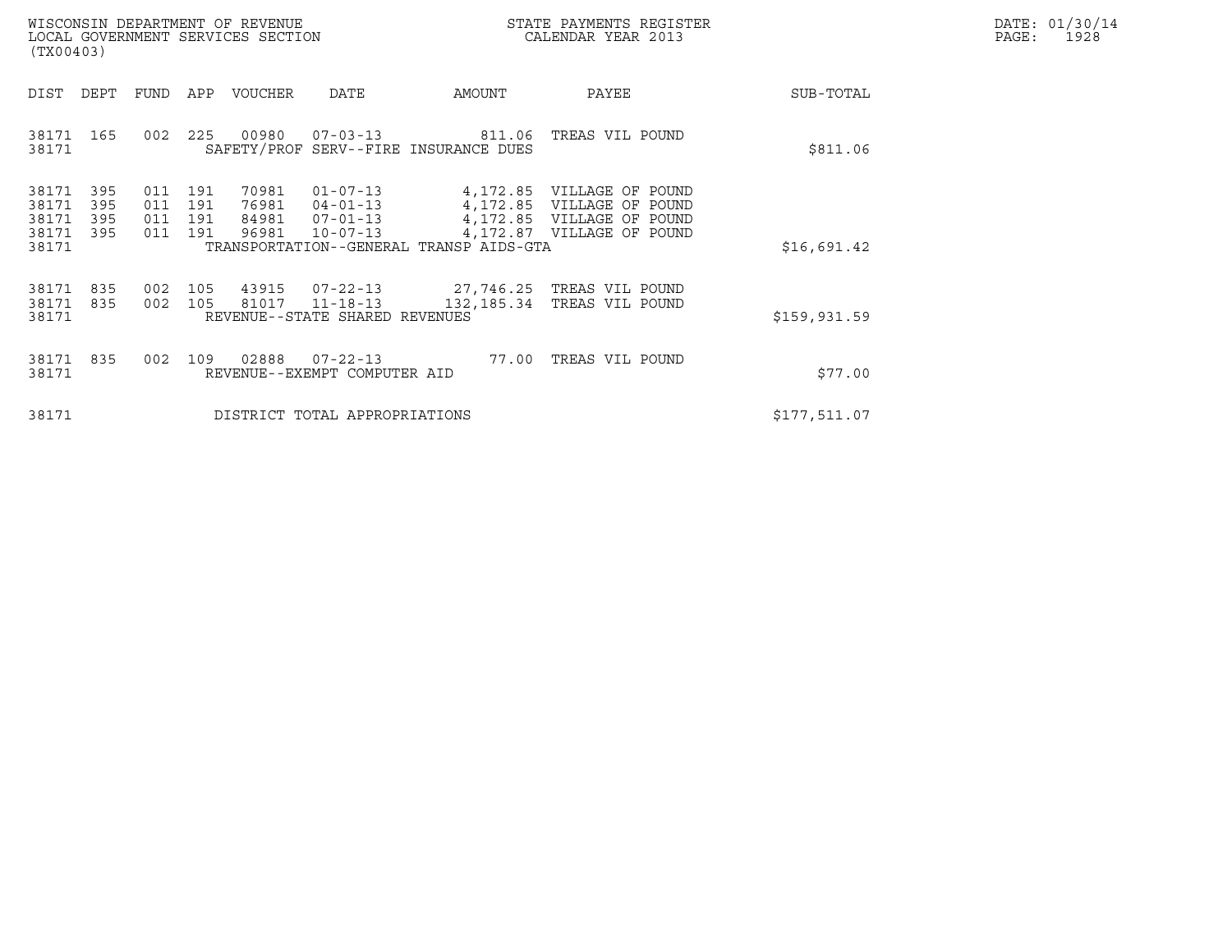WISCONSIN DEPARTMENT OF REVENUE
LOCAL GOVERNMENT SERVICES SECTION
(TX00403)

STATE PAYMENTS REGISTER
CALENDAR YEAR 2013

DATE: 01/30/14
PAGE: 1928

| DIST | DEPT | FUND | APP | VOUCHER | DATE | AMOUNT | PAYEE | SUB-TOTAL |
|---|---|---|---|---|---|---|---|---|
| 38171 | 165 | 002 | 225 | 00980 | 07-03-13 | 811.06 | TREAS VIL POUND | |
| 38171 | | | | SAFETY/PROF SERV--FIRE INSURANCE DUES | | | | $811.06 |
| 38171 | 395 | 011 | 191 | 70981 | 01-07-13 | 4,172.85 | VILLAGE OF POUND | |
| 38171 | 395 | 011 | 191 | 76981 | 04-01-13 | 4,172.85 | VILLAGE OF POUND | |
| 38171 | 395 | 011 | 191 | 84981 | 07-01-13 | 4,172.85 | VILLAGE OF POUND | |
| 38171 | 395 | 011 | 191 | 96981 | 10-07-13 | 4,172.87 | VILLAGE OF POUND | |
| 38171 | | | | TRANSPORTATION--GENERAL TRANSP AIDS-GTA | | | | $16,691.42 |
| 38171 | 835 | 002 | 105 | 43915 | 07-22-13 | 27,746.25 | TREAS VIL POUND | |
| 38171 | 835 | 002 | 105 | 81017 | 11-18-13 | 132,185.34 | TREAS VIL POUND | |
| 38171 | | | | REVENUE--STATE SHARED REVENUES | | | | $159,931.59 |
| 38171 | 835 | 002 | 109 | 02888 | 07-22-13 | 77.00 | TREAS VIL POUND | |
| 38171 | | | | REVENUE--EXEMPT COMPUTER AID | | | | $77.00 |
| 38171 | | | | DISTRICT TOTAL APPROPRIATIONS | | | | $177,511.07 |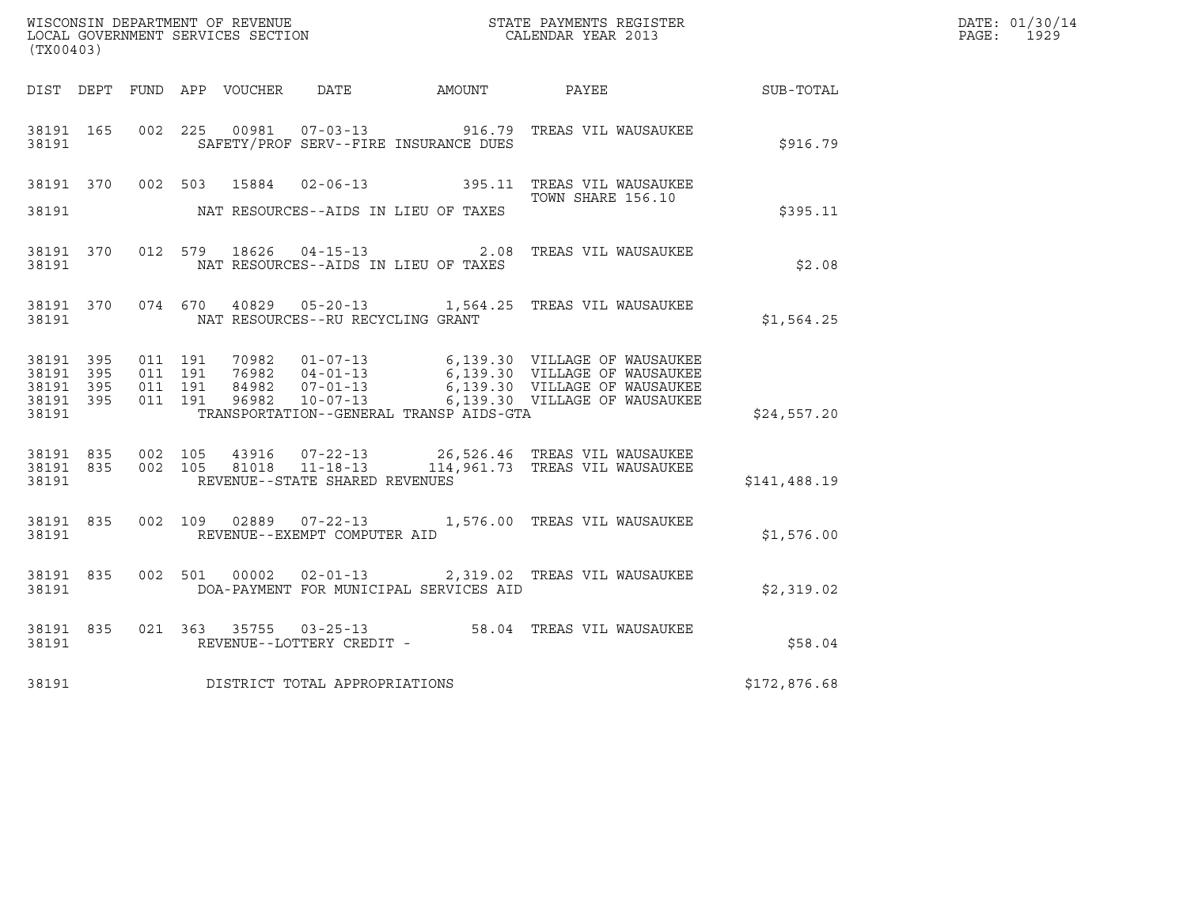WISCONSIN DEPARTMENT OF REVENUE
LOCAL GOVERNMENT SERVICES SECTION
(TX00403)

STATE PAYMENTS REGISTER
CALENDAR YEAR 2013

DATE: 01/30/14
PAGE: 1929

| DIST | DEPT | FUND | APP | VOUCHER | DATE | AMOUNT | PAYEE | SUB-TOTAL |
|---|---|---|---|---|---|---|---|---|
| 38191 | 165 | 002 | 225 | 00981 | 07-03-13 | 916.79 | TREAS VIL WAUSAUKEE | |
| 38191 | | | | | SAFETY/PROF SERV--FIRE INSURANCE DUES | | | $916.79 |
| 38191 | 370 | 002 | 503 | 15884 | 02-06-13 | 395.11 | TREAS VIL WAUSAUKEE TOWN SHARE 156.10 | |
| 38191 | | | | | NAT RESOURCES--AIDS IN LIEU OF TAXES | | | $395.11 |
| 38191 | 370 | 012 | 579 | 18626 | 04-15-13 | 2.08 | TREAS VIL WAUSAUKEE | |
| 38191 | | | | | NAT RESOURCES--AIDS IN LIEU OF TAXES | | | $2.08 |
| 38191 | 370 | 074 | 670 | 40829 | 05-20-13 | 1,564.25 | TREAS VIL WAUSAUKEE | |
| 38191 | | | | | NAT RESOURCES--RU RECYCLING GRANT | | | $1,564.25 |
| 38191 | 395 | 011 | 191 | 70982 | 01-07-13 | 6,139.30 | VILLAGE OF WAUSAUKEE | |
| 38191 | 395 | 011 | 191 | 76982 | 04-01-13 | 6,139.30 | VILLAGE OF WAUSAUKEE | |
| 38191 | 395 | 011 | 191 | 84982 | 07-01-13 | 6,139.30 | VILLAGE OF WAUSAUKEE | |
| 38191 | 395 | 011 | 191 | 96982 | 10-07-13 | 6,139.30 | VILLAGE OF WAUSAUKEE | |
| 38191 | | | | | TRANSPORTATION--GENERAL TRANSP AIDS-GTA | | | $24,557.20 |
| 38191 | 835 | 002 | 105 | 43916 | 07-22-13 | 26,526.46 | TREAS VIL WAUSAUKEE | |
| 38191 | 835 | 002 | 105 | 81018 | 11-18-13 | 114,961.73 | TREAS VIL WAUSAUKEE | |
| 38191 | | | | | REVENUE--STATE SHARED REVENUES | | | $141,488.19 |
| 38191 | 835 | 002 | 109 | 02889 | 07-22-13 | 1,576.00 | TREAS VIL WAUSAUKEE | |
| 38191 | | | | | REVENUE--EXEMPT COMPUTER AID | | | $1,576.00 |
| 38191 | 835 | 002 | 501 | 00002 | 02-01-13 | 2,319.02 | TREAS VIL WAUSAUKEE | |
| 38191 | | | | | DOA-PAYMENT FOR MUNICIPAL SERVICES AID | | | $2,319.02 |
| 38191 | 835 | 021 | 363 | 35755 | 03-25-13 | 58.04 | TREAS VIL WAUSAUKEE | |
| 38191 | | | | | REVENUE--LOTTERY CREDIT - | | | $58.04 |
| 38191 | | | | | DISTRICT TOTAL APPROPRIATIONS | | | $172,876.68 |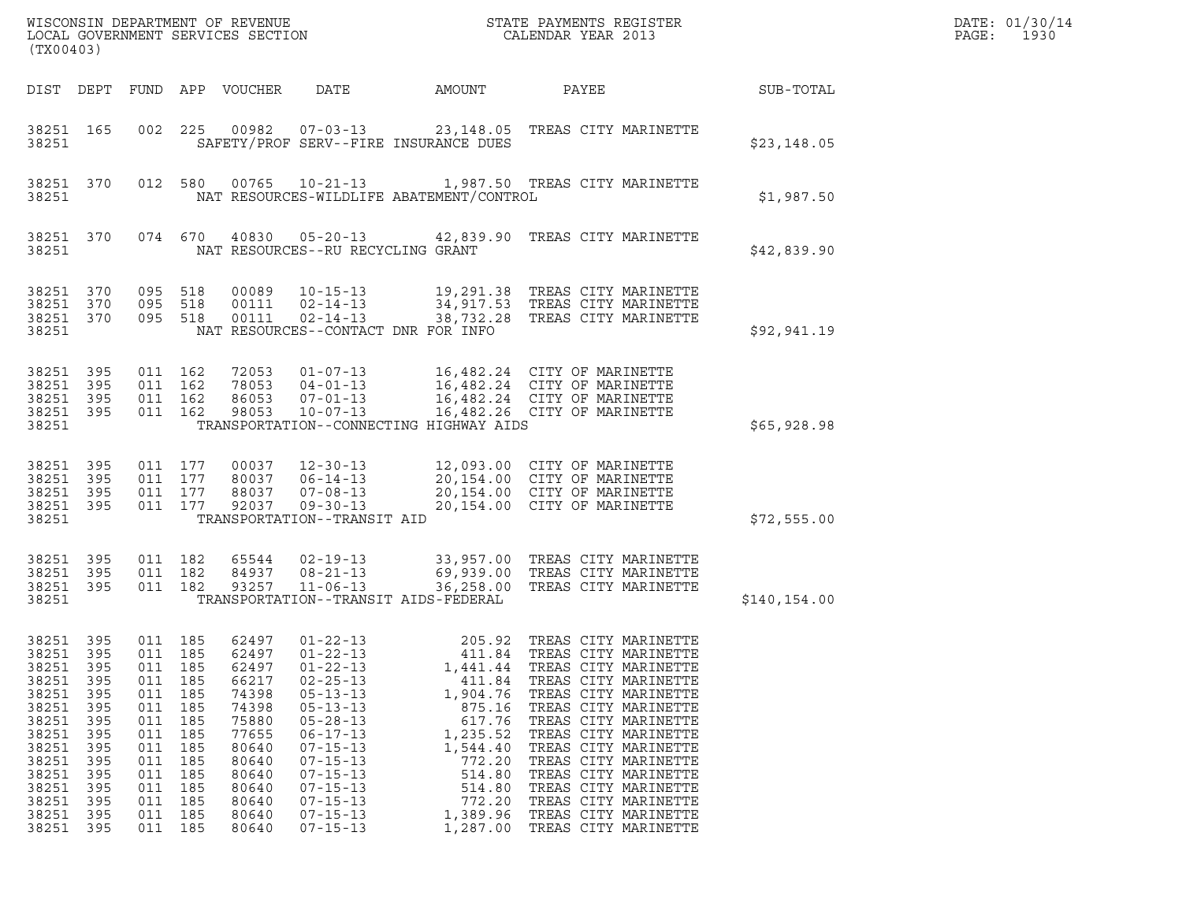WISCONSIN DEPARTMENT OF REVENUE
LOCAL GOVERNMENT SERVICES SECTION
(TX00403)

STATE PAYMENTS REGISTER
CALENDAR YEAR 2013

| DIST | DEPT | FUND | APP | VOUCHER | DATE | AMOUNT | PAYEE | SUB-TOTAL |
|---|---|---|---|---|---|---|---|---|
| 38251 | 165 | 002 | 225 | 00982 | 07-03-13 | 23,148.05 | TREAS CITY MARINETTE | |
| 38251 | | | | | SAFETY/PROF SERV--FIRE INSURANCE DUES | | | $23,148.05 |
| 38251 | 370 | 012 | 580 | 00765 | 10-21-13 | 1,987.50 | TREAS CITY MARINETTE | |
| 38251 | | | | | NAT RESOURCES-WILDLIFE ABATEMENT/CONTROL | | | $1,987.50 |
| 38251 | 370 | 074 | 670 | 40830 | 05-20-13 | 42,839.90 | TREAS CITY MARINETTE | |
| 38251 | | | | | NAT RESOURCES--RU RECYCLING GRANT | | | $42,839.90 |
| 38251 | 370 | 095 | 518 | 00089 | 10-15-13 | 19,291.38 | TREAS CITY MARINETTE | |
| 38251 | 370 | 095 | 518 | 00111 | 02-14-13 | 34,917.53 | TREAS CITY MARINETTE | |
| 38251 | 370 | 095 | 518 | 00111 | 02-14-13 | 38,732.28 | TREAS CITY MARINETTE | |
| 38251 | | | | | NAT RESOURCES--CONTACT DNR FOR INFO | | | $92,941.19 |
| 38251 | 395 | 011 | 162 | 72053 | 01-07-13 | 16,482.24 | CITY OF MARINETTE | |
| 38251 | 395 | 011 | 162 | 78053 | 04-01-13 | 16,482.24 | CITY OF MARINETTE | |
| 38251 | 395 | 011 | 162 | 86053 | 07-01-13 | 16,482.24 | CITY OF MARINETTE | |
| 38251 | 395 | 011 | 162 | 98053 | 10-07-13 | 16,482.26 | CITY OF MARINETTE | |
| 38251 | | | | | TRANSPORTATION--CONNECTING HIGHWAY AIDS | | | $65,928.98 |
| 38251 | 395 | 011 | 177 | 00037 | 12-30-13 | 12,093.00 | CITY OF MARINETTE | |
| 38251 | 395 | 011 | 177 | 80037 | 06-14-13 | 20,154.00 | CITY OF MARINETTE | |
| 38251 | 395 | 011 | 177 | 88037 | 07-08-13 | 20,154.00 | CITY OF MARINETTE | |
| 38251 | 395 | 011 | 177 | 92037 | 09-30-13 | 20,154.00 | CITY OF MARINETTE | |
| 38251 | | | | | TRANSPORTATION--TRANSIT AID | | | $72,555.00 |
| 38251 | 395 | 011 | 182 | 65544 | 02-19-13 | 33,957.00 | TREAS CITY MARINETTE | |
| 38251 | 395 | 011 | 182 | 84937 | 08-21-13 | 69,939.00 | TREAS CITY MARINETTE | |
| 38251 | 395 | 011 | 182 | 93257 | 11-06-13 | 36,258.00 | TREAS CITY MARINETTE | |
| 38251 | | | | | TRANSPORTATION--TRANSIT AIDS-FEDERAL | | | $140,154.00 |
| 38251 | 395 | 011 | 185 | 62497 | 01-22-13 | 205.92 | TREAS CITY MARINETTE | |
| 38251 | 395 | 011 | 185 | 62497 | 01-22-13 | 411.84 | TREAS CITY MARINETTE | |
| 38251 | 395 | 011 | 185 | 62497 | 01-22-13 | 1,441.44 | TREAS CITY MARINETTE | |
| 38251 | 395 | 011 | 185 | 66217 | 02-25-13 | 411.84 | TREAS CITY MARINETTE | |
| 38251 | 395 | 011 | 185 | 74398 | 05-13-13 | 1,904.76 | TREAS CITY MARINETTE | |
| 38251 | 395 | 011 | 185 | 74398 | 05-13-13 | 875.16 | TREAS CITY MARINETTE | |
| 38251 | 395 | 011 | 185 | 75880 | 05-28-13 | 617.76 | TREAS CITY MARINETTE | |
| 38251 | 395 | 011 | 185 | 77655 | 06-17-13 | 1,235.52 | TREAS CITY MARINETTE | |
| 38251 | 395 | 011 | 185 | 80640 | 07-15-13 | 1,544.40 | TREAS CITY MARINETTE | |
| 38251 | 395 | 011 | 185 | 80640 | 07-15-13 | 772.20 | TREAS CITY MARINETTE | |
| 38251 | 395 | 011 | 185 | 80640 | 07-15-13 | 514.80 | TREAS CITY MARINETTE | |
| 38251 | 395 | 011 | 185 | 80640 | 07-15-13 | 514.80 | TREAS CITY MARINETTE | |
| 38251 | 395 | 011 | 185 | 80640 | 07-15-13 | 772.20 | TREAS CITY MARINETTE | |
| 38251 | 395 | 011 | 185 | 80640 | 07-15-13 | 1,389.96 | TREAS CITY MARINETTE | |
| 38251 | 395 | 011 | 185 | 80640 | 07-15-13 | 1,287.00 | TREAS CITY MARINETTE | |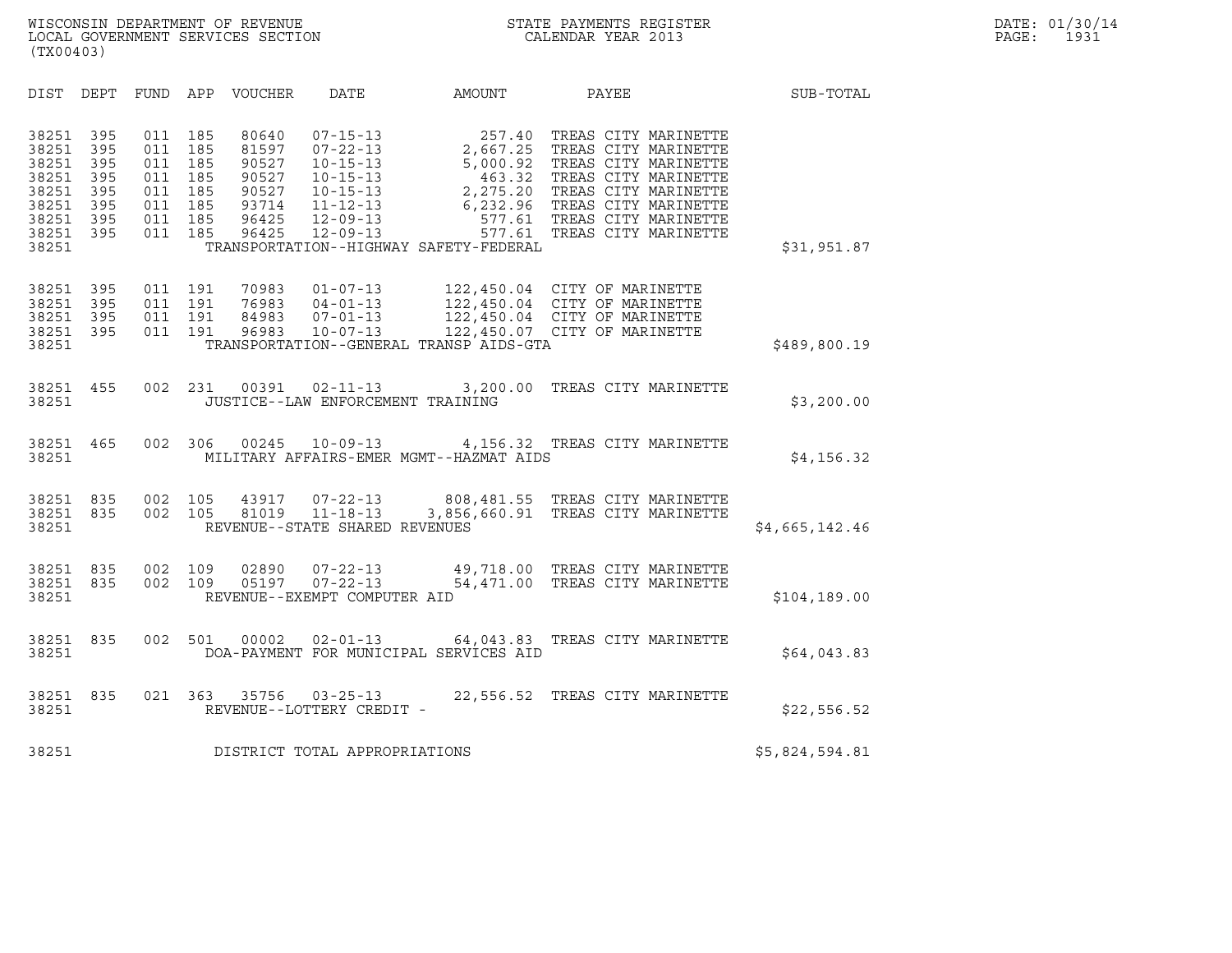WISCONSIN DEPARTMENT OF REVENUE
LOCAL GOVERNMENT SERVICES SECTION
(TX00403)

STATE PAYMENTS REGISTER
CALENDAR YEAR 2013

DATE: 01/30/14
PAGE: 1931

| DIST | DEPT | FUND | APP | VOUCHER | DATE | AMOUNT | PAYEE | SUB-TOTAL |
|---|---|---|---|---|---|---|---|---|
| 38251 | 395 | 011 | 185 | 80640 | 07-15-13 | 257.40 | TREAS CITY MARINETTE | |
| 38251 | 395 | 011 | 185 | 81597 | 07-22-13 | 2,667.25 | TREAS CITY MARINETTE | |
| 38251 | 395 | 011 | 185 | 90527 | 10-15-13 | 5,000.92 | TREAS CITY MARINETTE | |
| 38251 | 395 | 011 | 185 | 90527 | 10-15-13 | 463.32 | TREAS CITY MARINETTE | |
| 38251 | 395 | 011 | 185 | 90527 | 10-15-13 | 2,275.20 | TREAS CITY MARINETTE | |
| 38251 | 395 | 011 | 185 | 93714 | 11-12-13 | 6,232.96 | TREAS CITY MARINETTE | |
| 38251 | 395 | 011 | 185 | 96425 | 12-09-13 | 577.61 | TREAS CITY MARINETTE | |
| 38251 | 395 | 011 | 185 | 96425 | 12-09-13 | 577.61 | TREAS CITY MARINETTE | |
| 38251 | | | | TRANSPORTATION--HIGHWAY SAFETY-FEDERAL | | | | $31,951.87 |
| 38251 | 395 | 011 | 191 | 70983 | 01-07-13 | 122,450.04 | CITY OF MARINETTE | |
| 38251 | 395 | 011 | 191 | 76983 | 04-01-13 | 122,450.04 | CITY OF MARINETTE | |
| 38251 | 395 | 011 | 191 | 84983 | 07-01-13 | 122,450.04 | CITY OF MARINETTE | |
| 38251 | 395 | 011 | 191 | 96983 | 10-07-13 | 122,450.07 | CITY OF MARINETTE | |
| 38251 | | | | TRANSPORTATION--GENERAL TRANSP AIDS-GTA | | | | $489,800.19 |
| 38251 | 455 | 002 | 231 | 00391 | 02-11-13 | 3,200.00 | TREAS CITY MARINETTE | |
| 38251 | | | | JUSTICE--LAW ENFORCEMENT TRAINING | | | | $3,200.00 |
| 38251 | 465 | 002 | 306 | 00245 | 10-09-13 | 4,156.32 | TREAS CITY MARINETTE | |
| 38251 | | | | MILITARY AFFAIRS-EMER MGMT--HAZMAT AIDS | | | | $4,156.32 |
| 38251 | 835 | 002 | 105 | 43917 | 07-22-13 | 808,481.55 | TREAS CITY MARINETTE | |
| 38251 | 835 | 002 | 105 | 81019 | 11-18-13 | 3,856,660.91 | TREAS CITY MARINETTE | |
| 38251 | | | | REVENUE--STATE SHARED REVENUES | | | | $4,665,142.46 |
| 38251 | 835 | 002 | 109 | 02890 | 07-22-13 | 49,718.00 | TREAS CITY MARINETTE | |
| 38251 | 835 | 002 | 109 | 05197 | 07-22-13 | 54,471.00 | TREAS CITY MARINETTE | |
| 38251 | | | | REVENUE--EXEMPT COMPUTER AID | | | | $104,189.00 |
| 38251 | 835 | 002 | 501 | 00002 | 02-01-13 | 64,043.83 | TREAS CITY MARINETTE | |
| 38251 | | | | DOA-PAYMENT FOR MUNICIPAL SERVICES AID | | | | $64,043.83 |
| 38251 | 835 | 021 | 363 | 35756 | 03-25-13 | 22,556.52 | TREAS CITY MARINETTE | |
| 38251 | | | | REVENUE--LOTTERY CREDIT - | | | | $22,556.52 |
| 38251 | | | | DISTRICT TOTAL APPROPRIATIONS | | | | $5,824,594.81 |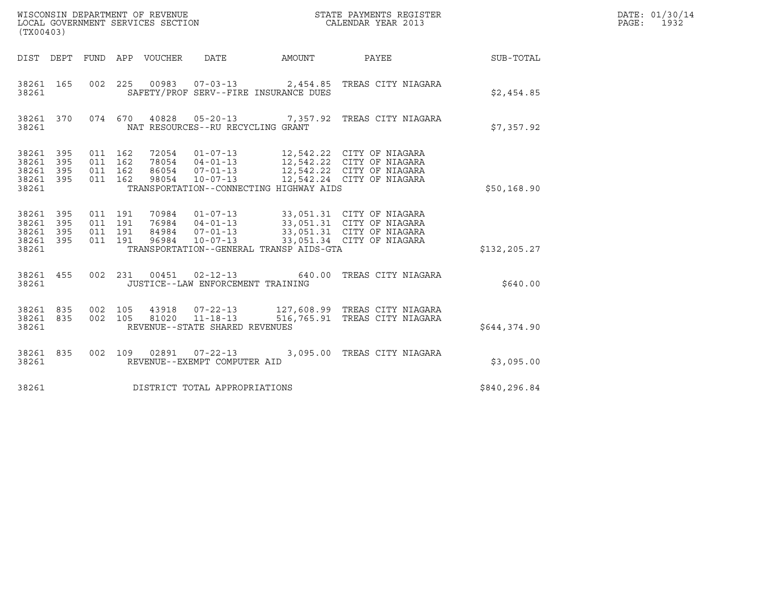WISCONSIN DEPARTMENT OF REVENUE
LOCAL GOVERNMENT SERVICES SECTION
(TX00403)

STATE PAYMENTS REGISTER
CALENDAR YEAR 2013

DATE: 01/30/14
PAGE: 1932

| DIST | DEPT | FUND | APP | VOUCHER | DATE | AMOUNT | PAYEE | SUB-TOTAL |
|---|---|---|---|---|---|---|---|---|
| 38261 | 165 | 002 | 225 | 00983 | 07-03-13 | 2,454.85 | TREAS CITY NIAGARA | |
| 38261 | | | | SAFETY/PROF SERV--FIRE INSURANCE DUES | | | | $2,454.85 |
| 38261 | 370 | 074 | 670 | 40828 | 05-20-13 | 7,357.92 | TREAS CITY NIAGARA | |
| 38261 | | | | NAT RESOURCES--RU RECYCLING GRANT | | | | $7,357.92 |
| 38261 | 395 | 011 | 162 | 72054 | 01-07-13 | 12,542.22 | CITY OF NIAGARA | |
| 38261 | 395 | 011 | 162 | 78054 | 04-01-13 | 12,542.22 | CITY OF NIAGARA | |
| 38261 | 395 | 011 | 162 | 86054 | 07-01-13 | 12,542.22 | CITY OF NIAGARA | |
| 38261 | 395 | 011 | 162 | 98054 | 10-07-13 | 12,542.24 | CITY OF NIAGARA | |
| 38261 | | | | TRANSPORTATION--CONNECTING HIGHWAY AIDS | | | | $50,168.90 |
| 38261 | 395 | 011 | 191 | 70984 | 01-07-13 | 33,051.31 | CITY OF NIAGARA | |
| 38261 | 395 | 011 | 191 | 76984 | 04-01-13 | 33,051.31 | CITY OF NIAGARA | |
| 38261 | 395 | 011 | 191 | 84984 | 07-01-13 | 33,051.31 | CITY OF NIAGARA | |
| 38261 | 395 | 011 | 191 | 96984 | 10-07-13 | 33,051.34 | CITY OF NIAGARA | |
| 38261 | | | | TRANSPORTATION--GENERAL TRANSP AIDS-GTA | | | | $132,205.27 |
| 38261 | 455 | 002 | 231 | 00451 | 02-12-13 | 640.00 | TREAS CITY NIAGARA | |
| 38261 | | | | JUSTICE--LAW ENFORCEMENT TRAINING | | | | $640.00 |
| 38261 | 835 | 002 | 105 | 43918 | 07-22-13 | 127,608.99 | TREAS CITY NIAGARA | |
| 38261 | 835 | 002 | 105 | 81020 | 11-18-13 | 516,765.91 | TREAS CITY NIAGARA | |
| 38261 | | | | REVENUE--STATE SHARED REVENUES | | | | $644,374.90 |
| 38261 | 835 | 002 | 109 | 02891 | 07-22-13 | 3,095.00 | TREAS CITY NIAGARA | |
| 38261 | | | | REVENUE--EXEMPT COMPUTER AID | | | | $3,095.00 |
| 38261 | | | | DISTRICT TOTAL APPROPRIATIONS | | | | $840,296.84 |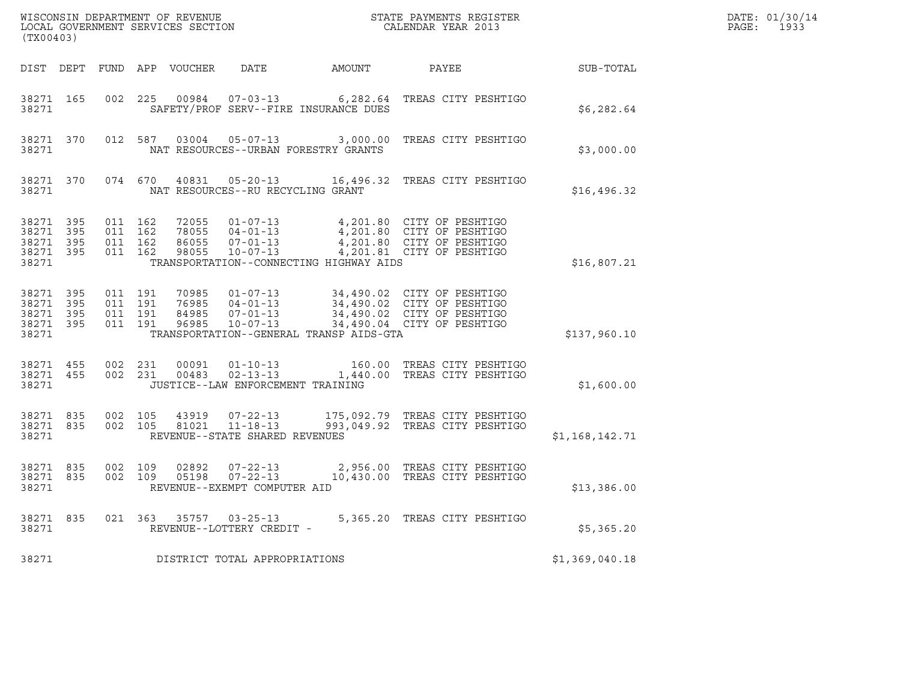WISCONSIN DEPARTMENT OF REVENUE
LOCAL GOVERNMENT SERVICES SECTION
(TX00403)

STATE PAYMENTS REGISTER
CALENDAR YEAR 2013

DATE: 01/30/14
PAGE: 1933

| DIST | DEPT | FUND | APP | VOUCHER | DATE | AMOUNT | PAYEE | SUB-TOTAL |
|---|---|---|---|---|---|---|---|---|
| 38271 | 165 | 002 | 225 | 00984 | 07-03-13 | 6,282.64 | TREAS CITY PESHTIGO | |
| 38271 | | | | SAFETY/PROF SERV--FIRE INSURANCE DUES | | | | $6,282.64 |
| 38271 | 370 | 012 | 587 | 03004 | 05-07-13 | 3,000.00 | TREAS CITY PESHTIGO | |
| 38271 | | | | NAT RESOURCES--URBAN FORESTRY GRANTS | | | | $3,000.00 |
| 38271 | 370 | 074 | 670 | 40831 | 05-20-13 | 16,496.32 | TREAS CITY PESHTIGO | |
| 38271 | | | | NAT RESOURCES--RU RECYCLING GRANT | | | | $16,496.32 |
| 38271 | 395 | 011 | 162 | 72055 | 01-07-13 | 4,201.80 | CITY OF PESHTIGO | |
| 38271 | 395 | 011 | 162 | 78055 | 04-01-13 | 4,201.80 | CITY OF PESHTIGO | |
| 38271 | 395 | 011 | 162 | 86055 | 07-01-13 | 4,201.80 | CITY OF PESHTIGO | |
| 38271 | 395 | 011 | 162 | 98055 | 10-07-13 | 4,201.81 | CITY OF PESHTIGO | |
| 38271 | | | | TRANSPORTATION--CONNECTING HIGHWAY AIDS | | | | $16,807.21 |
| 38271 | 395 | 011 | 191 | 70985 | 01-07-13 | 34,490.02 | CITY OF PESHTIGO | |
| 38271 | 395 | 011 | 191 | 76985 | 04-01-13 | 34,490.02 | CITY OF PESHTIGO | |
| 38271 | 395 | 011 | 191 | 84985 | 07-01-13 | 34,490.02 | CITY OF PESHTIGO | |
| 38271 | 395 | 011 | 191 | 96985 | 10-07-13 | 34,490.04 | CITY OF PESHTIGO | |
| 38271 | | | | TRANSPORTATION--GENERAL TRANSP AIDS-GTA | | | | $137,960.10 |
| 38271 | 455 | 002 | 231 | 00091 | 01-10-13 | 160.00 | TREAS CITY PESHTIGO | |
| 38271 | 455 | 002 | 231 | 00483 | 02-13-13 | 1,440.00 | TREAS CITY PESHTIGO | |
| 38271 | | | | JUSTICE--LAW ENFORCEMENT TRAINING | | | | $1,600.00 |
| 38271 | 835 | 002 | 105 | 43919 | 07-22-13 | 175,092.79 | TREAS CITY PESHTIGO | |
| 38271 | 835 | 002 | 105 | 81021 | 11-18-13 | 993,049.92 | TREAS CITY PESHTIGO | |
| 38271 | | | | REVENUE--STATE SHARED REVENUES | | | | $1,168,142.71 |
| 38271 | 835 | 002 | 109 | 02892 | 07-22-13 | 2,956.00 | TREAS CITY PESHTIGO | |
| 38271 | 835 | 002 | 109 | 05198 | 07-22-13 | 10,430.00 | TREAS CITY PESHTIGO | |
| 38271 | | | | REVENUE--EXEMPT COMPUTER AID | | | | $13,386.00 |
| 38271 | 835 | 021 | 363 | 35757 | 03-25-13 | 5,365.20 | TREAS CITY PESHTIGO | |
| 38271 | | | | REVENUE--LOTTERY CREDIT - | | | | $5,365.20 |
| 38271 | | | | DISTRICT TOTAL APPROPRIATIONS | | | | $1,369,040.18 |